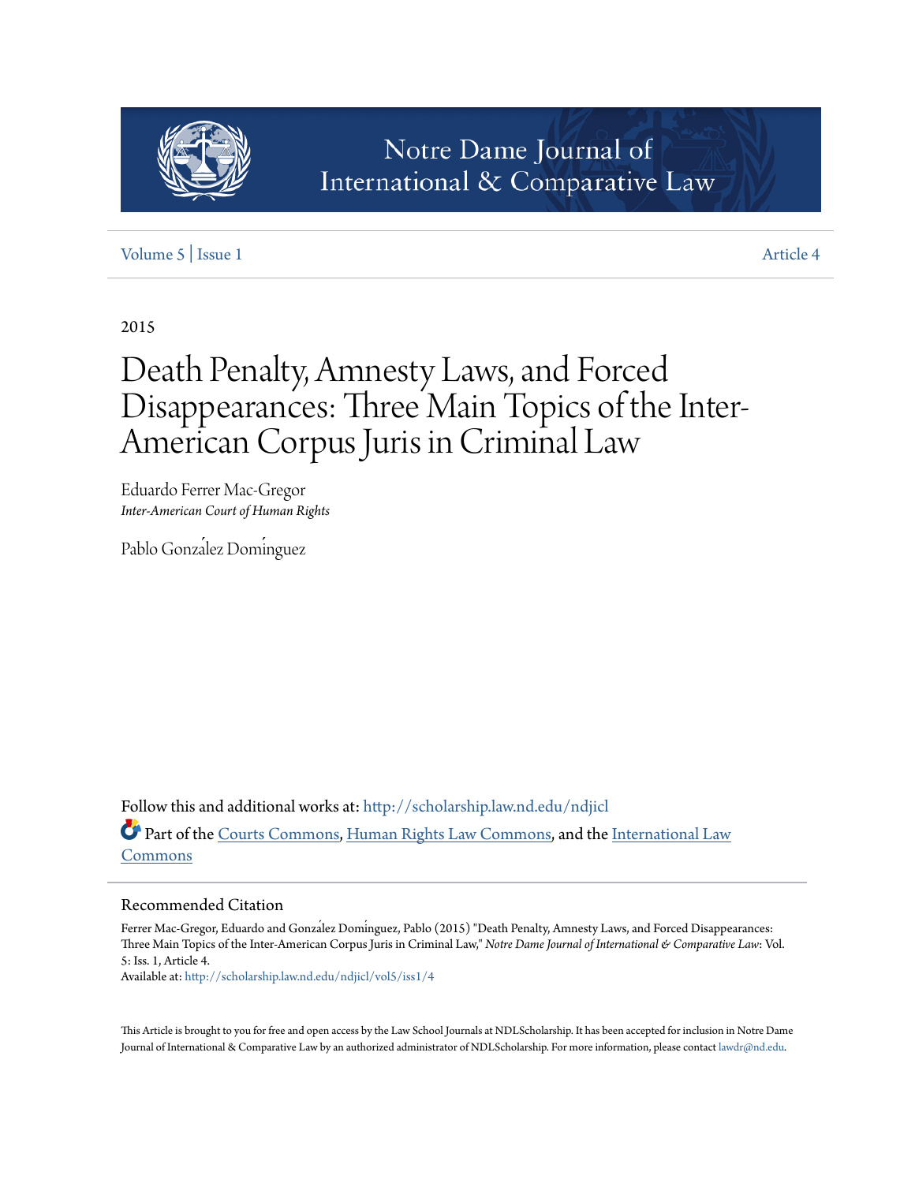Notre Dame Journal of International & Comparative Law

Volume 5 | Issue 1 Article 4

2015

# Death Penalty, Amnesty Laws, and Forced Disappearances: Three Main Topics of the Inter-American Corpus Juris in Criminal Law

Eduardo Ferrer Mac-Gregor
*Inter-American Court of Human Rights*

Pablo González Domínguez

Follow this and additional works at: http://scholarship.law.nd.edu/ndjicl

Part of the Courts Commons, Human Rights Law Commons, and the International Law Commons

## Recommended Citation

Ferrer Mac-Gregor, Eduardo and González Domínguez, Pablo (2015) "Death Penalty, Amnesty Laws, and Forced Disappearances: Three Main Topics of the Inter-American Corpus Juris in Criminal Law," *Notre Dame Journal of International & Comparative Law*: Vol. 5: Iss. 1, Article 4.
Available at: http://scholarship.law.nd.edu/ndjicl/vol5/iss1/4

This Article is brought to you for free and open access by the Law School Journals at NDLScholarship. It has been accepted for inclusion in Notre Dame Journal of International & Comparative Law by an authorized administrator of NDLScholarship. For more information, please contact lawdr@nd.edu.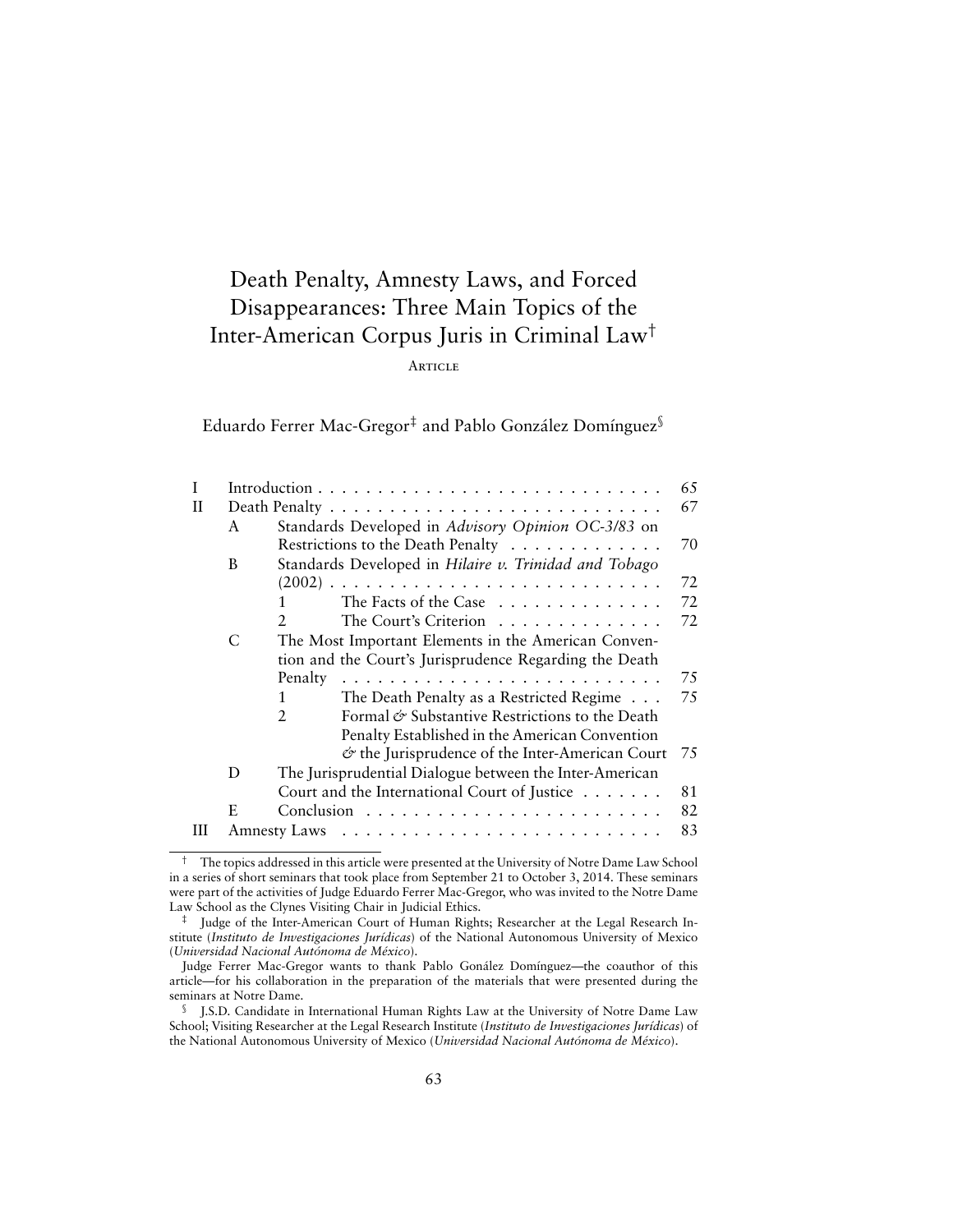# Death Penalty, Amnesty Laws, and Forced Disappearances: Three Main Topics of the Inter-American Corpus Juris in Criminal Law[†]

ARTICLE

Eduardo Ferrer Mac-Gregor[‡] and Pablo González Domínguez[§]

| | | | | |
|---|---|---|---|---|
| I | Introduction | | | 65 |
| II | Death Penalty | | | 67 |
| | A | Standards Developed in *Advisory Opinion OC-3/83* on Restrictions to the Death Penalty | | 70 |
| | B | Standards Developed in *Hilaire v. Trinidad and Tobago* (2002) | | 72 |
| | | 1 | The Facts of the Case | 72 |
| | | 2 | The Court's Criterion | 72 |
| | C | The Most Important Elements in the American Convention and the Court's Jurisprudence Regarding the Death Penalty | | 75 |
| | | 1 | The Death Penalty as a Restricted Regime | 75 |
| | | 2 | Formal & Substantive Restrictions to the Death Penalty Established in the American Convention & the Jurisprudence of the Inter-American Court | 75 |
| | D | The Jurisprudential Dialogue between the Inter-American Court and the International Court of Justice | | 81 |
| | E | Conclusion | | 82 |
| III | Amnesty Laws | | | 83 |

---

† The topics addressed in this article were presented at the University of Notre Dame Law School in a series of short seminars that took place from September 21 to October 3, 2014. These seminars were part of the activities of Judge Eduardo Ferrer Mac-Gregor, who was invited to the Notre Dame Law School as the Clynes Visiting Chair in Judicial Ethics.

‡ Judge of the Inter-American Court of Human Rights; Researcher at the Legal Research Institute (*Instituto de Investigaciones Jurídicas*) of the National Autonomous University of Mexico (*Universidad Nacional Autónoma de México*).

Judge Ferrer Mac-Gregor wants to thank Pablo Gonález Domínguez—the coauthor of this article—for his collaboration in the preparation of the materials that were presented during the seminars at Notre Dame.

§ J.S.D. Candidate in International Human Rights Law at the University of Notre Dame Law School; Visiting Researcher at the Legal Research Institute (*Instituto de Investigaciones Jurídicas*) of the National Autonomous University of Mexico (*Universidad Nacional Autónoma de México*).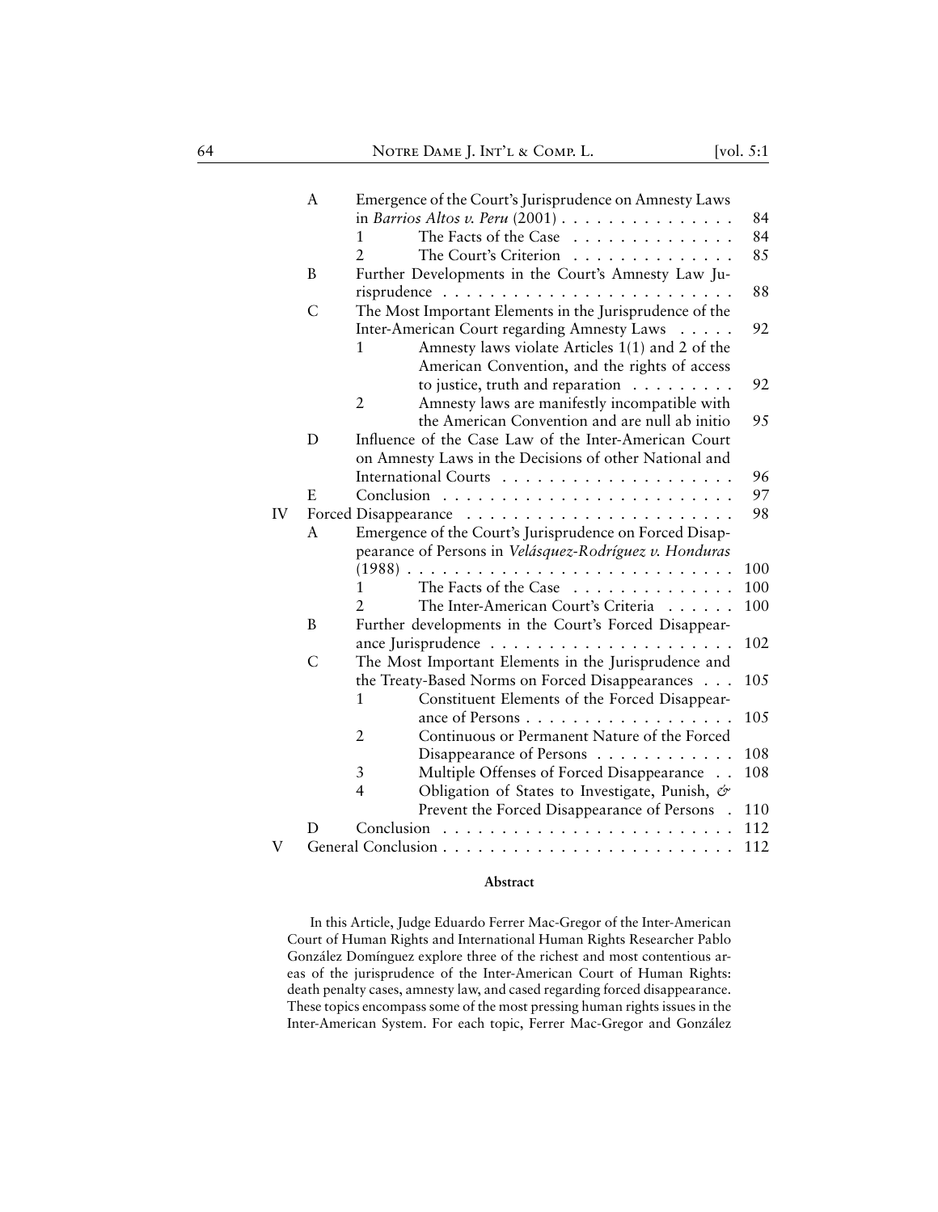| | | | | |
|---|---|---|---|---|
| | A | Emergence of the Court's Jurisprudence on Amnesty Laws in *Barrios Altos v. Peru* (2001) | | 84 |
| | | 1 | The Facts of the Case | 84 |
| | | 2 | The Court's Criterion | 85 |
| | B | Further Developments in the Court's Amnesty Law Jurisprudence | | 88 |
| | C | The Most Important Elements in the Jurisprudence of the Inter-American Court regarding Amnesty Laws | | 92 |
| | | 1 | Amnesty laws violate Articles 1(1) and 2 of the American Convention, and the rights of access to justice, truth and reparation | 92 |
| | | 2 | Amnesty laws are manifestly incompatible with the American Convention and are null ab initio | 95 |
| | D | Influence of the Case Law of the Inter-American Court on Amnesty Laws in the Decisions of other National and International Courts | | 96 |
| | E | Conclusion | | 97 |
| IV | | Forced Disappearance | | 98 |
| | A | Emergence of the Court's Jurisprudence on Forced Disappearance of Persons in *Velásquez-Rodríguez v. Honduras* (1988) | | 100 |
| | | 1 | The Facts of the Case | 100 |
| | | 2 | The Inter-American Court's Criteria | 100 |
| | B | Further developments in the Court's Forced Disappearance Jurisprudence | | 102 |
| | C | The Most Important Elements in the Jurisprudence and the Treaty-Based Norms on Forced Disappearances | | 105 |
| | | 1 | Constituent Elements of the Forced Disappearance of Persons | 105 |
| | | 2 | Continuous or Permanent Nature of the Forced Disappearance of Persons | 108 |
| | | 3 | Multiple Offenses of Forced Disappearance | 108 |
| | | 4 | Obligation of States to Investigate, Punish, & Prevent the Forced Disappearance of Persons | 110 |
| | D | Conclusion | | 112 |
| V | | General Conclusion | | 112 |

**Abstract**

In this Article, Judge Eduardo Ferrer Mac-Gregor of the Inter-American Court of Human Rights and International Human Rights Researcher Pablo González Domínguez explore three of the richest and most contentious areas of the jurisprudence of the Inter-American Court of Human Rights: death penalty cases, amnesty law, and cased regarding forced disappearance. These topics encompass some of the most pressing human rights issues in the Inter-American System. For each topic, Ferrer Mac-Gregor and González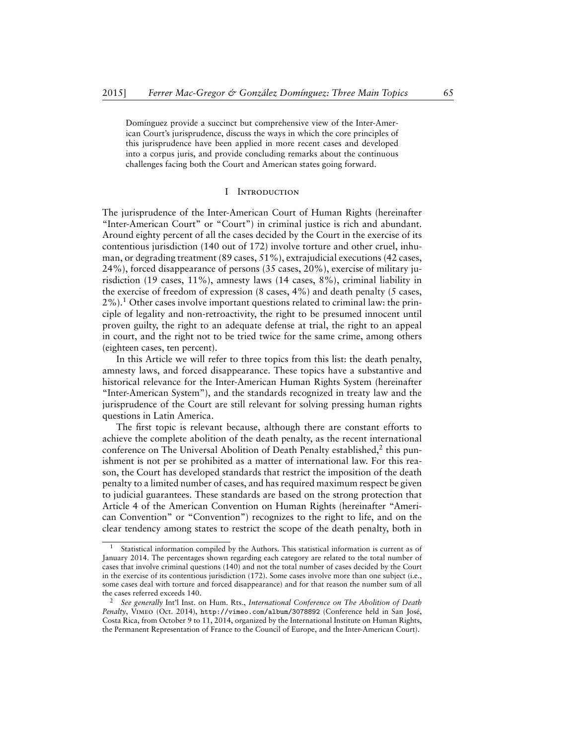Domínguez provide a succinct but comprehensive view of the Inter-American Court's jurisprudence, discuss the ways in which the core principles of this jurisprudence have been applied in more recent cases and developed into a corpus juris, and provide concluding remarks about the continuous challenges facing both the Court and American states going forward.

## I Introduction

The jurisprudence of the Inter-American Court of Human Rights (hereinafter "Inter-American Court" or "Court") in criminal justice is rich and abundant. Around eighty percent of all the cases decided by the Court in the exercise of its contentious jurisdiction (140 out of 172) involve torture and other cruel, inhuman, or degrading treatment (89 cases, 51%), extrajudicial executions (42 cases, 24%), forced disappearance of persons (35 cases, 20%), exercise of military jurisdiction (19 cases, 11%), amnesty laws (14 cases, 8%), criminal liability in the exercise of freedom of expression (8 cases, 4%) and death penalty (5 cases, 2%).[1] Other cases involve important questions related to criminal law: the principle of legality and non-retroactivity, the right to be presumed innocent until proven guilty, the right to an adequate defense at trial, the right to an appeal in court, and the right not to be tried twice for the same crime, among others (eighteen cases, ten percent).

In this Article we will refer to three topics from this list: the death penalty, amnesty laws, and forced disappearance. These topics have a substantive and historical relevance for the Inter-American Human Rights System (hereinafter "Inter-American System"), and the standards recognized in treaty law and the jurisprudence of the Court are still relevant for solving pressing human rights questions in Latin America.

The first topic is relevant because, although there are constant efforts to achieve the complete abolition of the death penalty, as the recent international conference on The Universal Abolition of Death Penalty established,[2] this punishment is not per se prohibited as a matter of international law. For this reason, the Court has developed standards that restrict the imposition of the death penalty to a limited number of cases, and has required maximum respect be given to judicial guarantees. These standards are based on the strong protection that Article 4 of the American Convention on Human Rights (hereinafter "American Convention" or "Convention") recognizes to the right to life, and on the clear tendency among states to restrict the scope of the death penalty, both in

---

[1] Statistical information compiled by the Authors. This statistical information is current as of January 2014. The percentages shown regarding each category are related to the total number of cases that involve criminal questions (140) and not the total number of cases decided by the Court in the exercise of its contentious jurisdiction (172). Some cases involve more than one subject (i.e., some cases deal with torture and forced disappearance) and for that reason the number sum of all the cases referred exceeds 140.

[2] *See generally* Int'l Inst. on Hum. Rts., *International Conference on The Abolition of Death Penalty*, Vimeo (Oct. 2014), http://vimeo.com/album/3078892 (Conference held in San José, Costa Rica, from October 9 to 11, 2014, organized by the International Institute on Human Rights, the Permanent Representation of France to the Council of Europe, and the Inter-American Court).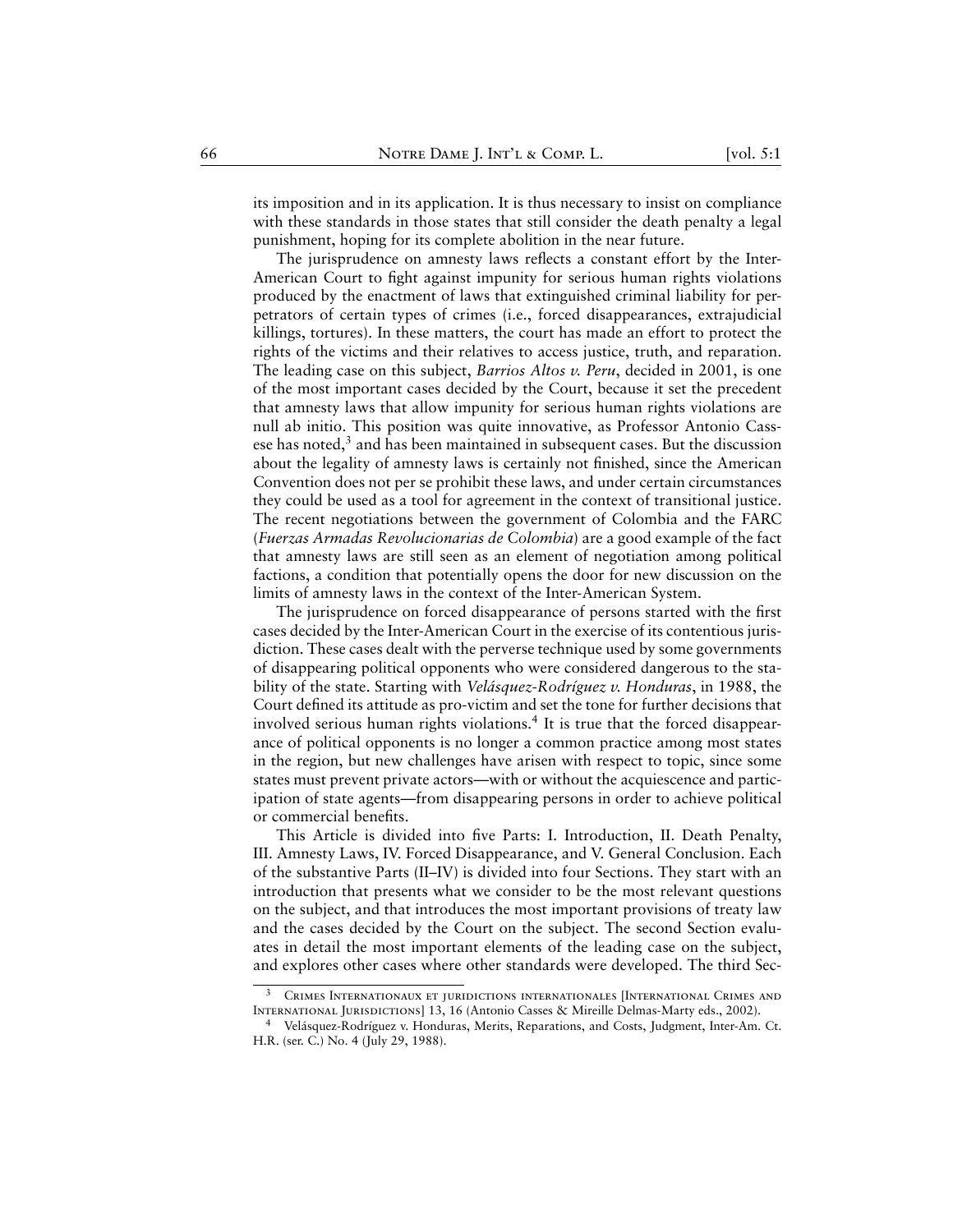its imposition and in its application. It is thus necessary to insist on compliance with these standards in those states that still consider the death penalty a legal punishment, hoping for its complete abolition in the near future.

The jurisprudence on amnesty laws reflects a constant effort by the Inter-American Court to fight against impunity for serious human rights violations produced by the enactment of laws that extinguished criminal liability for perpetrators of certain types of crimes (i.e., forced disappearances, extrajudicial killings, tortures). In these matters, the court has made an effort to protect the rights of the victims and their relatives to access justice, truth, and reparation. The leading case on this subject, *Barrios Altos v. Peru*, decided in 2001, is one of the most important cases decided by the Court, because it set the precedent that amnesty laws that allow impunity for serious human rights violations are null ab initio. This position was quite innovative, as Professor Antonio Cassese has noted,[3] and has been maintained in subsequent cases. But the discussion about the legality of amnesty laws is certainly not finished, since the American Convention does not per se prohibit these laws, and under certain circumstances they could be used as a tool for agreement in the context of transitional justice. The recent negotiations between the government of Colombia and the FARC (*Fuerzas Armadas Revolucionarias de Colombia*) are a good example of the fact that amnesty laws are still seen as an element of negotiation among political factions, a condition that potentially opens the door for new discussion on the limits of amnesty laws in the context of the Inter-American System.

The jurisprudence on forced disappearance of persons started with the first cases decided by the Inter-American Court in the exercise of its contentious jurisdiction. These cases dealt with the perverse technique used by some governments of disappearing political opponents who were considered dangerous to the stability of the state. Starting with *Velásquez-Rodríguez v. Honduras*, in 1988, the Court defined its attitude as pro-victim and set the tone for further decisions that involved serious human rights violations.[4] It is true that the forced disappearance of political opponents is no longer a common practice among most states in the region, but new challenges have arisen with respect to topic, since some states must prevent private actors—with or without the acquiescence and participation of state agents—from disappearing persons in order to achieve political or commercial benefits.

This Article is divided into five Parts: I. Introduction, II. Death Penalty, III. Amnesty Laws, IV. Forced Disappearance, and V. General Conclusion. Each of the substantive Parts (II–IV) is divided into four Sections. They start with an introduction that presents what we consider to be the most relevant questions on the subject, and that introduces the most important provisions of treaty law and the cases decided by the Court on the subject. The second Section evaluates in detail the most important elements of the leading case on the subject, and explores other cases where other standards were developed. The third Sec-

[3] Crimes Internationaux et juridictions internationales [International Crimes and International Jurisdictions] 13, 16 (Antonio Casses & Mireille Delmas-Marty eds., 2002).

[4] Velásquez-Rodríguez v. Honduras, Merits, Reparations, and Costs, Judgment, Inter-Am. Ct. H.R. (ser. C.) No. 4 (July 29, 1988).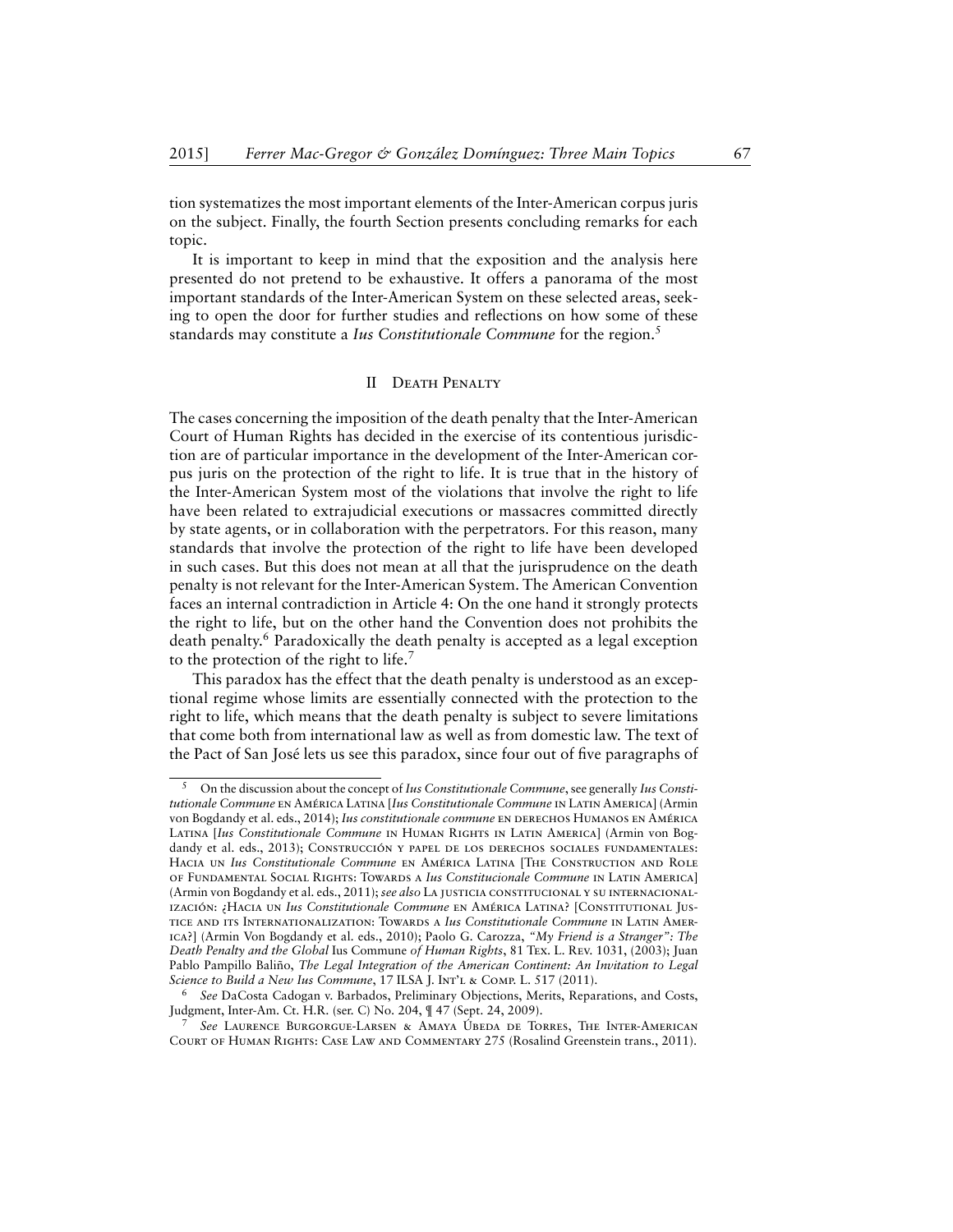tion systematizes the most important elements of the Inter-American corpus juris on the subject. Finally, the fourth Section presents concluding remarks for each topic.

It is important to keep in mind that the exposition and the analysis here presented do not pretend to be exhaustive. It offers a panorama of the most important standards of the Inter-American System on these selected areas, seeking to open the door for further studies and reflections on how some of these standards may constitute a *Ius Constitutionale Commune* for the region.[5]

## II Death Penalty

The cases concerning the imposition of the death penalty that the Inter-American Court of Human Rights has decided in the exercise of its contentious jurisdiction are of particular importance in the development of the Inter-American corpus juris on the protection of the right to life. It is true that in the history of the Inter-American System most of the violations that involve the right to life have been related to extrajudicial executions or massacres committed directly by state agents, or in collaboration with the perpetrators. For this reason, many standards that involve the protection of the right to life have been developed in such cases. But this does not mean at all that the jurisprudence on the death penalty is not relevant for the Inter-American System. The American Convention faces an internal contradiction in Article 4: On the one hand it strongly protects the right to life, but on the other hand the Convention does not prohibits the death penalty.[6] Paradoxically the death penalty is accepted as a legal exception to the protection of the right to life.[7]

This paradox has the effect that the death penalty is understood as an exceptional regime whose limits are essentially connected with the protection to the right to life, which means that the death penalty is subject to severe limitations that come both from international law as well as from domestic law. The text of the Pact of San José lets us see this paradox, since four out of five paragraphs of

---

[5] On the discussion about the concept of *Ius Constitutionale Commune*, see generally *Ius Constitutionale Commune* en América Latina [*Ius Constitutionale Commune* in Latin America] (Armin von Bogdandy et al. eds., 2014); *Ius constitutionale commune* en derechos Humanos en América Latina [*Ius Constitutionale Commune* in Human Rights in Latin America] (Armin von Bogdandy et al. eds., 2013); Construcción y papel de los derechos sociales fundamentales: Hacia un *Ius Constitutionale Commune* en América Latina [The Construction and Role of Fundamental Social Rights: Towards a *Ius Constitucionale Commune* in Latin America] (Armin von Bogdandy et al. eds., 2011); *see also* La justicia constitucional y su internacionalización: ¿Hacia un *Ius Constitutionale Commune* en América Latina? [Constitutional Justice and its Internationalization: Towards a *Ius Constitutionale Commune* in Latin America?] (Armin Von Bogdandy et al. eds., 2010); Paolo G. Carozza, *"My Friend is a Stranger": The Death Penalty and the Global* Ius Commune *of Human Rights*, 81 Tex. L. Rev. 1031, (2003); Juan Pablo Pampillo Baliño, *The Legal Integration of the American Continent: An Invitation to Legal Science to Build a New Ius Commune*, 17 ILSA J. Int'l & Comp. L. 517 (2011).

[6] *See* DaCosta Cadogan v. Barbados, Preliminary Objections, Merits, Reparations, and Costs, Judgment, Inter-Am. Ct. H.R. (ser. C) No. 204, ¶ 47 (Sept. 24, 2009).

[7] *See* Laurence Burgorgue-Larsen & Amaya Úbeda de Torres, The Inter-American Court of Human Rights: Case Law and Commentary 275 (Rosalind Greenstein trans., 2011).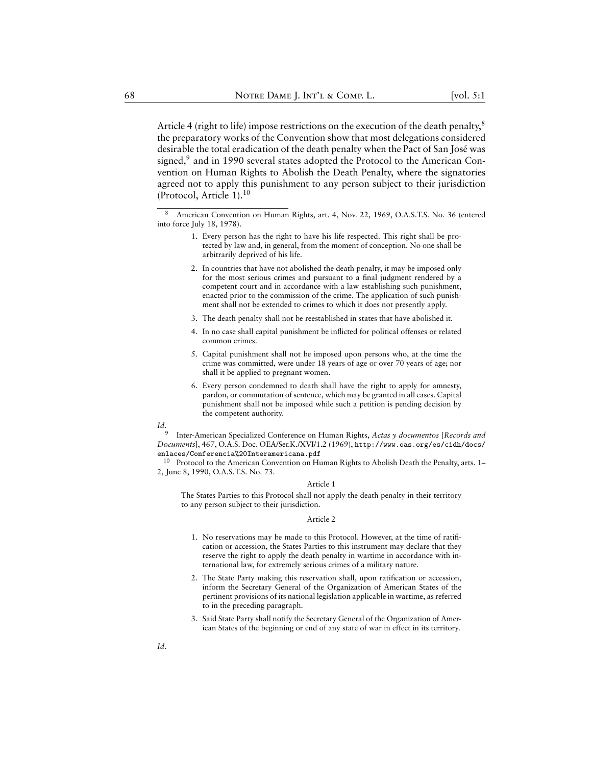Article 4 (right to life) impose restrictions on the execution of the death penalty,[8] the preparatory works of the Convention show that most delegations considered desirable the total eradication of the death penalty when the Pact of San José was signed,[9] and in 1990 several states adopted the Protocol to the American Convention on Human Rights to Abolish the Death Penalty, where the signatories agreed not to apply this punishment to any person subject to their jurisdiction (Protocol, Article 1).[10]

---

[8] American Convention on Human Rights, art. 4, Nov. 22, 1969, O.A.S.T.S. No. 36 (entered into force July 18, 1978).

> 1. Every person has the right to have his life respected. This right shall be protected by law and, in general, from the moment of conception. No one shall be arbitrarily deprived of his life.
> 2. In countries that have not abolished the death penalty, it may be imposed only for the most serious crimes and pursuant to a final judgment rendered by a competent court and in accordance with a law establishing such punishment, enacted prior to the commission of the crime. The application of such punishment shall not be extended to crimes to which it does not presently apply.
> 3. The death penalty shall not be reestablished in states that have abolished it.
> 4. In no case shall capital punishment be inflicted for political offenses or related common crimes.
> 5. Capital punishment shall not be imposed upon persons who, at the time the crime was committed, were under 18 years of age or over 70 years of age; nor shall it be applied to pregnant women.
> 6. Every person condemned to death shall have the right to apply for amnesty, pardon, or commutation of sentence, which may be granted in all cases. Capital punishment shall not be imposed while such a petition is pending decision by the competent authority.

*Id.*

[9] Inter-American Specialized Conference on Human Rights, *Actas y documentos* [*Records and Documents*], 467, O.A.S. Doc. OEA/Ser.K./XVI/1.2 (1969), `http://www.oas.org/es/cidh/docs/enlaces/Conferencia%20Interamericana.pdf`

[10] Protocol to the American Convention on Human Rights to Abolish Death the Penalty, arts. 1–2, June 8, 1990, O.A.S.T.S. No. 73.

> Article 1
>
> The States Parties to this Protocol shall not apply the death penalty in their territory to any person subject to their jurisdiction.
>
> Article 2
>
> 1. No reservations may be made to this Protocol. However, at the time of ratification or accession, the States Parties to this instrument may declare that they reserve the right to apply the death penalty in wartime in accordance with international law, for extremely serious crimes of a military nature.
> 2. The State Party making this reservation shall, upon ratification or accession, inform the Secretary General of the Organization of American States of the pertinent provisions of its national legislation applicable in wartime, as referred to in the preceding paragraph.
> 3. Said State Party shall notify the Secretary General of the Organization of American States of the beginning or end of any state of war in effect in its territory.

*Id.*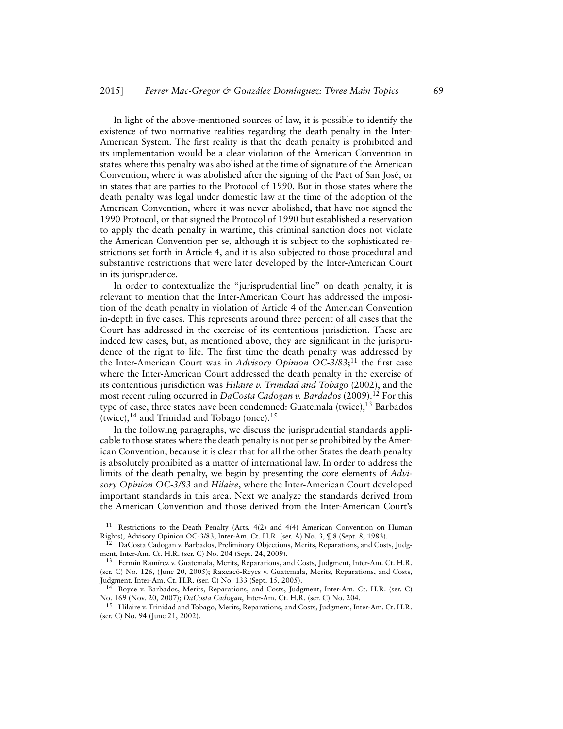In light of the above-mentioned sources of law, it is possible to identify the existence of two normative realities regarding the death penalty in the Inter-American System. The first reality is that the death penalty is prohibited and its implementation would be a clear violation of the American Convention in states where this penalty was abolished at the time of signature of the American Convention, where it was abolished after the signing of the Pact of San José, or in states that are parties to the Protocol of 1990. But in those states where the death penalty was legal under domestic law at the time of the adoption of the American Convention, where it was never abolished, that have not signed the 1990 Protocol, or that signed the Protocol of 1990 but established a reservation to apply the death penalty in wartime, this criminal sanction does not violate the American Convention per se, although it is subject to the sophisticated restrictions set forth in Article 4, and it is also subjected to those procedural and substantive restrictions that were later developed by the Inter-American Court in its jurisprudence.

In order to contextualize the "jurisprudential line" on death penalty, it is relevant to mention that the Inter-American Court has addressed the imposition of the death penalty in violation of Article 4 of the American Convention in-depth in five cases. This represents around three percent of all cases that the Court has addressed in the exercise of its contentious jurisdiction. These are indeed few cases, but, as mentioned above, they are significant in the jurisprudence of the right to life. The first time the death penalty was addressed by the Inter-American Court was in *Advisory Opinion OC-3/83*;[11] the first case where the Inter-American Court addressed the death penalty in the exercise of its contentious jurisdiction was *Hilaire v. Trinidad and Tobago* (2002), and the most recent ruling occurred in *DaCosta Cadogan v. Bardados* (2009).[12] For this type of case, three states have been condemned: Guatemala (twice),[13] Barbados (twice),[14] and Trinidad and Tobago (once).[15]

In the following paragraphs, we discuss the jurisprudential standards applicable to those states where the death penalty is not per se prohibited by the American Convention, because it is clear that for all the other States the death penalty is absolutely prohibited as a matter of international law. In order to address the limits of the death penalty, we begin by presenting the core elements of *Advisory Opinion OC-3/83* and *Hilaire*, where the Inter-American Court developed important standards in this area. Next we analyze the standards derived from the American Convention and those derived from the Inter-American Court's

---

[11] Restrictions to the Death Penalty (Arts. 4(2) and 4(4) American Convention on Human Rights), Advisory Opinion OC-3/83, Inter-Am. Ct. H.R. (ser. A) No. 3, ¶ 8 (Sept. 8, 1983).

[12] DaCosta Cadogan v. Barbados, Preliminary Objections, Merits, Reparations, and Costs, Judgment, Inter-Am. Ct. H.R. (ser. C) No. 204 (Sept. 24, 2009).

[13] Fermín Ramírez v. Guatemala, Merits, Reparations, and Costs, Judgment, Inter-Am. Ct. H.R. (ser. C) No. 126, (June 20, 2005); Raxcacó-Reyes v. Guatemala, Merits, Reparations, and Costs, Judgment, Inter-Am. Ct. H.R. (ser. C) No. 133 (Sept. 15, 2005).

[14] Boyce v. Barbados, Merits, Reparations, and Costs, Judgment, Inter-Am. Ct. H.R. (ser. C) No. 169 (Nov. 20, 2007); *DaCosta Cadogan*, Inter-Am. Ct. H.R. (ser. C) No. 204.

[15] Hilaire v. Trinidad and Tobago, Merits, Reparations, and Costs, Judgment, Inter-Am. Ct. H.R. (ser. C) No. 94 (June 21, 2002).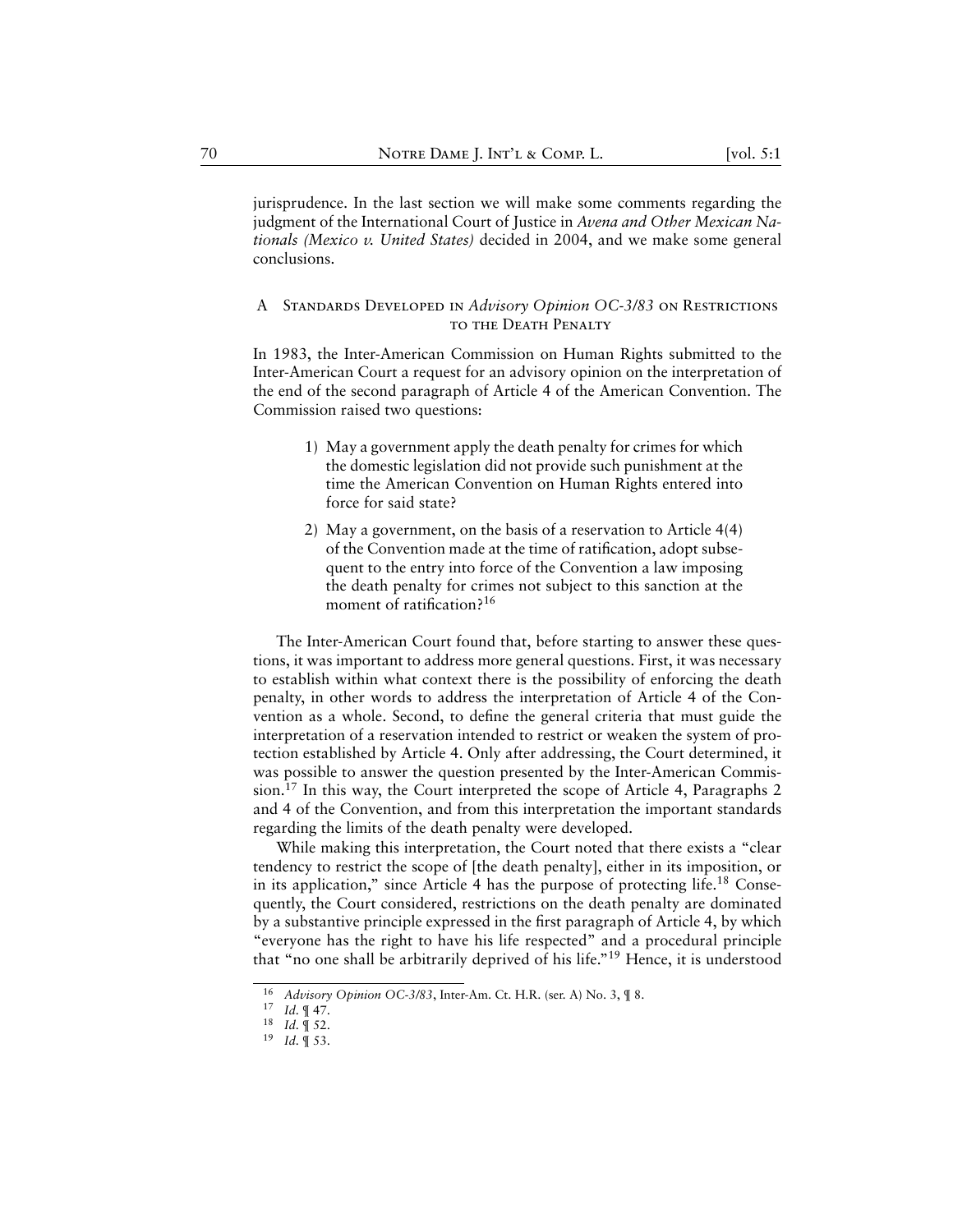jurisprudence. In the last section we will make some comments regarding the judgment of the International Court of Justice in *Avena and Other Mexican Nationals (Mexico v. United States)* decided in 2004, and we make some general conclusions.

## A Standards Developed in *Advisory Opinion OC-3/83* on Restrictions to the Death Penalty

In 1983, the Inter-American Commission on Human Rights submitted to the Inter-American Court a request for an advisory opinion on the interpretation of the end of the second paragraph of Article 4 of the American Convention. The Commission raised two questions:

> 1) May a government apply the death penalty for crimes for which the domestic legislation did not provide such punishment at the time the American Convention on Human Rights entered into force for said state?
>
> 2) May a government, on the basis of a reservation to Article 4(4) of the Convention made at the time of ratification, adopt subsequent to the entry into force of the Convention a law imposing the death penalty for crimes not subject to this sanction at the moment of ratification?[16]

The Inter-American Court found that, before starting to answer these questions, it was important to address more general questions. First, it was necessary to establish within what context there is the possibility of enforcing the death penalty, in other words to address the interpretation of Article 4 of the Convention as a whole. Second, to define the general criteria that must guide the interpretation of a reservation intended to restrict or weaken the system of protection established by Article 4. Only after addressing, the Court determined, it was possible to answer the question presented by the Inter-American Commission.[17] In this way, the Court interpreted the scope of Article 4, Paragraphs 2 and 4 of the Convention, and from this interpretation the important standards regarding the limits of the death penalty were developed.

While making this interpretation, the Court noted that there exists a "clear tendency to restrict the scope of [the death penalty], either in its imposition, or in its application," since Article 4 has the purpose of protecting life.[18] Consequently, the Court considered, restrictions on the death penalty are dominated by a substantive principle expressed in the first paragraph of Article 4, by which "everyone has the right to have his life respected" and a procedural principle that "no one shall be arbitrarily deprived of his life."[19] Hence, it is understood

---

[16] *Advisory Opinion OC-3/83*, Inter-Am. Ct. H.R. (ser. A) No. 3, ¶ 8.

[17] *Id.* ¶ 47.

[18] *Id.* ¶ 52.

[19] *Id.* ¶ 53.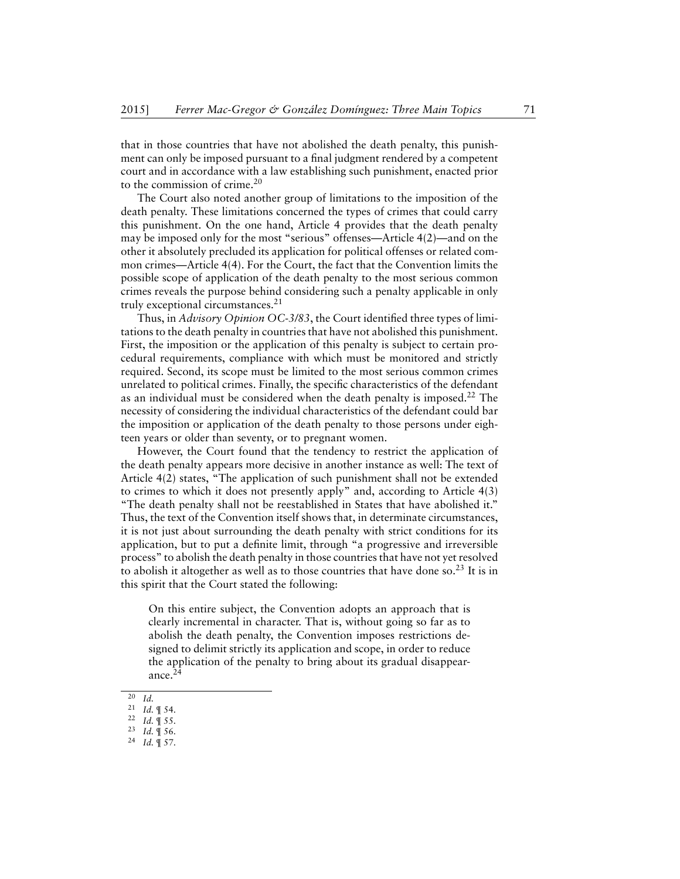that in those countries that have not abolished the death penalty, this punishment can only be imposed pursuant to a final judgment rendered by a competent court and in accordance with a law establishing such punishment, enacted prior to the commission of crime.[20]

The Court also noted another group of limitations to the imposition of the death penalty. These limitations concerned the types of crimes that could carry this punishment. On the one hand, Article 4 provides that the death penalty may be imposed only for the most "serious" offenses—Article 4(2)—and on the other it absolutely precluded its application for political offenses or related common crimes—Article 4(4). For the Court, the fact that the Convention limits the possible scope of application of the death penalty to the most serious common crimes reveals the purpose behind considering such a penalty applicable in only truly exceptional circumstances.[21]

Thus, in *Advisory Opinion OC-3/83*, the Court identified three types of limitations to the death penalty in countries that have not abolished this punishment. First, the imposition or the application of this penalty is subject to certain procedural requirements, compliance with which must be monitored and strictly required. Second, its scope must be limited to the most serious common crimes unrelated to political crimes. Finally, the specific characteristics of the defendant as an individual must be considered when the death penalty is imposed.[22] The necessity of considering the individual characteristics of the defendant could bar the imposition or application of the death penalty to those persons under eighteen years or older than seventy, or to pregnant women.

However, the Court found that the tendency to restrict the application of the death penalty appears more decisive in another instance as well: The text of Article 4(2) states, "The application of such punishment shall not be extended to crimes to which it does not presently apply" and, according to Article 4(3) "The death penalty shall not be reestablished in States that have abolished it." Thus, the text of the Convention itself shows that, in determinate circumstances, it is not just about surrounding the death penalty with strict conditions for its application, but to put a definite limit, through "a progressive and irreversible process" to abolish the death penalty in those countries that have not yet resolved to abolish it altogether as well as to those countries that have done so.[23] It is in this spirit that the Court stated the following:

> On this entire subject, the Convention adopts an approach that is clearly incremental in character. That is, without going so far as to abolish the death penalty, the Convention imposes restrictions designed to delimit strictly its application and scope, in order to reduce the application of the penalty to bring about its gradual disappearance.[24]

---

[20] *Id.*

[21] *Id.* ¶ 54.

[22] *Id.* ¶ 55.

[23] *Id.* ¶ 56.

[24] *Id.* ¶ 57.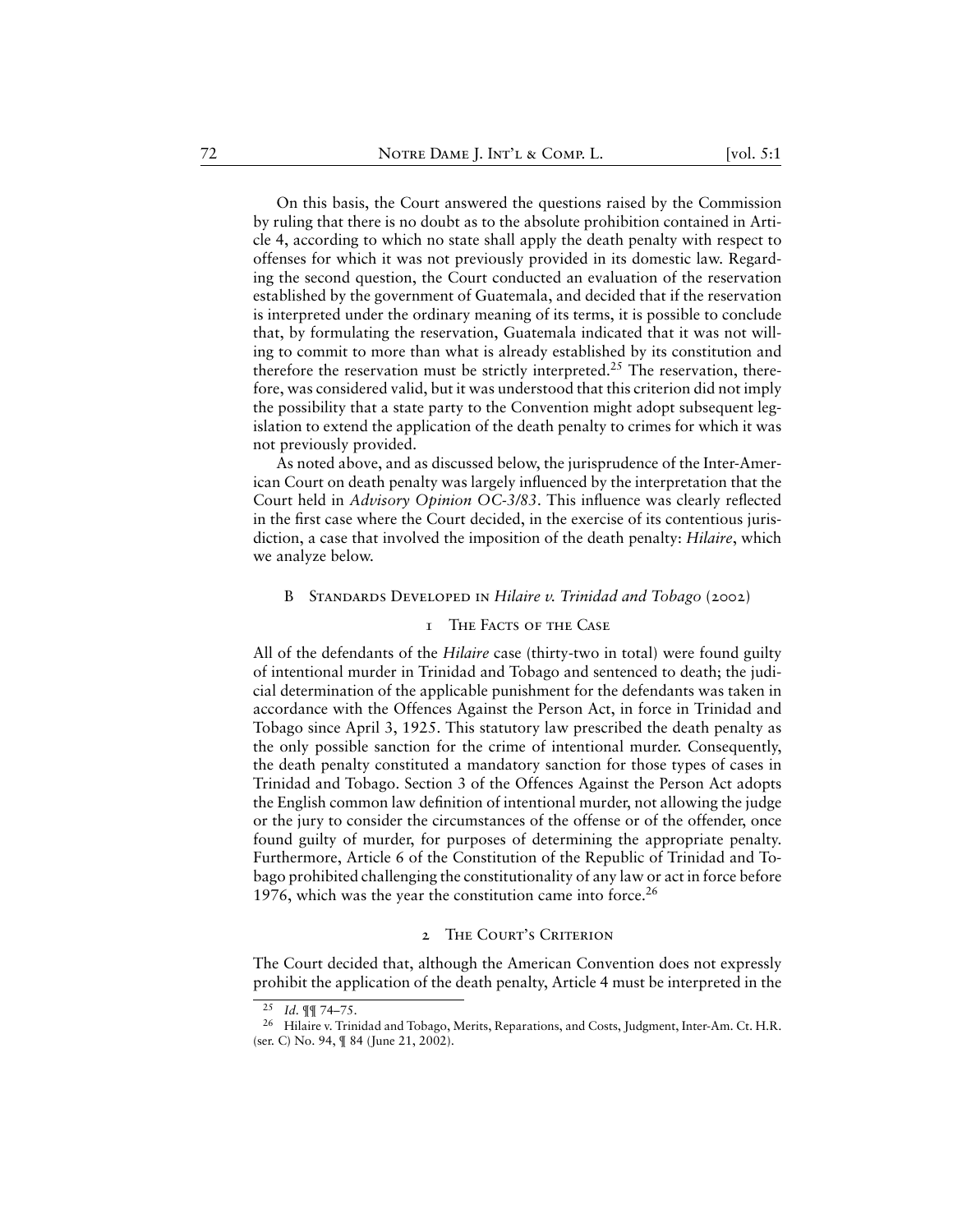On this basis, the Court answered the questions raised by the Commission by ruling that there is no doubt as to the absolute prohibition contained in Article 4, according to which no state shall apply the death penalty with respect to offenses for which it was not previously provided in its domestic law. Regarding the second question, the Court conducted an evaluation of the reservation established by the government of Guatemala, and decided that if the reservation is interpreted under the ordinary meaning of its terms, it is possible to conclude that, by formulating the reservation, Guatemala indicated that it was not willing to commit to more than what is already established by its constitution and therefore the reservation must be strictly interpreted.[25] The reservation, therefore, was considered valid, but it was understood that this criterion did not imply the possibility that a state party to the Convention might adopt subsequent legislation to extend the application of the death penalty to crimes for which it was not previously provided.

As noted above, and as discussed below, the jurisprudence of the Inter-American Court on death penalty was largely influenced by the interpretation that the Court held in *Advisory Opinion OC-3/83*. This influence was clearly reflected in the first case where the Court decided, in the exercise of its contentious jurisdiction, a case that involved the imposition of the death penalty: *Hilaire*, which we analyze below.

## B Standards Developed in *Hilaire v. Trinidad and Tobago* (2002)

### 1 The Facts of the Case

All of the defendants of the *Hilaire* case (thirty-two in total) were found guilty of intentional murder in Trinidad and Tobago and sentenced to death; the judicial determination of the applicable punishment for the defendants was taken in accordance with the Offences Against the Person Act, in force in Trinidad and Tobago since April 3, 1925. This statutory law prescribed the death penalty as the only possible sanction for the crime of intentional murder. Consequently, the death penalty constituted a mandatory sanction for those types of cases in Trinidad and Tobago. Section 3 of the Offences Against the Person Act adopts the English common law definition of intentional murder, not allowing the judge or the jury to consider the circumstances of the offense or of the offender, once found guilty of murder, for purposes of determining the appropriate penalty. Furthermore, Article 6 of the Constitution of the Republic of Trinidad and Tobago prohibited challenging the constitutionality of any law or act in force before 1976, which was the year the constitution came into force.[26]

### 2 The Court's Criterion

The Court decided that, although the American Convention does not expressly prohibit the application of the death penalty, Article 4 must be interpreted in the

[25] *Id.* ¶¶ 74–75.

[26] Hilaire v. Trinidad and Tobago, Merits, Reparations, and Costs, Judgment, Inter-Am. Ct. H.R. (ser. C) No. 94, ¶ 84 (June 21, 2002).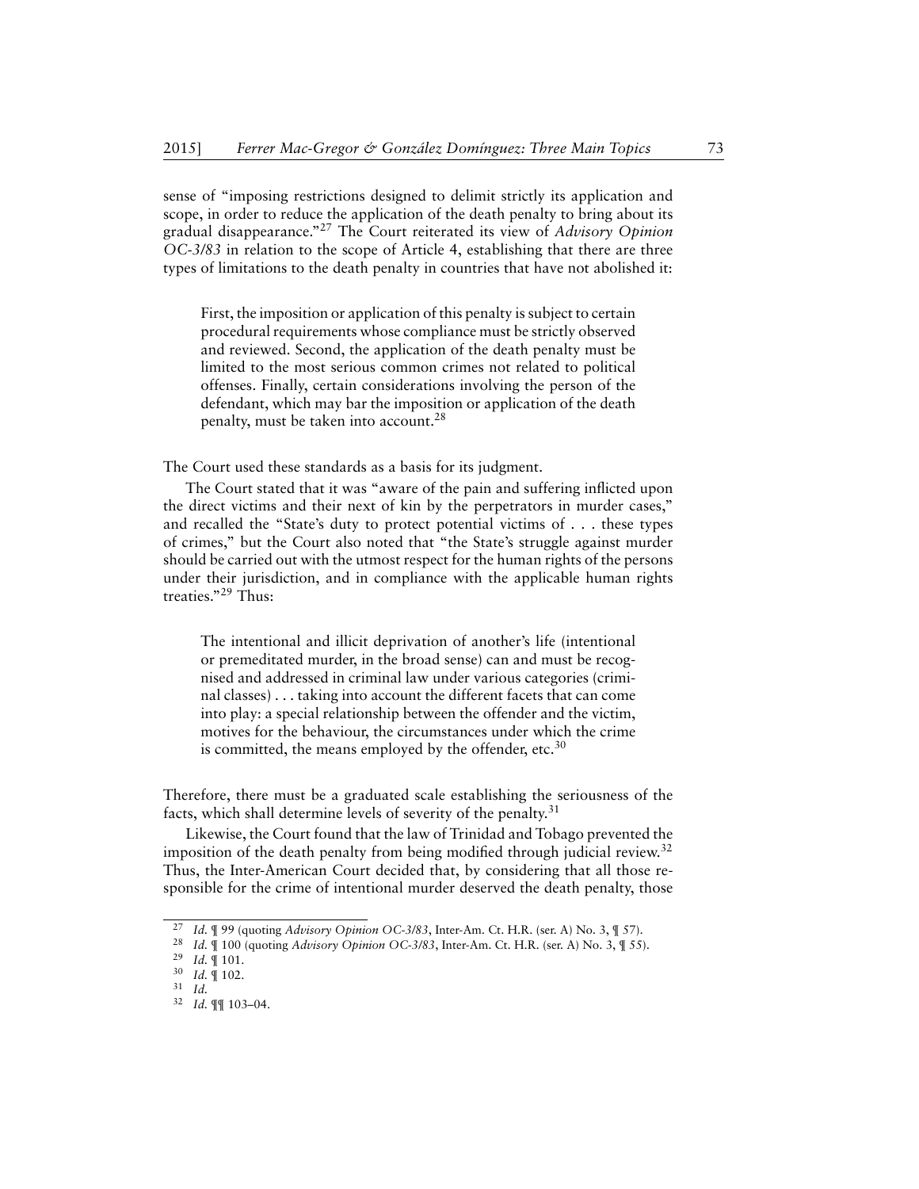sense of "imposing restrictions designed to delimit strictly its application and scope, in order to reduce the application of the death penalty to bring about its gradual disappearance."[27] The Court reiterated its view of *Advisory Opinion OC-3/83* in relation to the scope of Article 4, establishing that there are three types of limitations to the death penalty in countries that have not abolished it:

> First, the imposition or application of this penalty is subject to certain procedural requirements whose compliance must be strictly observed and reviewed. Second, the application of the death penalty must be limited to the most serious common crimes not related to political offenses. Finally, certain considerations involving the person of the defendant, which may bar the imposition or application of the death penalty, must be taken into account.[28]

The Court used these standards as a basis for its judgment.

The Court stated that it was "aware of the pain and suffering inflicted upon the direct victims and their next of kin by the perpetrators in murder cases," and recalled the "State's duty to protect potential victims of . . . these types of crimes," but the Court also noted that "the State's struggle against murder should be carried out with the utmost respect for the human rights of the persons under their jurisdiction, and in compliance with the applicable human rights treaties."[29] Thus:

> The intentional and illicit deprivation of another's life (intentional or premeditated murder, in the broad sense) can and must be recognised and addressed in criminal law under various categories (criminal classes) . . . taking into account the different facets that can come into play: a special relationship between the offender and the victim, motives for the behaviour, the circumstances under which the crime is committed, the means employed by the offender, etc.[30]

Therefore, there must be a graduated scale establishing the seriousness of the facts, which shall determine levels of severity of the penalty.[31]

Likewise, the Court found that the law of Trinidad and Tobago prevented the imposition of the death penalty from being modified through judicial review.[32] Thus, the Inter-American Court decided that, by considering that all those responsible for the crime of intentional murder deserved the death penalty, those

---

[27] *Id.* ¶ 99 (quoting *Advisory Opinion OC-3/83*, Inter-Am. Ct. H.R. (ser. A) No. 3, ¶ 57).

[28] *Id.* ¶ 100 (quoting *Advisory Opinion OC-3/83*, Inter-Am. Ct. H.R. (ser. A) No. 3, ¶ 55).

[29] *Id.* ¶ 101.

[30] *Id.* ¶ 102.

[31] *Id.*

[32] *Id.* ¶¶ 103–04.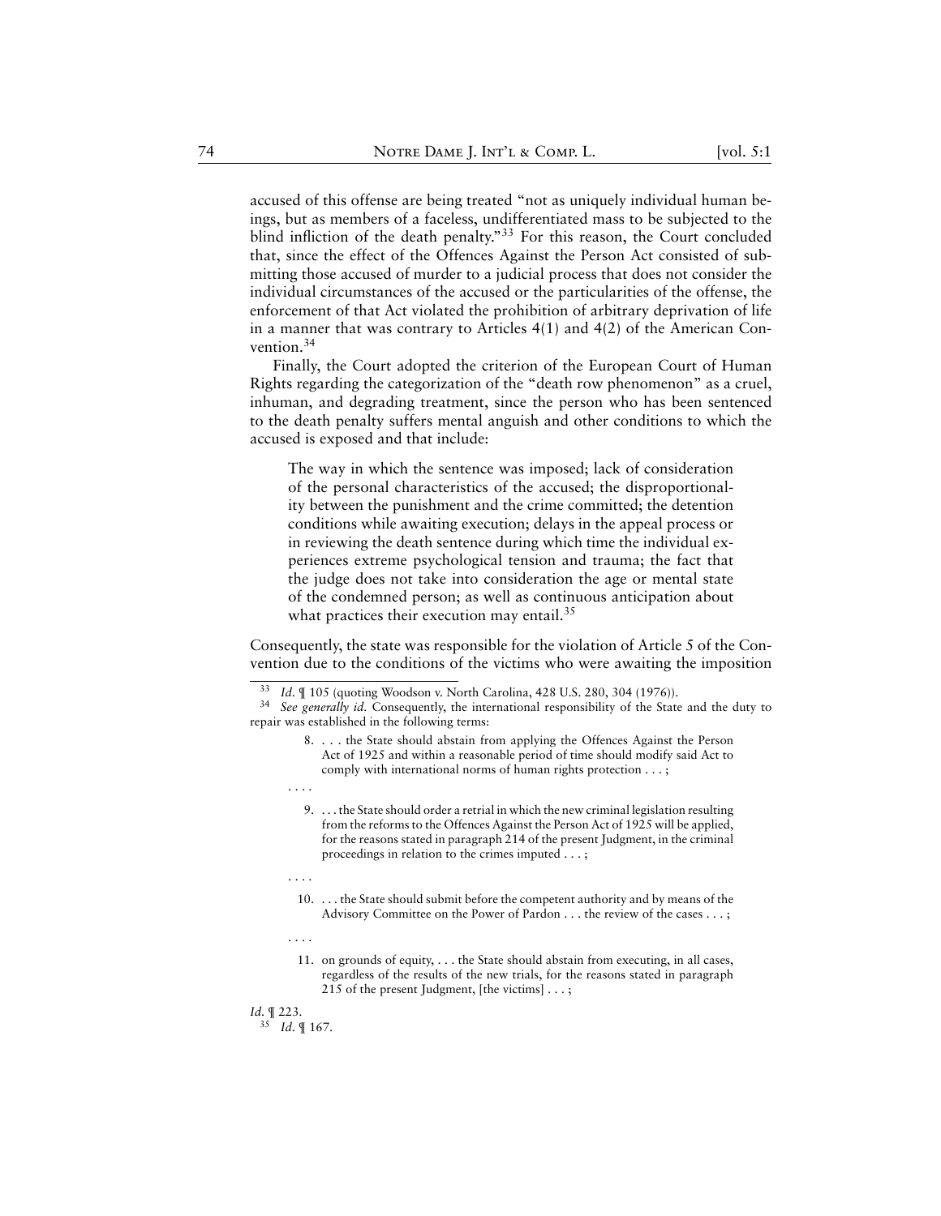accused of this offense are being treated "not as uniquely individual human beings, but as members of a faceless, undifferentiated mass to be subjected to the blind infliction of the death penalty."[33] For this reason, the Court concluded that, since the effect of the Offences Against the Person Act consisted of submitting those accused of murder to a judicial process that does not consider the individual circumstances of the accused or the particularities of the offense, the enforcement of that Act violated the prohibition of arbitrary deprivation of life in a manner that was contrary to Articles 4(1) and 4(2) of the American Convention.[34]

Finally, the Court adopted the criterion of the European Court of Human Rights regarding the categorization of the "death row phenomenon" as a cruel, inhuman, and degrading treatment, since the person who has been sentenced to the death penalty suffers mental anguish and other conditions to which the accused is exposed and that include:

> The way in which the sentence was imposed; lack of consideration of the personal characteristics of the accused; the disproportionality between the punishment and the crime committed; the detention conditions while awaiting execution; delays in the appeal process or in reviewing the death sentence during which time the individual experiences extreme psychological tension and trauma; the fact that the judge does not take into consideration the age or mental state of the condemned person; as well as continuous anticipation about what practices their execution may entail.[35]

Consequently, the state was responsible for the violation of Article 5 of the Convention due to the conditions of the victims who were awaiting the imposition

---

[33] *Id.* ¶ 105 (quoting Woodson v. North Carolina, 428 U.S. 280, 304 (1976)).

[34] *See generally id.* Consequently, the international responsibility of the State and the duty to repair was established in the following terms:

> 8. . . . the State should abstain from applying the Offences Against the Person Act of 1925 and within a reasonable period of time should modify said Act to comply with international norms of human rights protection . . . ;
>
> . . . .
>
> 9. . . . the State should order a retrial in which the new criminal legislation resulting from the reforms to the Offences Against the Person Act of 1925 will be applied, for the reasons stated in paragraph 214 of the present Judgment, in the criminal proceedings in relation to the crimes imputed . . . ;
>
> . . . .
>
> 10. . . . the State should submit before the competent authority and by means of the Advisory Committee on the Power of Pardon . . . the review of the cases . . . ;
>
> . . . .
>
> 11. on grounds of equity, . . . the State should abstain from executing, in all cases, regardless of the results of the new trials, for the reasons stated in paragraph 215 of the present Judgment, [the victims] . . . ;

*Id.* ¶ 223.

[35] *Id.* ¶ 167.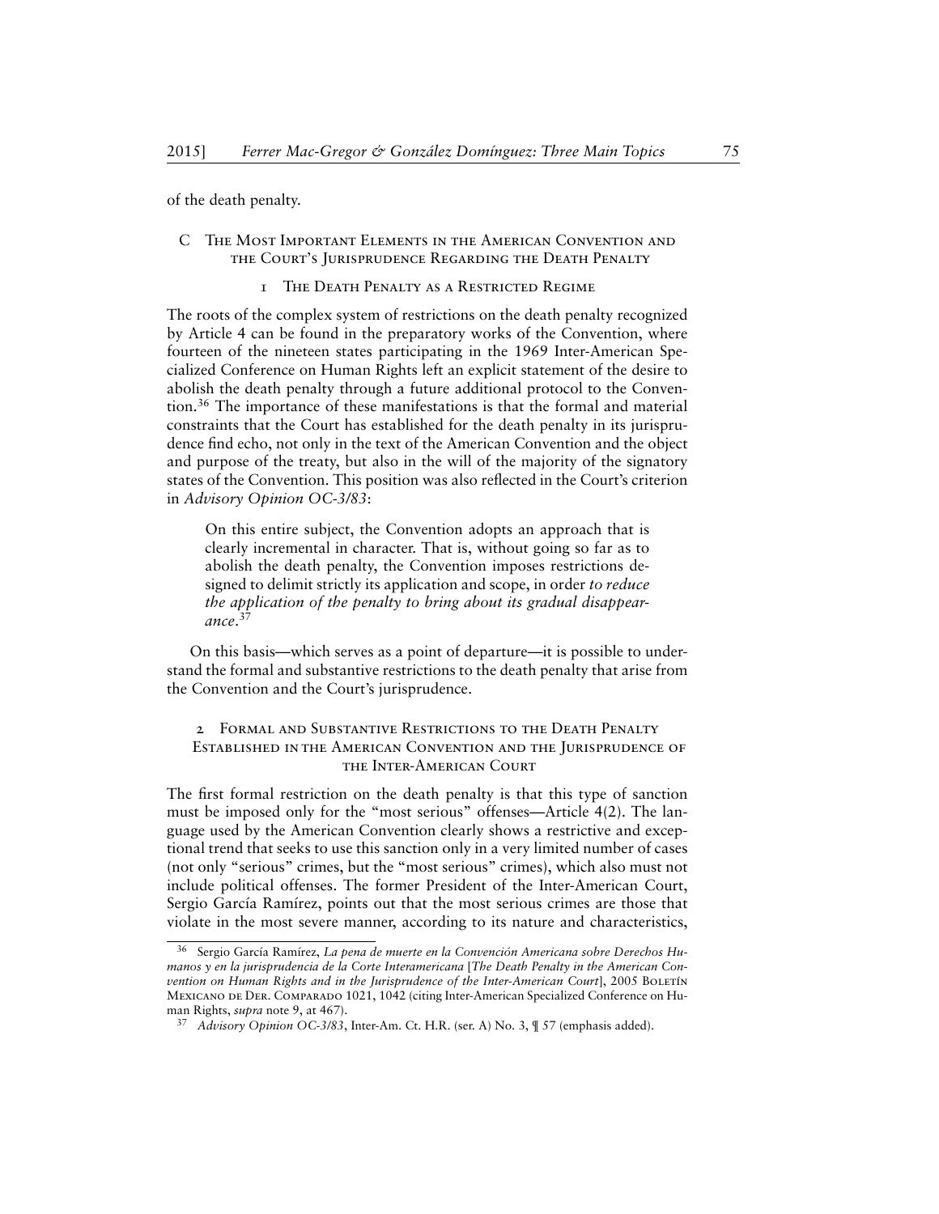of the death penalty.

## C The Most Important Elements in the American Convention and the Court's Jurisprudence Regarding the Death Penalty

### 1 The Death Penalty as a Restricted Regime

The roots of the complex system of restrictions on the death penalty recognized by Article 4 can be found in the preparatory works of the Convention, where fourteen of the nineteen states participating in the 1969 Inter-American Specialized Conference on Human Rights left an explicit statement of the desire to abolish the death penalty through a future additional protocol to the Convention.[36] The importance of these manifestations is that the formal and material constraints that the Court has established for the death penalty in its jurisprudence find echo, not only in the text of the American Convention and the object and purpose of the treaty, but also in the will of the majority of the signatory states of the Convention. This position was also reflected in the Court's criterion in *Advisory Opinion OC-3/83*:

> On this entire subject, the Convention adopts an approach that is clearly incremental in character. That is, without going so far as to abolish the death penalty, the Convention imposes restrictions designed to delimit strictly its application and scope, in order *to reduce the application of the penalty to bring about its gradual disappearance*.[37]

On this basis—which serves as a point of departure—it is possible to understand the formal and substantive restrictions to the death penalty that arise from the Convention and the Court's jurisprudence.

### 2 Formal and Substantive Restrictions to the Death Penalty Established in the American Convention and the Jurisprudence of the Inter-American Court

The first formal restriction on the death penalty is that this type of sanction must be imposed only for the "most serious" offenses—Article 4(2). The language used by the American Convention clearly shows a restrictive and exceptional trend that seeks to use this sanction only in a very limited number of cases (not only "serious" crimes, but the "most serious" crimes), which also must not include political offenses. The former President of the Inter-American Court, Sergio García Ramírez, points out that the most serious crimes are those that violate in the most severe manner, according to its nature and characteristics,

---

[36] Sergio García Ramírez, *La pena de muerte en la Convención Americana sobre Derechos Humanos y en la jurisprudencia de la Corte Interamericana* [*The Death Penalty in the American Convention on Human Rights and in the Jurisprudence of the Inter-American Court*], 2005 Boletín Mexicano de Der. Comparado 1021, 1042 (citing Inter-American Specialized Conference on Human Rights, *supra* note 9, at 467).

[37] *Advisory Opinion OC-3/83*, Inter-Am. Ct. H.R. (ser. A) No. 3, ¶ 57 (emphasis added).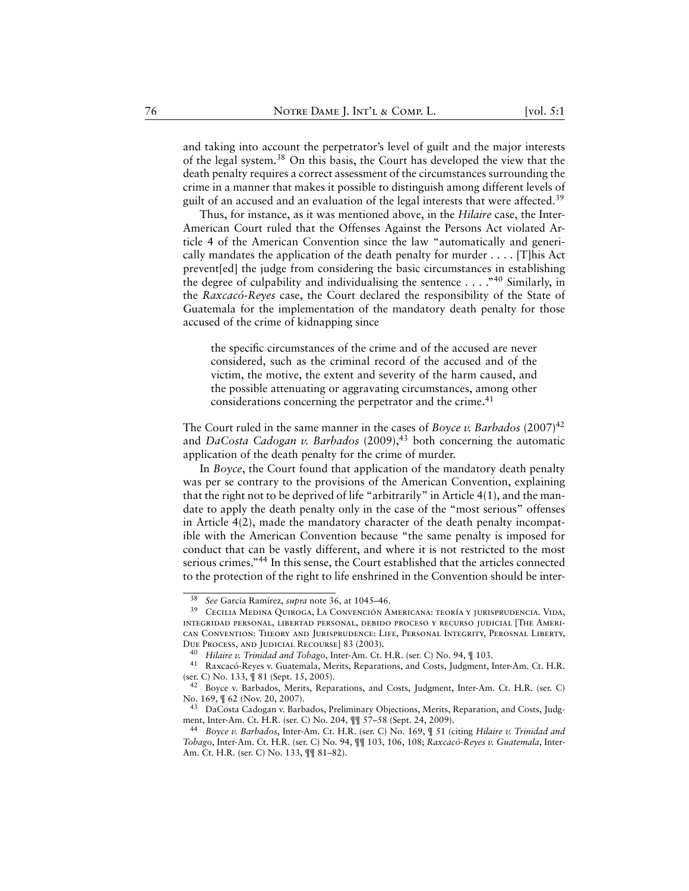and taking into account the perpetrator's level of guilt and the major interests of the legal system.[38] On this basis, the Court has developed the view that the death penalty requires a correct assessment of the circumstances surrounding the crime in a manner that makes it possible to distinguish among different levels of guilt of an accused and an evaluation of the legal interests that were affected.[39]

Thus, for instance, as it was mentioned above, in the *Hilaire* case, the Inter-American Court ruled that the Offenses Against the Persons Act violated Article 4 of the American Convention since the law "automatically and generically mandates the application of the death penalty for murder . . . . [T]his Act prevent[ed] the judge from considering the basic circumstances in establishing the degree of culpability and individualising the sentence . . . ."[40] Similarly, in the *Raxcacó-Reyes* case, the Court declared the responsibility of the State of Guatemala for the implementation of the mandatory death penalty for those accused of the crime of kidnapping since

> the specific circumstances of the crime and of the accused are never considered, such as the criminal record of the accused and of the victim, the motive, the extent and severity of the harm caused, and the possible attenuating or aggravating circumstances, among other considerations concerning the perpetrator and the crime.[41]

The Court ruled in the same manner in the cases of *Boyce v. Barbados* (2007)[42] and *DaCosta Cadogan v. Barbados* (2009),[43] both concerning the automatic application of the death penalty for the crime of murder.

In *Boyce*, the Court found that application of the mandatory death penalty was per se contrary to the provisions of the American Convention, explaining that the right not to be deprived of life "arbitrarily" in Article 4(1), and the mandate to apply the death penalty only in the case of the "most serious" offenses in Article 4(2), made the mandatory character of the death penalty incompatible with the American Convention because "the same penalty is imposed for conduct that can be vastly different, and where it is not restricted to the most serious crimes."[44] In this sense, the Court established that the articles connected to the protection of the right to life enshrined in the Convention should be inter-

---

[38] *See* García Ramírez, *supra* note 36, at 1045–46.

[39] Cecilia Medina Quiroga, La Convención Americana: teoría y jurisprudencia. Vida, integridad personal, libertad personal, debido proceso y recurso judicial [The American Convention: Theory and Jurisprudence: Life, Personal Integrity, Perosnal Liberty, Due Process, and Judicial Recourse] 83 (2003).

[40] *Hilaire v. Trinidad and Tobago*, Inter-Am. Ct. H.R. (ser. C) No. 94, ¶ 103.

[41] Raxcacó-Reyes v. Guatemala, Merits, Reparations, and Costs, Judgment, Inter-Am. Ct. H.R. (ser. C) No. 133, ¶ 81 (Sept. 15, 2005).

[42] Boyce v. Barbados, Merits, Reparations, and Costs, Judgment, Inter-Am. Ct. H.R. (ser. C) No. 169, ¶ 62 (Nov. 20, 2007).

[43] DaCosta Cadogan v. Barbados, Preliminary Objections, Merits, Reparation, and Costs, Judgment, Inter-Am. Ct. H.R. (ser. C) No. 204, ¶¶ 57–58 (Sept. 24, 2009).

[44] *Boyce v. Barbados*, Inter-Am. Ct. H.R. (ser. C) No. 169, ¶ 51 (citing *Hilaire v. Trinidad and Tobago*, Inter-Am. Ct. H.R. (ser. C) No. 94, ¶¶ 103, 106, 108; *Raxcacó-Reyes v. Guatemala*, Inter-Am. Ct. H.R. (ser. C) No. 133, ¶¶ 81–82).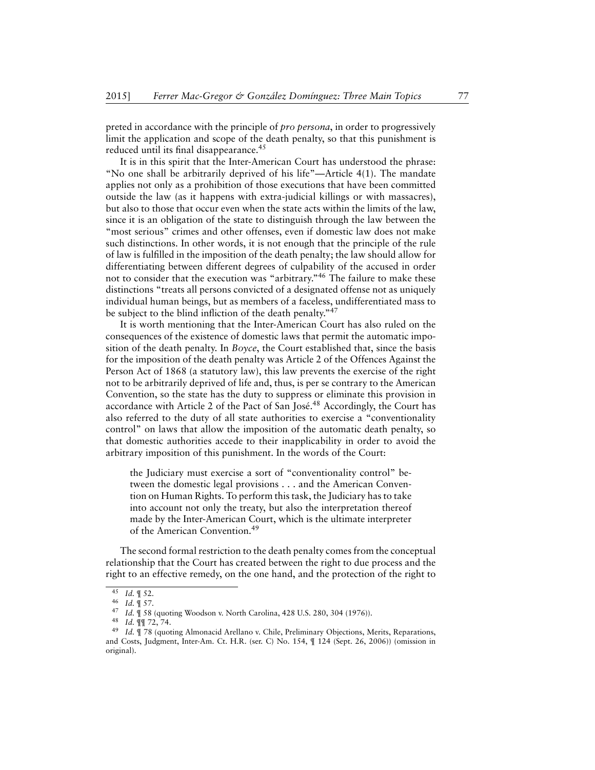preted in accordance with the principle of *pro persona*, in order to progressively limit the application and scope of the death penalty, so that this punishment is reduced until its final disappearance.[45]

It is in this spirit that the Inter-American Court has understood the phrase: "No one shall be arbitrarily deprived of his life"—Article 4(1). The mandate applies not only as a prohibition of those executions that have been committed outside the law (as it happens with extra-judicial killings or with massacres), but also to those that occur even when the state acts within the limits of the law, since it is an obligation of the state to distinguish through the law between the "most serious" crimes and other offenses, even if domestic law does not make such distinctions. In other words, it is not enough that the principle of the rule of law is fulfilled in the imposition of the death penalty; the law should allow for differentiating between different degrees of culpability of the accused in order not to consider that the execution was "arbitrary."[46] The failure to make these distinctions "treats all persons convicted of a designated offense not as uniquely individual human beings, but as members of a faceless, undifferentiated mass to be subject to the blind infliction of the death penalty."[47]

It is worth mentioning that the Inter-American Court has also ruled on the consequences of the existence of domestic laws that permit the automatic imposition of the death penalty. In *Boyce*, the Court established that, since the basis for the imposition of the death penalty was Article 2 of the Offences Against the Person Act of 1868 (a statutory law), this law prevents the exercise of the right not to be arbitrarily deprived of life and, thus, is per se contrary to the American Convention, so the state has the duty to suppress or eliminate this provision in accordance with Article 2 of the Pact of San José.[48] Accordingly, the Court has also referred to the duty of all state authorities to exercise a "conventionality control" on laws that allow the imposition of the automatic death penalty, so that domestic authorities accede to their inapplicability in order to avoid the arbitrary imposition of this punishment. In the words of the Court:

> the Judiciary must exercise a sort of "conventionality control" between the domestic legal provisions . . . and the American Convention on Human Rights. To perform this task, the Judiciary has to take into account not only the treaty, but also the interpretation thereof made by the Inter-American Court, which is the ultimate interpreter of the American Convention.[49]

The second formal restriction to the death penalty comes from the conceptual relationship that the Court has created between the right to due process and the right to an effective remedy, on the one hand, and the protection of the right to

---

[45] *Id.* ¶ 52.

[46] *Id.* ¶ 57.

[47] *Id.* ¶ 58 (quoting Woodson v. North Carolina, 428 U.S. 280, 304 (1976)).

[48] *Id.* ¶¶ 72, 74.

[49] *Id.* ¶ 78 (quoting Almonacid Arellano v. Chile, Preliminary Objections, Merits, Reparations, and Costs, Judgment, Inter-Am. Ct. H.R. (ser. C) No. 154, ¶ 124 (Sept. 26, 2006)) (omission in original).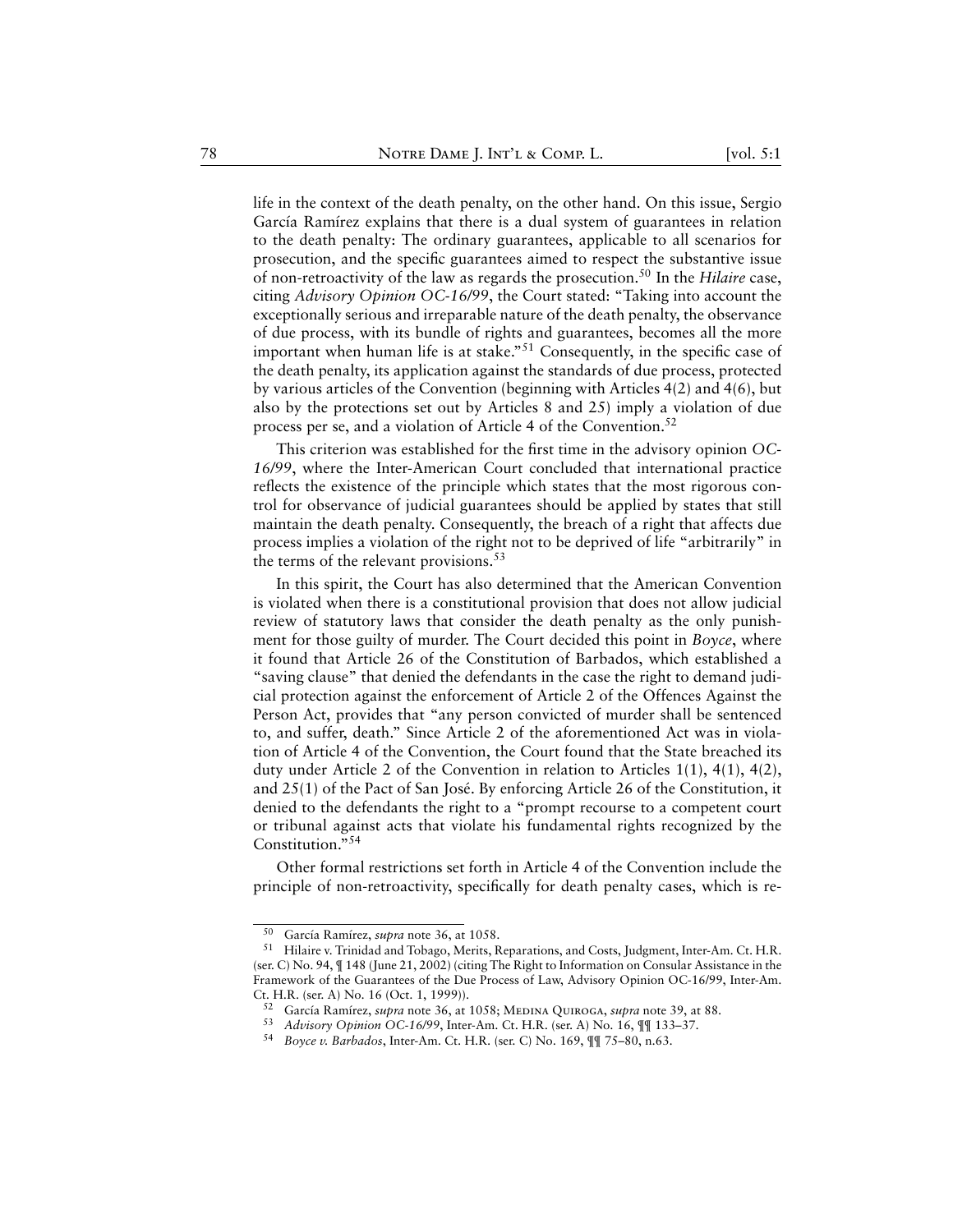life in the context of the death penalty, on the other hand. On this issue, Sergio García Ramírez explains that there is a dual system of guarantees in relation to the death penalty: The ordinary guarantees, applicable to all scenarios for prosecution, and the specific guarantees aimed to respect the substantive issue of non-retroactivity of the law as regards the prosecution.[50] In the *Hilaire* case, citing *Advisory Opinion OC-16/99*, the Court stated: "Taking into account the exceptionally serious and irreparable nature of the death penalty, the observance of due process, with its bundle of rights and guarantees, becomes all the more important when human life is at stake."[51] Consequently, in the specific case of the death penalty, its application against the standards of due process, protected by various articles of the Convention (beginning with Articles 4(2) and 4(6), but also by the protections set out by Articles 8 and 25) imply a violation of due process per se, and a violation of Article 4 of the Convention.[52]

This criterion was established for the first time in the advisory opinion *OC-16/99*, where the Inter-American Court concluded that international practice reflects the existence of the principle which states that the most rigorous control for observance of judicial guarantees should be applied by states that still maintain the death penalty. Consequently, the breach of a right that affects due process implies a violation of the right not to be deprived of life "arbitrarily" in the terms of the relevant provisions.[53]

In this spirit, the Court has also determined that the American Convention is violated when there is a constitutional provision that does not allow judicial review of statutory laws that consider the death penalty as the only punishment for those guilty of murder. The Court decided this point in *Boyce*, where it found that Article 26 of the Constitution of Barbados, which established a "saving clause" that denied the defendants in the case the right to demand judicial protection against the enforcement of Article 2 of the Offences Against the Person Act, provides that "any person convicted of murder shall be sentenced to, and suffer, death." Since Article 2 of the aforementioned Act was in violation of Article 4 of the Convention, the Court found that the State breached its duty under Article 2 of the Convention in relation to Articles 1(1), 4(1), 4(2), and 25(1) of the Pact of San José. By enforcing Article 26 of the Constitution, it denied to the defendants the right to a "prompt recourse to a competent court or tribunal against acts that violate his fundamental rights recognized by the Constitution."[54]

Other formal restrictions set forth in Article 4 of the Convention include the principle of non-retroactivity, specifically for death penalty cases, which is re-

---

[50] García Ramírez, *supra* note 36, at 1058.

[51] Hilaire v. Trinidad and Tobago, Merits, Reparations, and Costs, Judgment, Inter-Am. Ct. H.R. (ser. C) No. 94, ¶ 148 (June 21, 2002) (citing The Right to Information on Consular Assistance in the Framework of the Guarantees of the Due Process of Law, Advisory Opinion OC-16/99, Inter-Am. Ct. H.R. (ser. A) No. 16 (Oct. 1, 1999)).

[52] García Ramírez, *supra* note 36, at 1058; Medina Quiroga, *supra* note 39, at 88.

[53] *Advisory Opinion OC-16/99*, Inter-Am. Ct. H.R. (ser. A) No. 16, ¶¶ 133–37.

[54] *Boyce v. Barbados*, Inter-Am. Ct. H.R. (ser. C) No. 169, ¶¶ 75–80, n.63.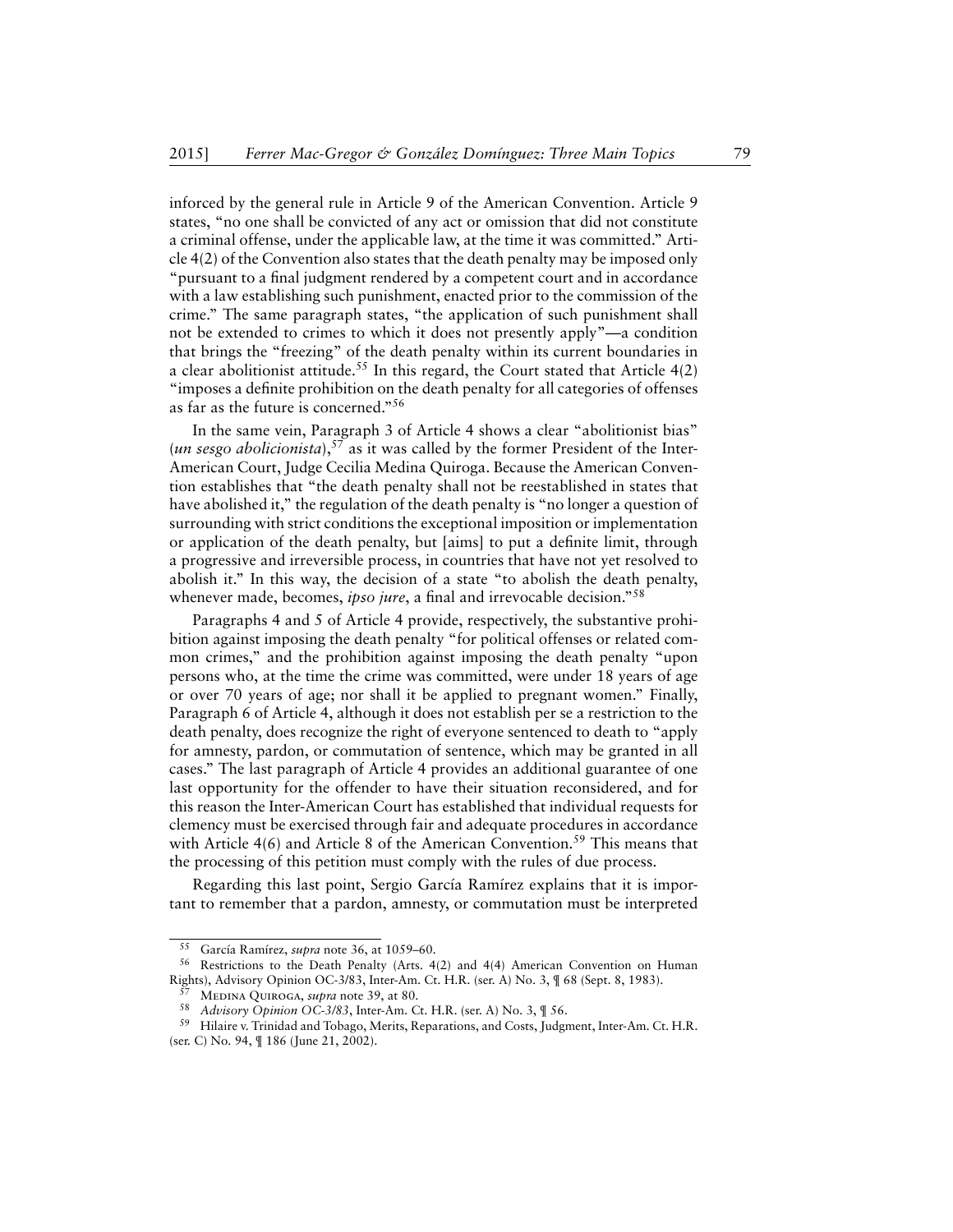inforced by the general rule in Article 9 of the American Convention. Article 9 states, "no one shall be convicted of any act or omission that did not constitute a criminal offense, under the applicable law, at the time it was committed." Article 4(2) of the Convention also states that the death penalty may be imposed only "pursuant to a final judgment rendered by a competent court and in accordance with a law establishing such punishment, enacted prior to the commission of the crime." The same paragraph states, "the application of such punishment shall not be extended to crimes to which it does not presently apply"—a condition that brings the "freezing" of the death penalty within its current boundaries in a clear abolitionist attitude.[55] In this regard, the Court stated that Article 4(2) "imposes a definite prohibition on the death penalty for all categories of offenses as far as the future is concerned."[56]

In the same vein, Paragraph 3 of Article 4 shows a clear "abolitionist bias" (*un sesgo abolicionista*),[57] as it was called by the former President of the Inter-American Court, Judge Cecilia Medina Quiroga. Because the American Convention establishes that "the death penalty shall not be reestablished in states that have abolished it," the regulation of the death penalty is "no longer a question of surrounding with strict conditions the exceptional imposition or implementation or application of the death penalty, but [aims] to put a definite limit, through a progressive and irreversible process, in countries that have not yet resolved to abolish it." In this way, the decision of a state "to abolish the death penalty, whenever made, becomes, *ipso jure*, a final and irrevocable decision."[58]

Paragraphs 4 and 5 of Article 4 provide, respectively, the substantive prohibition against imposing the death penalty "for political offenses or related common crimes," and the prohibition against imposing the death penalty "upon persons who, at the time the crime was committed, were under 18 years of age or over 70 years of age; nor shall it be applied to pregnant women." Finally, Paragraph 6 of Article 4, although it does not establish per se a restriction to the death penalty, does recognize the right of everyone sentenced to death to "apply for amnesty, pardon, or commutation of sentence, which may be granted in all cases." The last paragraph of Article 4 provides an additional guarantee of one last opportunity for the offender to have their situation reconsidered, and for this reason the Inter-American Court has established that individual requests for clemency must be exercised through fair and adequate procedures in accordance with Article 4(6) and Article 8 of the American Convention.[59] This means that the processing of this petition must comply with the rules of due process.

Regarding this last point, Sergio García Ramírez explains that it is important to remember that a pardon, amnesty, or commutation must be interpreted

---

[55] García Ramírez, *supra* note 36, at 1059–60.

[56] Restrictions to the Death Penalty (Arts. 4(2) and 4(4) American Convention on Human Rights), Advisory Opinion OC-3/83, Inter-Am. Ct. H.R. (ser. A) No. 3, ¶ 68 (Sept. 8, 1983).

[57] Medina Quiroga, *supra* note 39, at 80.

[58] *Advisory Opinion OC-3/83*, Inter-Am. Ct. H.R. (ser. A) No. 3, ¶ 56.

[59] Hilaire v. Trinidad and Tobago, Merits, Reparations, and Costs, Judgment, Inter-Am. Ct. H.R. (ser. C) No. 94, ¶ 186 (June 21, 2002).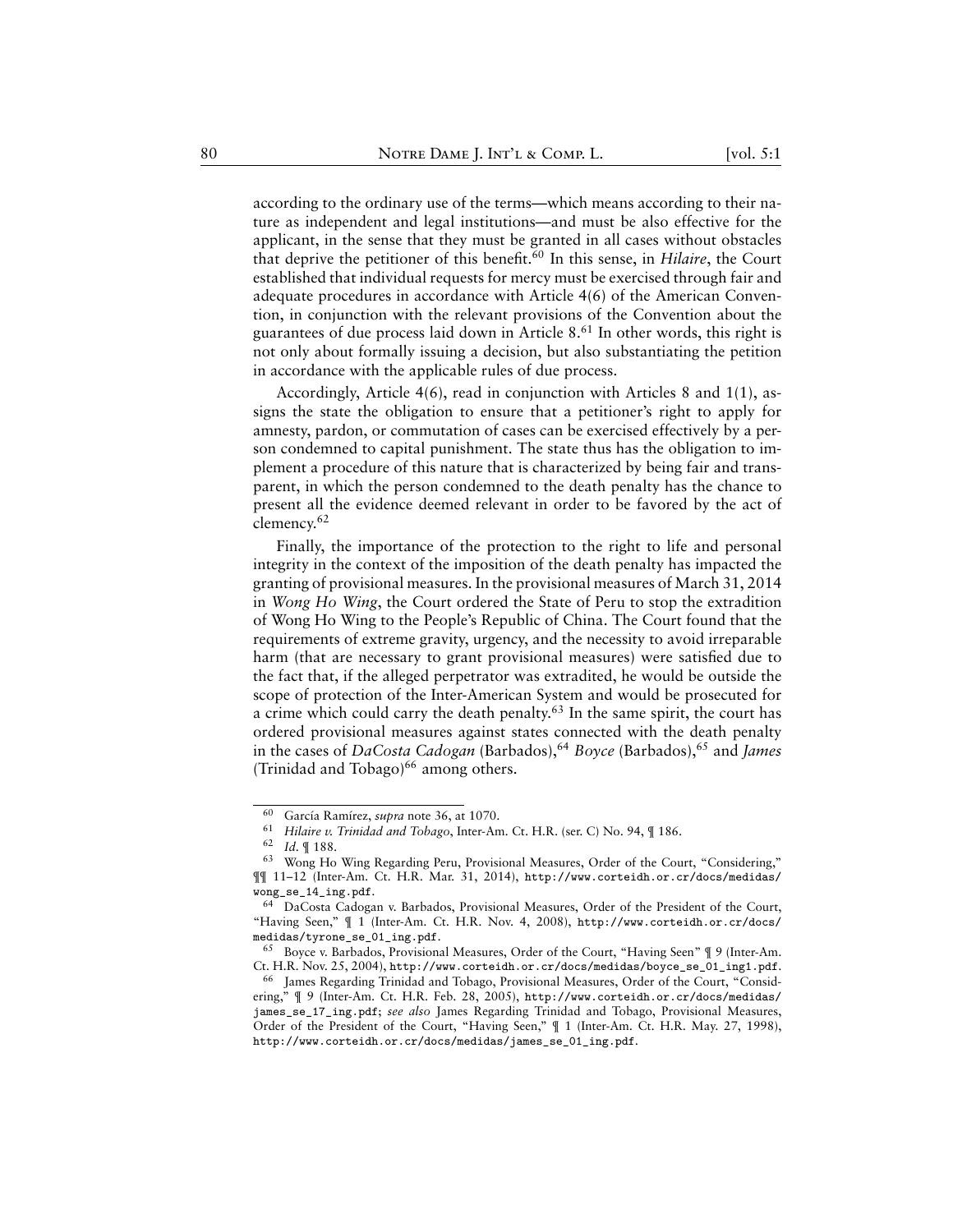according to the ordinary use of the terms—which means according to their nature as independent and legal institutions—and must be also effective for the applicant, in the sense that they must be granted in all cases without obstacles that deprive the petitioner of this benefit.[60] In this sense, in *Hilaire*, the Court established that individual requests for mercy must be exercised through fair and adequate procedures in accordance with Article 4(6) of the American Convention, in conjunction with the relevant provisions of the Convention about the guarantees of due process laid down in Article 8.[61] In other words, this right is not only about formally issuing a decision, but also substantiating the petition in accordance with the applicable rules of due process.

Accordingly, Article 4(6), read in conjunction with Articles 8 and 1(1), assigns the state the obligation to ensure that a petitioner's right to apply for amnesty, pardon, or commutation of cases can be exercised effectively by a person condemned to capital punishment. The state thus has the obligation to implement a procedure of this nature that is characterized by being fair and transparent, in which the person condemned to the death penalty has the chance to present all the evidence deemed relevant in order to be favored by the act of clemency.[62]

Finally, the importance of the protection to the right to life and personal integrity in the context of the imposition of the death penalty has impacted the granting of provisional measures. In the provisional measures of March 31, 2014 in *Wong Ho Wing*, the Court ordered the State of Peru to stop the extradition of Wong Ho Wing to the People's Republic of China. The Court found that the requirements of extreme gravity, urgency, and the necessity to avoid irreparable harm (that are necessary to grant provisional measures) were satisfied due to the fact that, if the alleged perpetrator was extradited, he would be outside the scope of protection of the Inter-American System and would be prosecuted for a crime which could carry the death penalty.[63] In the same spirit, the court has ordered provisional measures against states connected with the death penalty in the cases of *DaCosta Cadogan* (Barbados),[64] *Boyce* (Barbados),[65] and *James* (Trinidad and Tobago)[66] among others.

---

[60] García Ramírez, *supra* note 36, at 1070.

[61] *Hilaire v. Trinidad and Tobago*, Inter-Am. Ct. H.R. (ser. C) No. 94, ¶ 186.

[62] *Id.* ¶ 188.

[63] Wong Ho Wing Regarding Peru, Provisional Measures, Order of the Court, "Considering," ¶¶ 11–12 (Inter-Am. Ct. H.R. Mar. 31, 2014), http://www.corteidh.or.cr/docs/medidas/wong_se_14_ing.pdf.

[64] DaCosta Cadogan v. Barbados, Provisional Measures, Order of the President of the Court, "Having Seen," ¶ 1 (Inter-Am. Ct. H.R. Nov. 4, 2008), http://www.corteidh.or.cr/docs/medidas/tyrone_se_01_ing.pdf.

[65] Boyce v. Barbados, Provisional Measures, Order of the Court, "Having Seen" ¶ 9 (Inter-Am. Ct. H.R. Nov. 25, 2004), http://www.corteidh.or.cr/docs/medidas/boyce_se_01_ing1.pdf.

[66] James Regarding Trinidad and Tobago, Provisional Measures, Order of the Court, "Considering," ¶ 9 (Inter-Am. Ct. H.R. Feb. 28, 2005), http://www.corteidh.or.cr/docs/medidas/james_se_17_ing.pdf; *see also* James Regarding Trinidad and Tobago, Provisional Measures, Order of the President of the Court, "Having Seen," ¶ 1 (Inter-Am. Ct. H.R. May. 27, 1998), http://www.corteidh.or.cr/docs/medidas/james_se_01_ing.pdf.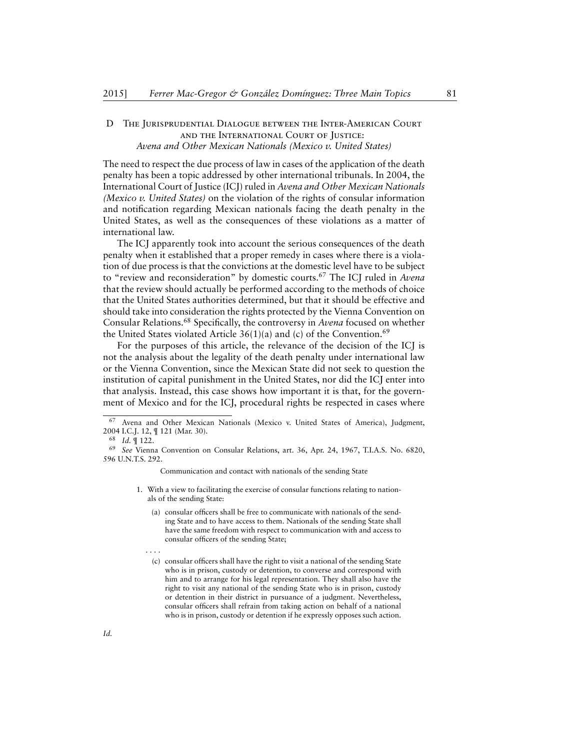### D The Jurisprudential Dialogue between the Inter-American Court and the International Court of Justice: *Avena and Other Mexican Nationals (Mexico v. United States)*

The need to respect the due process of law in cases of the application of the death penalty has been a topic addressed by other international tribunals. In 2004, the International Court of Justice (ICJ) ruled in *Avena and Other Mexican Nationals (Mexico v. United States)* on the violation of the rights of consular information and notification regarding Mexican nationals facing the death penalty in the United States, as well as the consequences of these violations as a matter of international law.

The ICJ apparently took into account the serious consequences of the death penalty when it established that a proper remedy in cases where there is a violation of due process is that the convictions at the domestic level have to be subject to "review and reconsideration" by domestic courts.[67] The ICJ ruled in *Avena* that the review should actually be performed according to the methods of choice that the United States authorities determined, but that it should be effective and should take into consideration the rights protected by the Vienna Convention on Consular Relations.[68] Specifically, the controversy in *Avena* focused on whether the United States violated Article 36(1)(a) and (c) of the Convention.[69]

For the purposes of this article, the relevance of the decision of the ICJ is not the analysis about the legality of the death penalty under international law or the Vienna Convention, since the Mexican State did not seek to question the institution of capital punishment in the United States, nor did the ICJ enter into that analysis. Instead, this case shows how important it is that, for the government of Mexico and for the ICJ, procedural rights be respected in cases where

---

[67] Avena and Other Mexican Nationals (Mexico v. United States of America), Judgment, 2004 I.C.J. 12, ¶ 121 (Mar. 30).

[68] *Id.* ¶ 122.

[69] *See* Vienna Convention on Consular Relations, art. 36, Apr. 24, 1967, T.I.A.S. No. 6820, 596 U.N.T.S. 292.

> Communication and contact with nationals of the sending State
>
> 1. With a view to facilitating the exercise of consular functions relating to nationals of the sending State:
>
>    (a) consular officers shall be free to communicate with nationals of the sending State and to have access to them. Nationals of the sending State shall have the same freedom with respect to communication with and access to consular officers of the sending State;
>
>    . . . .
>
>    (c) consular officers shall have the right to visit a national of the sending State who is in prison, custody or detention, to converse and correspond with him and to arrange for his legal representation. They shall also have the right to visit any national of the sending State who is in prison, custody or detention in their district in pursuance of a judgment. Nevertheless, consular officers shall refrain from taking action on behalf of a national who is in prison, custody or detention if he expressly opposes such action.

*Id.*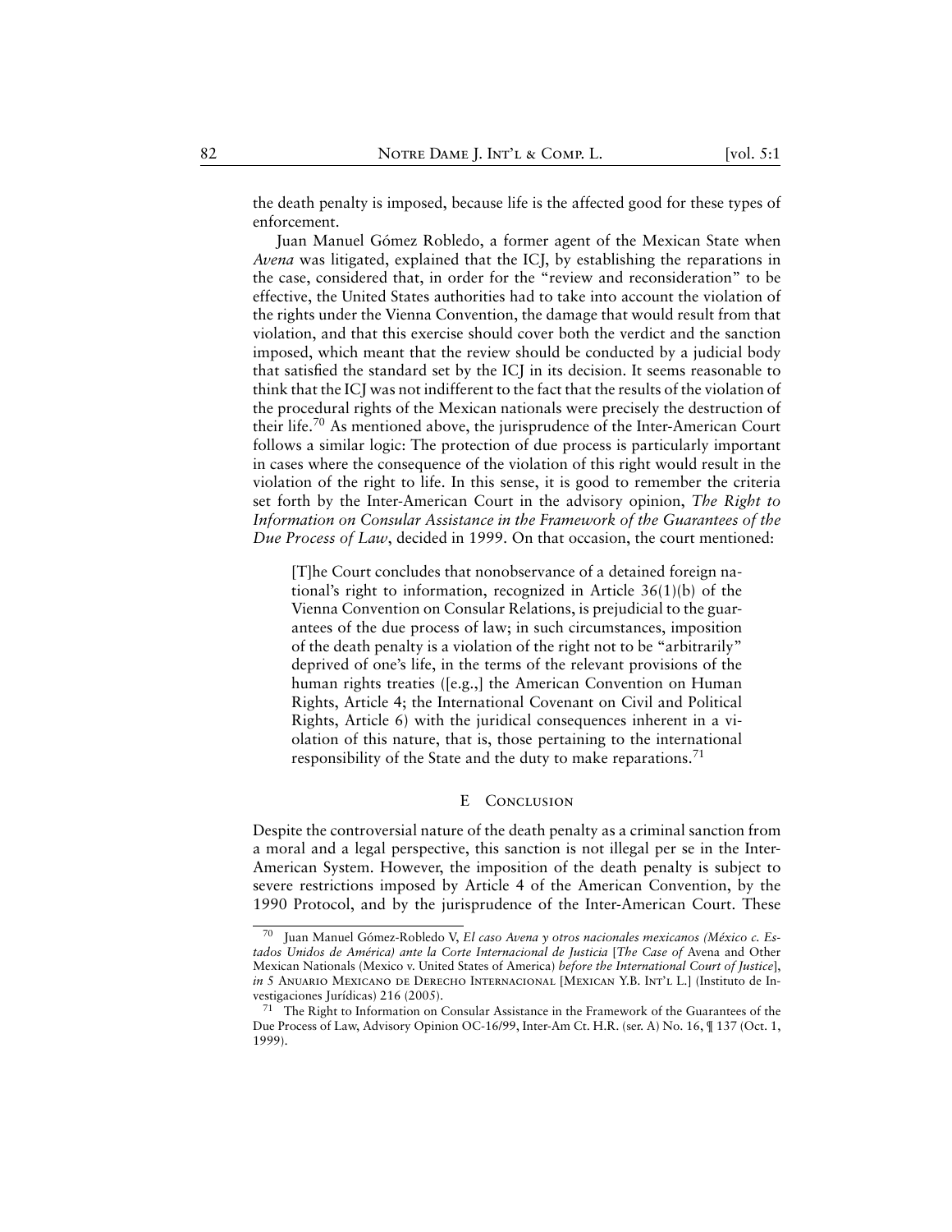the death penalty is imposed, because life is the affected good for these types of enforcement.

Juan Manuel Gómez Robledo, a former agent of the Mexican State when *Avena* was litigated, explained that the ICJ, by establishing the reparations in the case, considered that, in order for the "review and reconsideration" to be effective, the United States authorities had to take into account the violation of the rights under the Vienna Convention, the damage that would result from that violation, and that this exercise should cover both the verdict and the sanction imposed, which meant that the review should be conducted by a judicial body that satisfied the standard set by the ICJ in its decision. It seems reasonable to think that the ICJ was not indifferent to the fact that the results of the violation of the procedural rights of the Mexican nationals were precisely the destruction of their life.[70] As mentioned above, the jurisprudence of the Inter-American Court follows a similar logic: The protection of due process is particularly important in cases where the consequence of the violation of this right would result in the violation of the right to life. In this sense, it is good to remember the criteria set forth by the Inter-American Court in the advisory opinion, *The Right to Information on Consular Assistance in the Framework of the Guarantees of the Due Process of Law*, decided in 1999. On that occasion, the court mentioned:

> [T]he Court concludes that nonobservance of a detained foreign national's right to information, recognized in Article 36(1)(b) of the Vienna Convention on Consular Relations, is prejudicial to the guarantees of the due process of law; in such circumstances, imposition of the death penalty is a violation of the right not to be "arbitrarily" deprived of one's life, in the terms of the relevant provisions of the human rights treaties ([e.g.,] the American Convention on Human Rights, Article 4; the International Covenant on Civil and Political Rights, Article 6) with the juridical consequences inherent in a violation of this nature, that is, those pertaining to the international responsibility of the State and the duty to make reparations.[71]

### E Conclusion

Despite the controversial nature of the death penalty as a criminal sanction from a moral and a legal perspective, this sanction is not illegal per se in the Inter-American System. However, the imposition of the death penalty is subject to severe restrictions imposed by Article 4 of the American Convention, by the 1990 Protocol, and by the jurisprudence of the Inter-American Court. These

---

[70] Juan Manuel Gómez-Robledo V, *El caso Avena y otros nacionales mexicanos (México c. Estados Unidos de América) ante la Corte Internacional de Justicia* [*The Case of* Avena and Other Mexican Nationals (Mexico v. United States of America) *before the International Court of Justice*], *in* 5 Anuario Mexicano de Derecho Internacional [Mexican Y.B. Int'l L.] (Instituto de Investigaciones Jurídicas) 216 (2005).

[71] The Right to Information on Consular Assistance in the Framework of the Guarantees of the Due Process of Law, Advisory Opinion OC-16/99, Inter-Am Ct. H.R. (ser. A) No. 16, ¶ 137 (Oct. 1, 1999).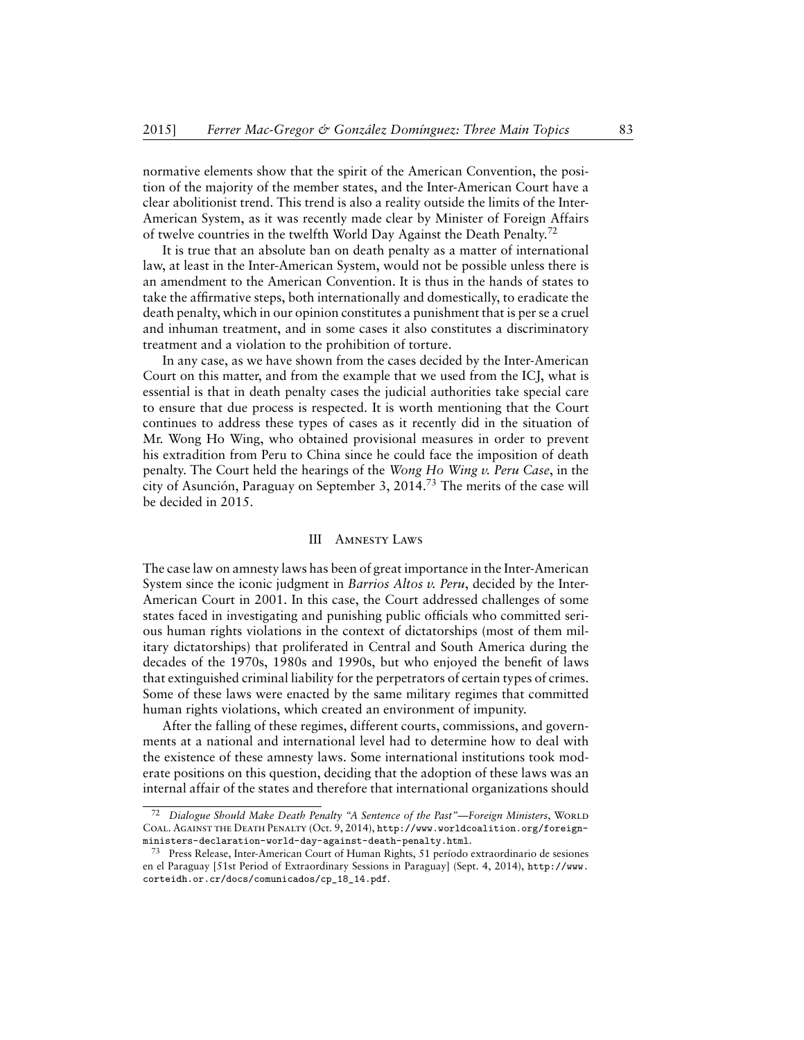normative elements show that the spirit of the American Convention, the position of the majority of the member states, and the Inter-American Court have a clear abolitionist trend. This trend is also a reality outside the limits of the Inter-American System, as it was recently made clear by Minister of Foreign Affairs of twelve countries in the twelfth World Day Against the Death Penalty.[72]

It is true that an absolute ban on death penalty as a matter of international law, at least in the Inter-American System, would not be possible unless there is an amendment to the American Convention. It is thus in the hands of states to take the affirmative steps, both internationally and domestically, to eradicate the death penalty, which in our opinion constitutes a punishment that is per se a cruel and inhuman treatment, and in some cases it also constitutes a discriminatory treatment and a violation to the prohibition of torture.

In any case, as we have shown from the cases decided by the Inter-American Court on this matter, and from the example that we used from the ICJ, what is essential is that in death penalty cases the judicial authorities take special care to ensure that due process is respected. It is worth mentioning that the Court continues to address these types of cases as it recently did in the situation of Mr. Wong Ho Wing, who obtained provisional measures in order to prevent his extradition from Peru to China since he could face the imposition of death penalty. The Court held the hearings of the *Wong Ho Wing v. Peru Case*, in the city of Asunción, Paraguay on September 3, 2014.[73] The merits of the case will be decided in 2015.

## III Amnesty Laws

The case law on amnesty laws has been of great importance in the Inter-American System since the iconic judgment in *Barrios Altos v. Peru*, decided by the Inter-American Court in 2001. In this case, the Court addressed challenges of some states faced in investigating and punishing public officials who committed serious human rights violations in the context of dictatorships (most of them military dictatorships) that proliferated in Central and South America during the decades of the 1970s, 1980s and 1990s, but who enjoyed the benefit of laws that extinguished criminal liability for the perpetrators of certain types of crimes. Some of these laws were enacted by the same military regimes that committed human rights violations, which created an environment of impunity.

After the falling of these regimes, different courts, commissions, and governments at a national and international level had to determine how to deal with the existence of these amnesty laws. Some international institutions took moderate positions on this question, deciding that the adoption of these laws was an internal affair of the states and therefore that international organizations should

---

[72] *Dialogue Should Make Death Penalty "A Sentence of the Past"—Foreign Ministers*, World Coal. Against the Death Penalty (Oct. 9, 2014), http://www.worldcoalition.org/foreign-ministers-declaration-world-day-against-death-penalty.html.

[73] Press Release, Inter-American Court of Human Rights, 51 período extraordinario de sesiones en el Paraguay [51st Period of Extraordinary Sessions in Paraguay] (Sept. 4, 2014), http://www.corteidh.or.cr/docs/comunicados/cp_18_14.pdf.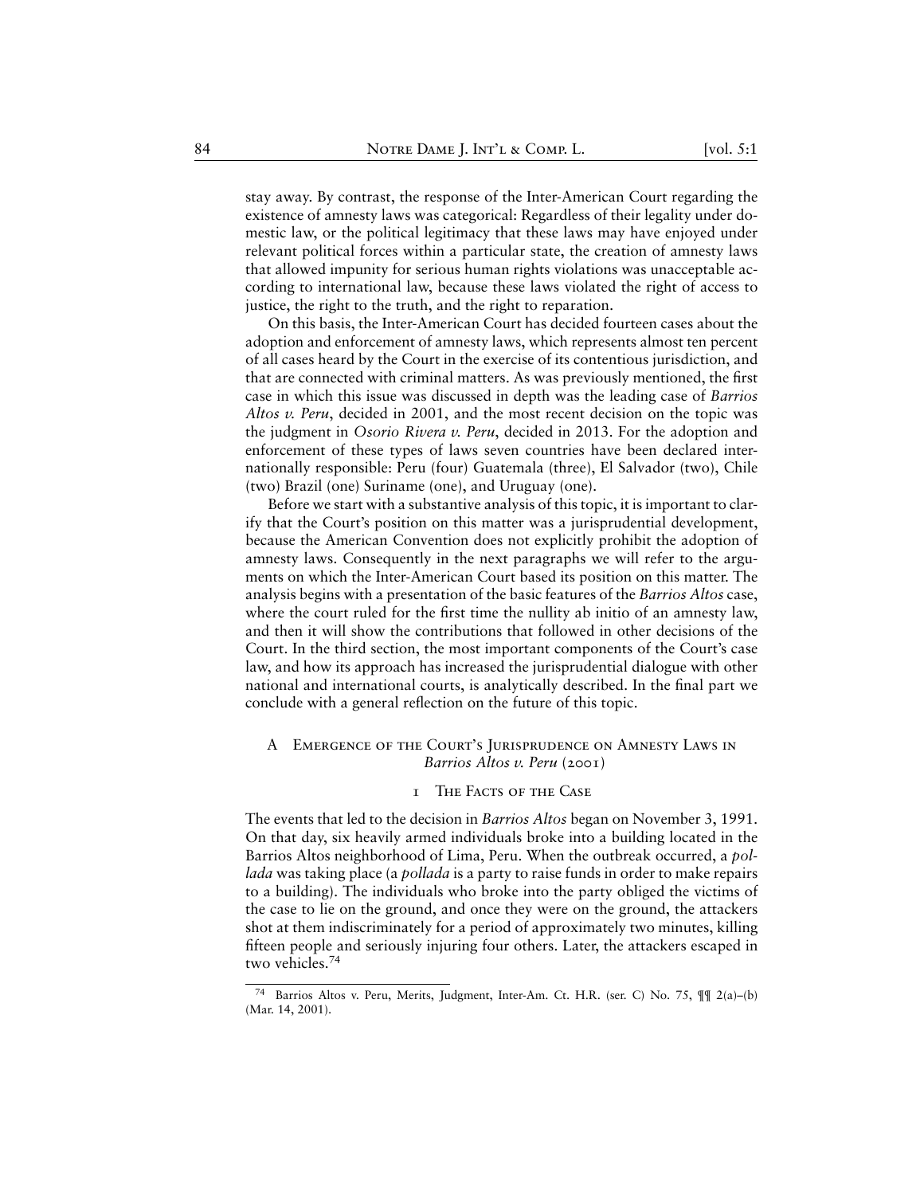stay away. By contrast, the response of the Inter-American Court regarding the existence of amnesty laws was categorical: Regardless of their legality under domestic law, or the political legitimacy that these laws may have enjoyed under relevant political forces within a particular state, the creation of amnesty laws that allowed impunity for serious human rights violations was unacceptable according to international law, because these laws violated the right of access to justice, the right to the truth, and the right to reparation.

On this basis, the Inter-American Court has decided fourteen cases about the adoption and enforcement of amnesty laws, which represents almost ten percent of all cases heard by the Court in the exercise of its contentious jurisdiction, and that are connected with criminal matters. As was previously mentioned, the first case in which this issue was discussed in depth was the leading case of *Barrios Altos v. Peru*, decided in 2001, and the most recent decision on the topic was the judgment in *Osorio Rivera v. Peru*, decided in 2013. For the adoption and enforcement of these types of laws seven countries have been declared internationally responsible: Peru (four) Guatemala (three), El Salvador (two), Chile (two) Brazil (one) Suriname (one), and Uruguay (one).

Before we start with a substantive analysis of this topic, it is important to clarify that the Court's position on this matter was a jurisprudential development, because the American Convention does not explicitly prohibit the adoption of amnesty laws. Consequently in the next paragraphs we will refer to the arguments on which the Inter-American Court based its position on this matter. The analysis begins with a presentation of the basic features of the *Barrios Altos* case, where the court ruled for the first time the nullity ab initio of an amnesty law, and then it will show the contributions that followed in other decisions of the Court. In the third section, the most important components of the Court's case law, and how its approach has increased the jurisprudential dialogue with other national and international courts, is analytically described. In the final part we conclude with a general reflection on the future of this topic.

## A Emergence of the Court's Jurisprudence on Amnesty Laws in *Barrios Altos v. Peru* (2001)

### 1 The Facts of the Case

The events that led to the decision in *Barrios Altos* began on November 3, 1991. On that day, six heavily armed individuals broke into a building located in the Barrios Altos neighborhood of Lima, Peru. When the outbreak occurred, a *pollada* was taking place (a *pollada* is a party to raise funds in order to make repairs to a building). The individuals who broke into the party obliged the victims of the case to lie on the ground, and once they were on the ground, the attackers shot at them indiscriminately for a period of approximately two minutes, killing fifteen people and seriously injuring four others. Later, the attackers escaped in two vehicles.[74]

[74] Barrios Altos v. Peru, Merits, Judgment, Inter-Am. Ct. H.R. (ser. C) No. 75, ¶¶ 2(a)–(b) (Mar. 14, 2001).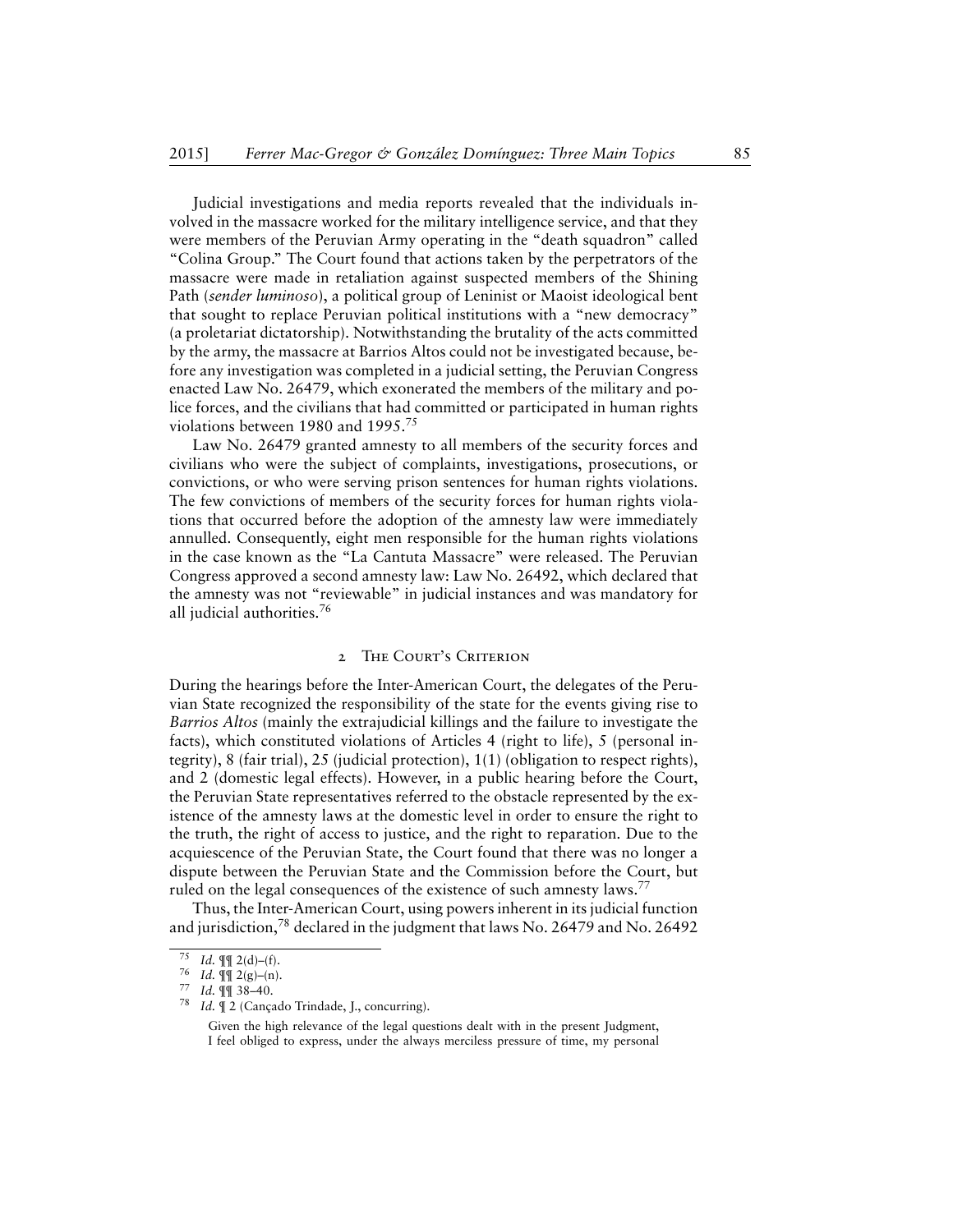Judicial investigations and media reports revealed that the individuals involved in the massacre worked for the military intelligence service, and that they were members of the Peruvian Army operating in the "death squadron" called "Colina Group." The Court found that actions taken by the perpetrators of the massacre were made in retaliation against suspected members of the Shining Path (*sender luminoso*), a political group of Leninist or Maoist ideological bent that sought to replace Peruvian political institutions with a "new democracy" (a proletariat dictatorship). Notwithstanding the brutality of the acts committed by the army, the massacre at Barrios Altos could not be investigated because, before any investigation was completed in a judicial setting, the Peruvian Congress enacted Law No. 26479, which exonerated the members of the military and police forces, and the civilians that had committed or participated in human rights violations between 1980 and 1995.[75]

Law No. 26479 granted amnesty to all members of the security forces and civilians who were the subject of complaints, investigations, prosecutions, or convictions, or who were serving prison sentences for human rights violations. The few convictions of members of the security forces for human rights violations that occurred before the adoption of the amnesty law were immediately annulled. Consequently, eight men responsible for the human rights violations in the case known as the "La Cantuta Massacre" were released. The Peruvian Congress approved a second amnesty law: Law No. 26492, which declared that the amnesty was not "reviewable" in judicial instances and was mandatory for all judicial authorities.[76]

## 2 The Court's Criterion

During the hearings before the Inter-American Court, the delegates of the Peruvian State recognized the responsibility of the state for the events giving rise to *Barrios Altos* (mainly the extrajudicial killings and the failure to investigate the facts), which constituted violations of Articles 4 (right to life), 5 (personal integrity), 8 (fair trial), 25 (judicial protection), 1(1) (obligation to respect rights), and 2 (domestic legal effects). However, in a public hearing before the Court, the Peruvian State representatives referred to the obstacle represented by the existence of the amnesty laws at the domestic level in order to ensure the right to the truth, the right of access to justice, and the right to reparation. Due to the acquiescence of the Peruvian State, the Court found that there was no longer a dispute between the Peruvian State and the Commission before the Court, but ruled on the legal consequences of the existence of such amnesty laws.[77]

Thus, the Inter-American Court, using powers inherent in its judicial function and jurisdiction,[78] declared in the judgment that laws No. 26479 and No. 26492

---

[75] *Id.* ¶¶ 2(d)–(f).

[76] *Id.* ¶¶ 2(g)–(n).

[77] *Id.* ¶¶ 38–40.

[78] *Id.* ¶ 2 (Cançado Trindade, J., concurring).

> Given the high relevance of the legal questions dealt with in the present Judgment, I feel obliged to express, under the always merciless pressure of time, my personal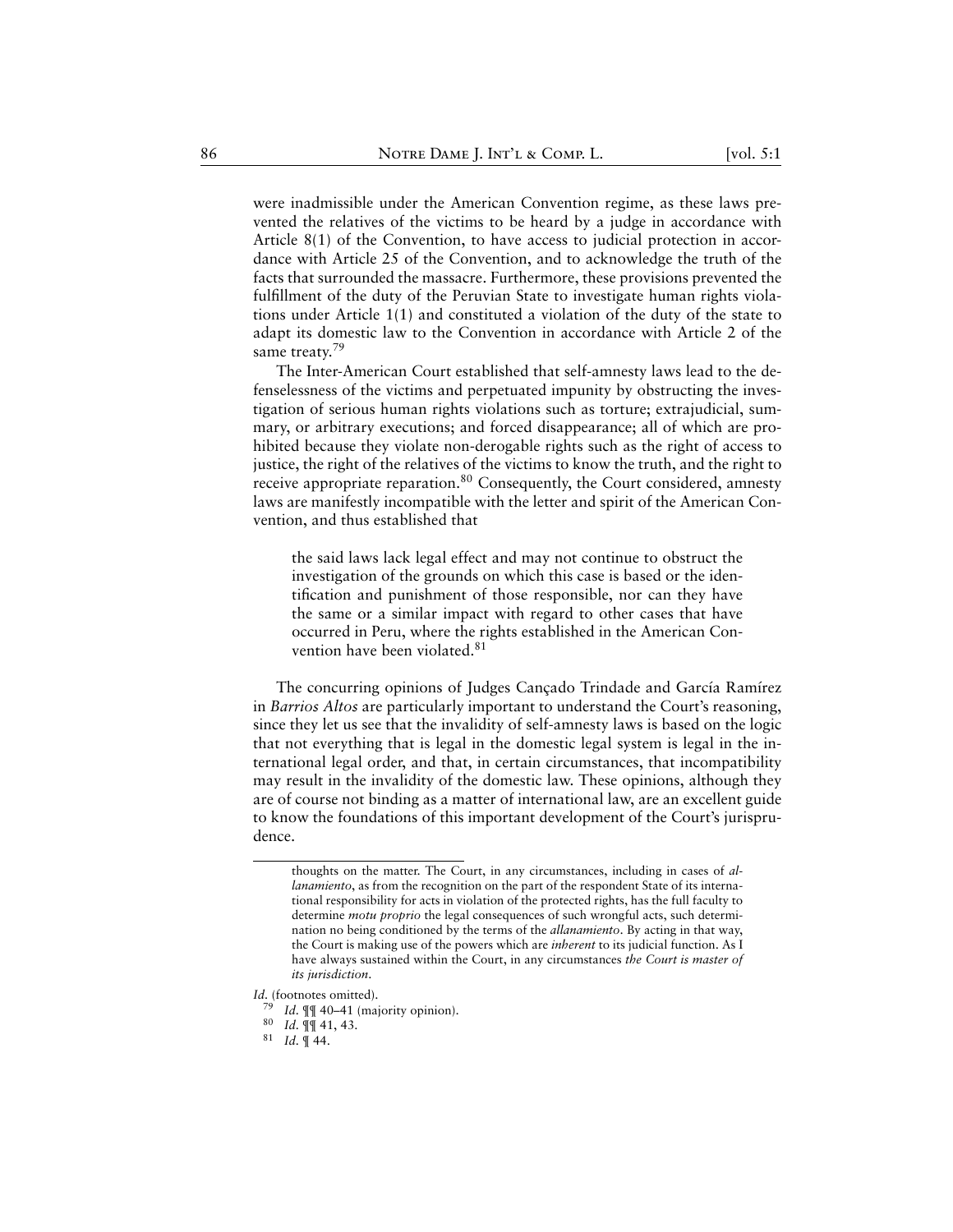were inadmissible under the American Convention regime, as these laws prevented the relatives of the victims to be heard by a judge in accordance with Article 8(1) of the Convention, to have access to judicial protection in accordance with Article 25 of the Convention, and to acknowledge the truth of the facts that surrounded the massacre. Furthermore, these provisions prevented the fulfillment of the duty of the Peruvian State to investigate human rights violations under Article 1(1) and constituted a violation of the duty of the state to adapt its domestic law to the Convention in accordance with Article 2 of the same treaty.[79]

The Inter-American Court established that self-amnesty laws lead to the defenselessness of the victims and perpetuated impunity by obstructing the investigation of serious human rights violations such as torture; extrajudicial, summary, or arbitrary executions; and forced disappearance; all of which are prohibited because they violate non-derogable rights such as the right of access to justice, the right of the relatives of the victims to know the truth, and the right to receive appropriate reparation.[80] Consequently, the Court considered, amnesty laws are manifestly incompatible with the letter and spirit of the American Convention, and thus established that

> the said laws lack legal effect and may not continue to obstruct the investigation of the grounds on which this case is based or the identification and punishment of those responsible, nor can they have the same or a similar impact with regard to other cases that have occurred in Peru, where the rights established in the American Convention have been violated.[81]

The concurring opinions of Judges Cançado Trindade and García Ramírez in *Barrios Altos* are particularly important to understand the Court's reasoning, since they let us see that the invalidity of self-amnesty laws is based on the logic that not everything that is legal in the domestic legal system is legal in the international legal order, and that, in certain circumstances, that incompatibility may result in the invalidity of the domestic law. These opinions, although they are of course not binding as a matter of international law, are an excellent guide to know the foundations of this important development of the Court's jurisprudence.

---

> thoughts on the matter. The Court, in any circumstances, including in cases of *allanamiento*, as from the recognition on the part of the respondent State of its international responsibility for acts in violation of the protected rights, has the full faculty to determine *motu proprio* the legal consequences of such wrongful acts, such determination no being conditioned by the terms of the *allanamiento*. By acting in that way, the Court is making use of the powers which are *inherent* to its judicial function. As I have always sustained within the Court, in any circumstances *the Court is master of its jurisdiction*.

*Id.* (footnotes omitted).

[79] *Id.* ¶¶ 40–41 (majority opinion).

[80] *Id.* ¶¶ 41, 43.

[81] *Id.* ¶ 44.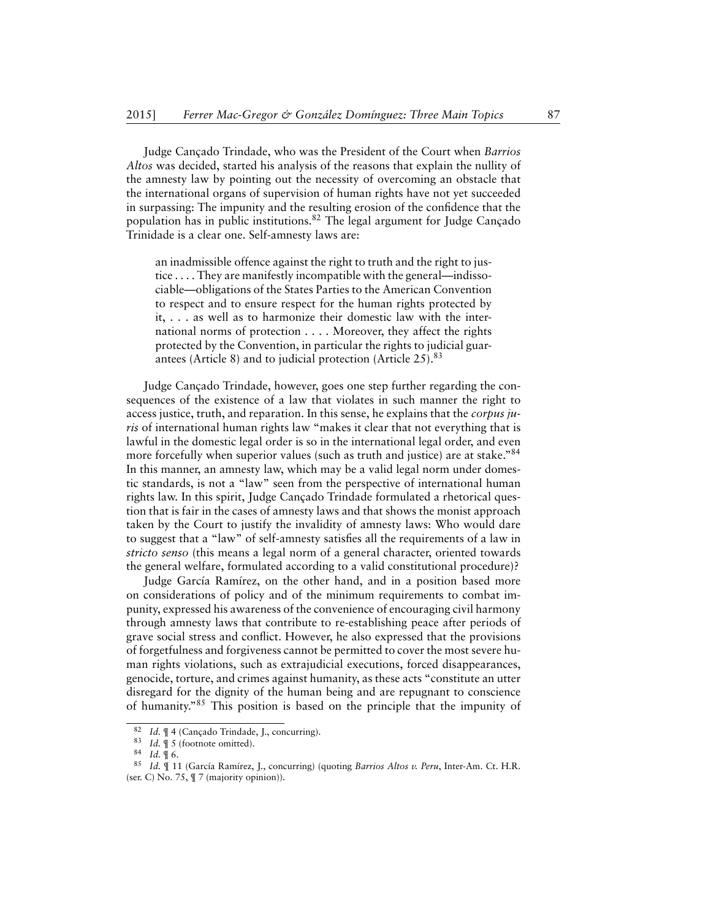Judge Cançado Trindade, who was the President of the Court when *Barrios Altos* was decided, started his analysis of the reasons that explain the nullity of the amnesty law by pointing out the necessity of overcoming an obstacle that the international organs of supervision of human rights have not yet succeeded in surpassing: The impunity and the resulting erosion of the confidence that the population has in public institutions.[82] The legal argument for Judge Cançado Trindade is a clear one. Self-amnesty laws are:

> an inadmissible offence against the right to truth and the right to justice . . . . They are manifestly incompatible with the general—indissociable—obligations of the States Parties to the American Convention to respect and to ensure respect for the human rights protected by it, . . . as well as to harmonize their domestic law with the international norms of protection . . . . Moreover, they affect the rights protected by the Convention, in particular the rights to judicial guarantees (Article 8) and to judicial protection (Article 25).[83]

Judge Cançado Trindade, however, goes one step further regarding the consequences of the existence of a law that violates in such manner the right to access justice, truth, and reparation. In this sense, he explains that the *corpus juris* of international human rights law "makes it clear that not everything that is lawful in the domestic legal order is so in the international legal order, and even more forcefully when superior values (such as truth and justice) are at stake."[84] In this manner, an amnesty law, which may be a valid legal norm under domestic standards, is not a "law" seen from the perspective of international human rights law. In this spirit, Judge Cançado Trindade formulated a rhetorical question that is fair in the cases of amnesty laws and that shows the monist approach taken by the Court to justify the invalidity of amnesty laws: Who would dare to suggest that a "law" of self-amnesty satisfies all the requirements of a law in *stricto senso* (this means a legal norm of a general character, oriented towards the general welfare, formulated according to a valid constitutional procedure)?

Judge García Ramírez, on the other hand, and in a position based more on considerations of policy and of the minimum requirements to combat impunity, expressed his awareness of the convenience of encouraging civil harmony through amnesty laws that contribute to re-establishing peace after periods of grave social stress and conflict. However, he also expressed that the provisions of forgetfulness and forgiveness cannot be permitted to cover the most severe human rights violations, such as extrajudicial executions, forced disappearances, genocide, torture, and crimes against humanity, as these acts "constitute an utter disregard for the dignity of the human being and are repugnant to conscience of humanity."[85] This position is based on the principle that the impunity of

[82] *Id.* ¶ 4 (Cançado Trindade, J., concurring).

[83] *Id.* ¶ 5 (footnote omitted).

[84] *Id.* ¶ 6.

[85] *Id.* ¶ 11 (García Ramírez, J., concurring) (quoting *Barrios Altos v. Peru*, Inter-Am. Ct. H.R. (ser. C) No. 75, ¶ 7 (majority opinion)).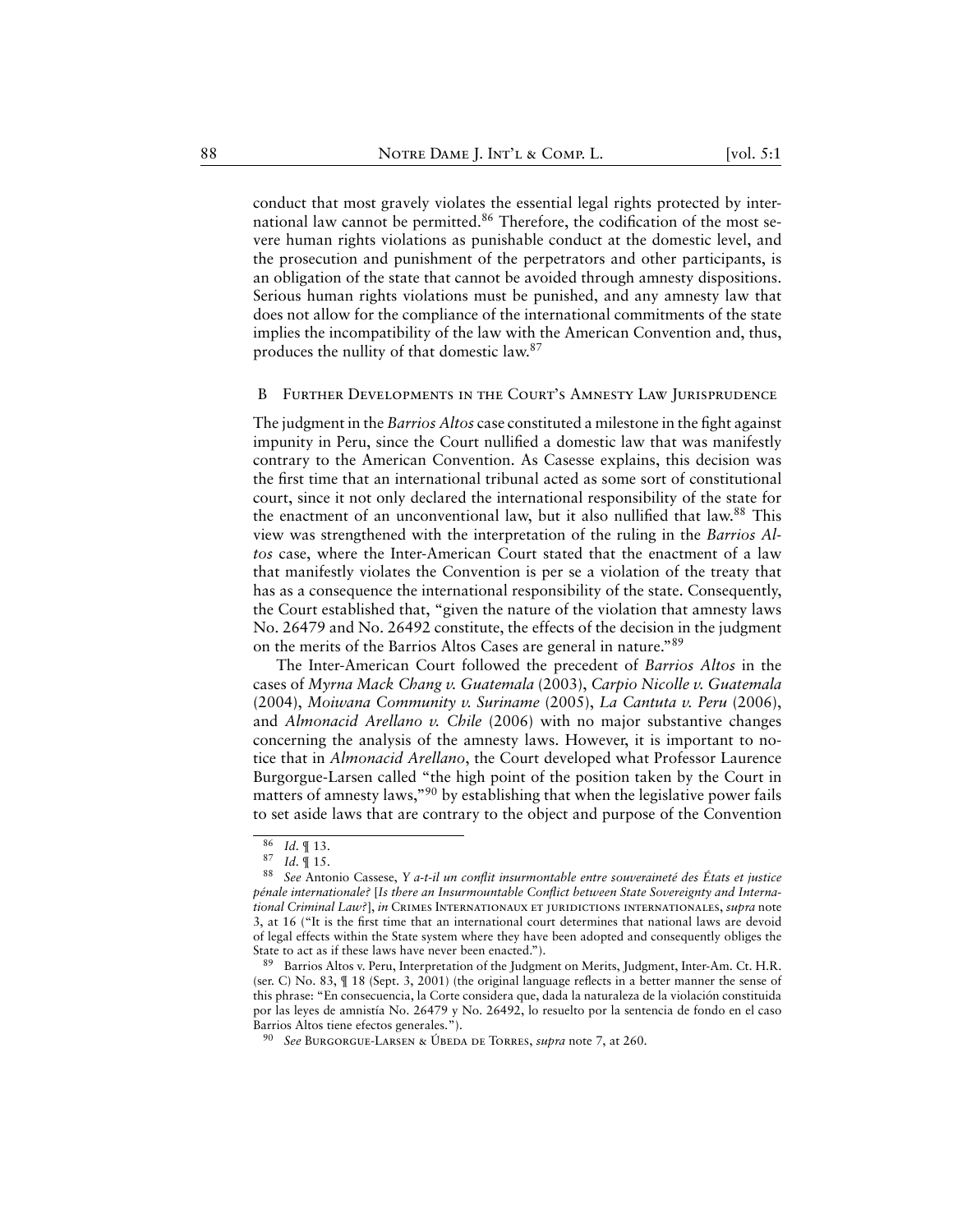conduct that most gravely violates the essential legal rights protected by international law cannot be permitted.[86] Therefore, the codification of the most severe human rights violations as punishable conduct at the domestic level, and the prosecution and punishment of the perpetrators and other participants, is an obligation of the state that cannot be avoided through amnesty dispositions. Serious human rights violations must be punished, and any amnesty law that does not allow for the compliance of the international commitments of the state implies the incompatibility of the law with the American Convention and, thus, produces the nullity of that domestic law.[87]

### B Further Developments in the Court's Amnesty Law Jurisprudence

The judgment in the *Barrios Altos* case constituted a milestone in the fight against impunity in Peru, since the Court nullified a domestic law that was manifestly contrary to the American Convention. As Casesse explains, this decision was the first time that an international tribunal acted as some sort of constitutional court, since it not only declared the international responsibility of the state for the enactment of an unconventional law, but it also nullified that law.[88] This view was strengthened with the interpretation of the ruling in the *Barrios Altos* case, where the Inter-American Court stated that the enactment of a law that manifestly violates the Convention is per se a violation of the treaty that has as a consequence the international responsibility of the state. Consequently, the Court established that, "given the nature of the violation that amnesty laws No. 26479 and No. 26492 constitute, the effects of the decision in the judgment on the merits of the Barrios Altos Cases are general in nature."[89]

The Inter-American Court followed the precedent of *Barrios Altos* in the cases of *Myrna Mack Chang v. Guatemala* (2003), *Carpio Nicolle v. Guatemala* (2004), *Moiwana Community v. Suriname* (2005), *La Cantuta v. Peru* (2006), and *Almonacid Arellano v. Chile* (2006) with no major substantive changes concerning the analysis of the amnesty laws. However, it is important to notice that in *Almonacid Arellano*, the Court developed what Professor Laurence Burgorgue-Larsen called "the high point of the position taken by the Court in matters of amnesty laws,"[90] by establishing that when the legislative power fails to set aside laws that are contrary to the object and purpose of the Convention

---

[86] *Id.* ¶ 13.

[87] *Id.* ¶ 15.

[88] *See* Antonio Cassese, *Y a-t-il un conflit insurmontable entre souveraineté des États et justice pénale internationale?* [*Is there an Insurmountable Conflict between State Sovereignty and International Criminal Law?*], *in* Crimes Internationaux et juridictions internationales, *supra* note 3, at 16 ("It is the first time that an international court determines that national laws are devoid of legal effects within the State system where they have been adopted and consequently obliges the State to act as if these laws have never been enacted.").

[89] Barrios Altos v. Peru, Interpretation of the Judgment on Merits, Judgment, Inter-Am. Ct. H.R. (ser. C) No. 83, ¶ 18 (Sept. 3, 2001) (the original language reflects in a better manner the sense of this phrase: "En consecuencia, la Corte considera que, dada la naturaleza de la violación constituida por las leyes de amnistía No. 26479 y No. 26492, lo resuelto por la sentencia de fondo en el caso Barrios Altos tiene efectos generales.").

[90] *See* Burgorgue-Larsen & Úbeda de Torres, *supra* note 7, at 260.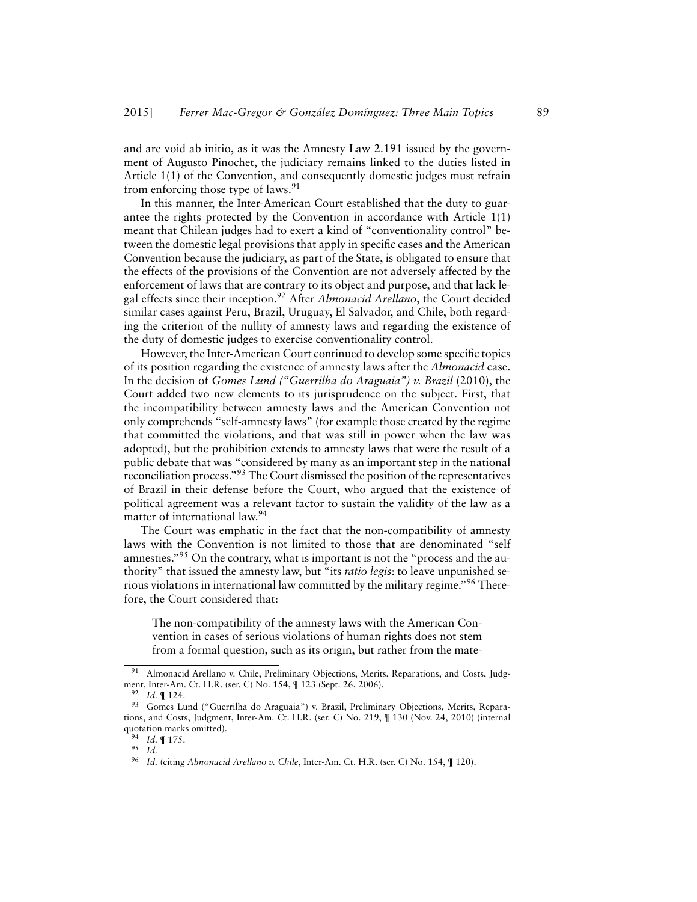and are void ab initio, as it was the Amnesty Law 2.191 issued by the government of Augusto Pinochet, the judiciary remains linked to the duties listed in Article 1(1) of the Convention, and consequently domestic judges must refrain from enforcing those type of laws.[91]

In this manner, the Inter-American Court established that the duty to guarantee the rights protected by the Convention in accordance with Article 1(1) meant that Chilean judges had to exert a kind of "conventionality control" between the domestic legal provisions that apply in specific cases and the American Convention because the judiciary, as part of the State, is obligated to ensure that the effects of the provisions of the Convention are not adversely affected by the enforcement of laws that are contrary to its object and purpose, and that lack legal effects since their inception.[92] After *Almonacid Arellano*, the Court decided similar cases against Peru, Brazil, Uruguay, El Salvador, and Chile, both regarding the criterion of the nullity of amnesty laws and regarding the existence of the duty of domestic judges to exercise conventionality control.

However, the Inter-American Court continued to develop some specific topics of its position regarding the existence of amnesty laws after the *Almonacid* case. In the decision of *Gomes Lund ("Guerrilha do Araguaia") v. Brazil* (2010), the Court added two new elements to its jurisprudence on the subject. First, that the incompatibility between amnesty laws and the American Convention not only comprehends "self-amnesty laws" (for example those created by the regime that committed the violations, and that was still in power when the law was adopted), but the prohibition extends to amnesty laws that were the result of a public debate that was "considered by many as an important step in the national reconciliation process."[93] The Court dismissed the position of the representatives of Brazil in their defense before the Court, who argued that the existence of political agreement was a relevant factor to sustain the validity of the law as a matter of international law.[94]

The Court was emphatic in the fact that the non-compatibility of amnesty laws with the Convention is not limited to those that are denominated "self amnesties."[95] On the contrary, what is important is not the "process and the authority" that issued the amnesty law, but "its *ratio legis*: to leave unpunished serious violations in international law committed by the military regime."[96] Therefore, the Court considered that:

> The non-compatibility of the amnesty laws with the American Convention in cases of serious violations of human rights does not stem from a formal question, such as its origin, but rather from the mate-

---

[91] Almonacid Arellano v. Chile, Preliminary Objections, Merits, Reparations, and Costs, Judgment, Inter-Am. Ct. H.R. (ser. C) No. 154, ¶ 123 (Sept. 26, 2006).

[92] *Id.* ¶ 124.

[93] Gomes Lund ("Guerrilha do Araguaia") v. Brazil, Preliminary Objections, Merits, Reparations, and Costs, Judgment, Inter-Am. Ct. H.R. (ser. C) No. 219, ¶ 130 (Nov. 24, 2010) (internal quotation marks omitted).

[94] *Id.* ¶ 175.

[95] *Id.*

[96] *Id.* (citing *Almonacid Arellano v. Chile*, Inter-Am. Ct. H.R. (ser. C) No. 154, ¶ 120).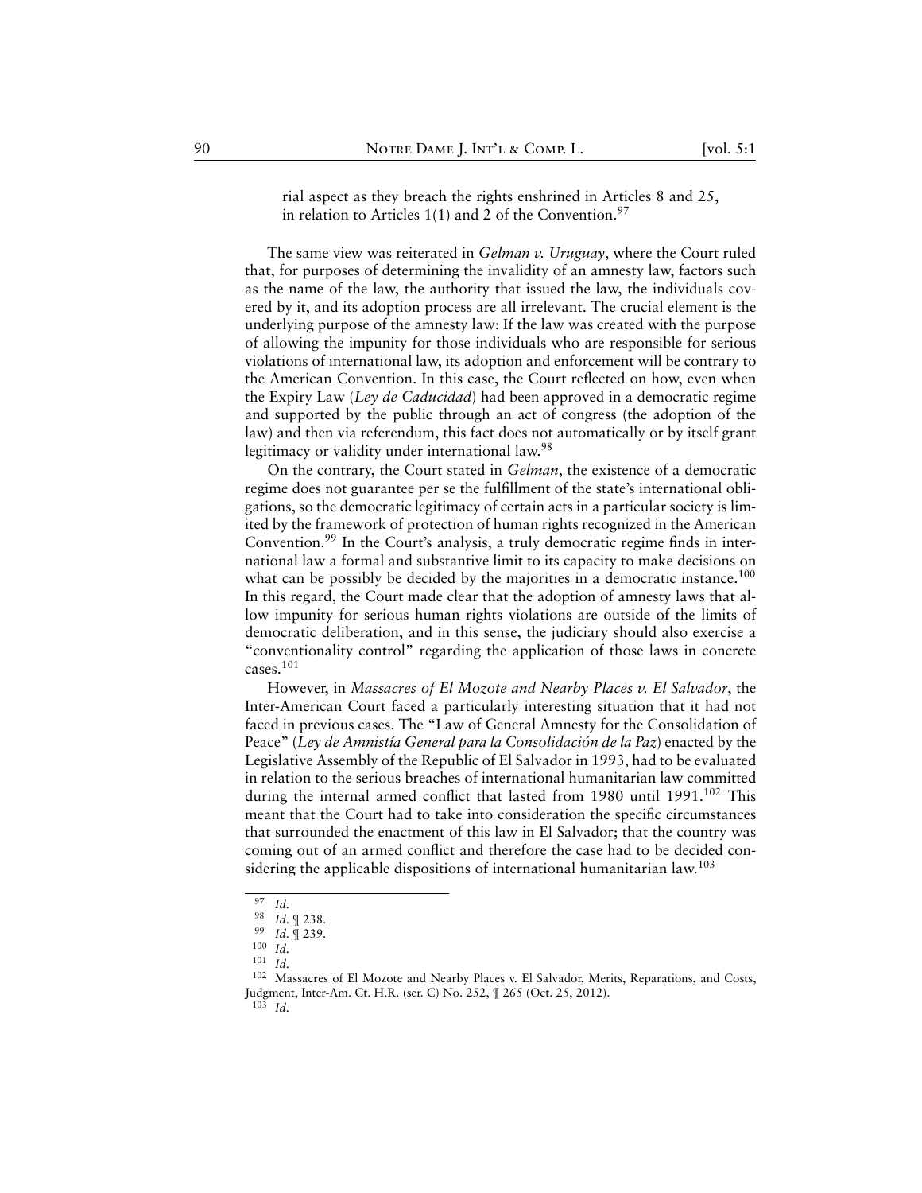rial aspect as they breach the rights enshrined in Articles 8 and 25, in relation to Articles 1(1) and 2 of the Convention.[97]

The same view was reiterated in *Gelman v. Uruguay*, where the Court ruled that, for purposes of determining the invalidity of an amnesty law, factors such as the name of the law, the authority that issued the law, the individuals covered by it, and its adoption process are all irrelevant. The crucial element is the underlying purpose of the amnesty law: If the law was created with the purpose of allowing the impunity for those individuals who are responsible for serious violations of international law, its adoption and enforcement will be contrary to the American Convention. In this case, the Court reflected on how, even when the Expiry Law (*Ley de Caducidad*) had been approved in a democratic regime and supported by the public through an act of congress (the adoption of the law) and then via referendum, this fact does not automatically or by itself grant legitimacy or validity under international law.[98]

On the contrary, the Court stated in *Gelman*, the existence of a democratic regime does not guarantee per se the fulfillment of the state's international obligations, so the democratic legitimacy of certain acts in a particular society is limited by the framework of protection of human rights recognized in the American Convention.[99] In the Court's analysis, a truly democratic regime finds in international law a formal and substantive limit to its capacity to make decisions on what can be possibly be decided by the majorities in a democratic instance.[100] In this regard, the Court made clear that the adoption of amnesty laws that allow impunity for serious human rights violations are outside of the limits of democratic deliberation, and in this sense, the judiciary should also exercise a "conventionality control" regarding the application of those laws in concrete cases.[101]

However, in *Massacres of El Mozote and Nearby Places v. El Salvador*, the Inter-American Court faced a particularly interesting situation that it had not faced in previous cases. The "Law of General Amnesty for the Consolidation of Peace" (*Ley de Amnistía General para la Consolidación de la Paz*) enacted by the Legislative Assembly of the Republic of El Salvador in 1993, had to be evaluated in relation to the serious breaches of international humanitarian law committed during the internal armed conflict that lasted from 1980 until 1991.[102] This meant that the Court had to take into consideration the specific circumstances that surrounded the enactment of this law in El Salvador; that the country was coming out of an armed conflict and therefore the case had to be decided considering the applicable dispositions of international humanitarian law.[103]

---

[97] *Id.*

[98] *Id.* ¶ 238.

[99] *Id.* ¶ 239.

[100] *Id.*

[101] *Id.*

[102] Massacres of El Mozote and Nearby Places v. El Salvador, Merits, Reparations, and Costs, Judgment, Inter-Am. Ct. H.R. (ser. C) No. 252, ¶ 265 (Oct. 25, 2012).

[103] *Id.*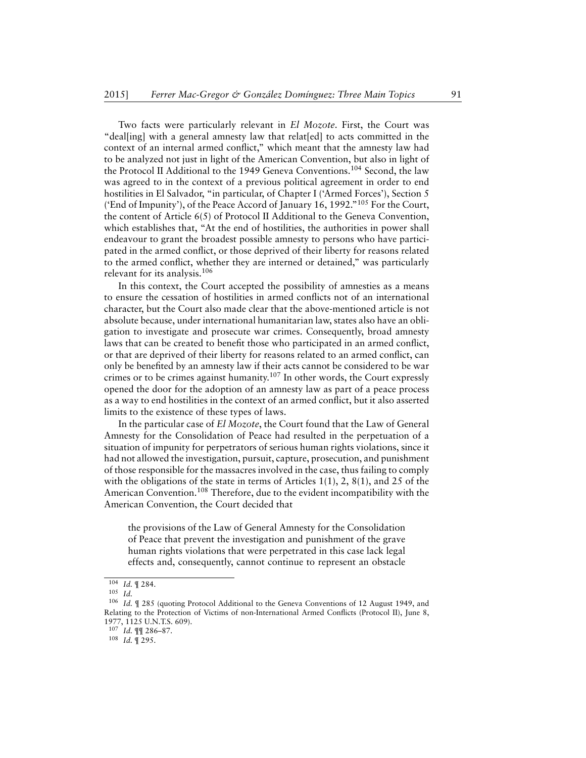Two facts were particularly relevant in *El Mozote*. First, the Court was "deal[ing] with a general amnesty law that relat[ed] to acts committed in the context of an internal armed conflict," which meant that the amnesty law had to be analyzed not just in light of the American Convention, but also in light of the Protocol II Additional to the 1949 Geneva Conventions.[104] Second, the law was agreed to in the context of a previous political agreement in order to end hostilities in El Salvador, "in particular, of Chapter I ('Armed Forces'), Section 5 ('End of Impunity'), of the Peace Accord of January 16, 1992."[105] For the Court, the content of Article 6(5) of Protocol II Additional to the Geneva Convention, which establishes that, "At the end of hostilities, the authorities in power shall endeavour to grant the broadest possible amnesty to persons who have participated in the armed conflict, or those deprived of their liberty for reasons related to the armed conflict, whether they are interned or detained," was particularly relevant for its analysis.[106]

In this context, the Court accepted the possibility of amnesties as a means to ensure the cessation of hostilities in armed conflicts not of an international character, but the Court also made clear that the above-mentioned article is not absolute because, under international humanitarian law, states also have an obligation to investigate and prosecute war crimes. Consequently, broad amnesty laws that can be created to benefit those who participated in an armed conflict, or that are deprived of their liberty for reasons related to an armed conflict, can only be benefited by an amnesty law if their acts cannot be considered to be war crimes or to be crimes against humanity.[107] In other words, the Court expressly opened the door for the adoption of an amnesty law as part of a peace process as a way to end hostilities in the context of an armed conflict, but it also asserted limits to the existence of these types of laws.

In the particular case of *El Mozote*, the Court found that the Law of General Amnesty for the Consolidation of Peace had resulted in the perpetuation of a situation of impunity for perpetrators of serious human rights violations, since it had not allowed the investigation, pursuit, capture, prosecution, and punishment of those responsible for the massacres involved in the case, thus failing to comply with the obligations of the state in terms of Articles 1(1), 2, 8(1), and 25 of the American Convention.[108] Therefore, due to the evident incompatibility with the American Convention, the Court decided that

> the provisions of the Law of General Amnesty for the Consolidation of Peace that prevent the investigation and punishment of the grave human rights violations that were perpetrated in this case lack legal effects and, consequently, cannot continue to represent an obstacle

---

[104] *Id.* ¶ 284.

[105] *Id.*

[106] *Id.* ¶ 285 (quoting Protocol Additional to the Geneva Conventions of 12 August 1949, and Relating to the Protection of Victims of non-International Armed Conflicts (Protocol II), June 8, 1977, 1125 U.N.T.S. 609).

[107] *Id.* ¶¶ 286–87.

[108] *Id.* ¶ 295.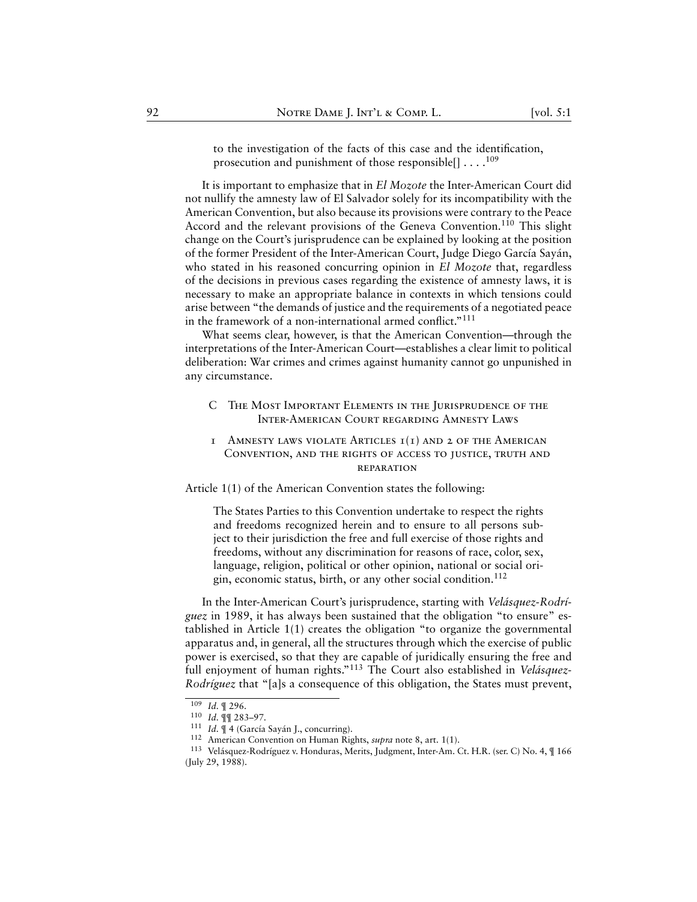> to the investigation of the facts of this case and the identification, prosecution and punishment of those responsible[] . . . .[109]

It is important to emphasize that in *El Mozote* the Inter-American Court did not nullify the amnesty law of El Salvador solely for its incompatibility with the American Convention, but also because its provisions were contrary to the Peace Accord and the relevant provisions of the Geneva Convention.[110] This slight change on the Court's jurisprudence can be explained by looking at the position of the former President of the Inter-American Court, Judge Diego García Sayán, who stated in his reasoned concurring opinion in *El Mozote* that, regardless of the decisions in previous cases regarding the existence of amnesty laws, it is necessary to make an appropriate balance in contexts in which tensions could arise between "the demands of justice and the requirements of a negotiated peace in the framework of a non-international armed conflict."[111]

What seems clear, however, is that the American Convention—through the interpretations of the Inter-American Court—establishes a clear limit to political deliberation: War crimes and crimes against humanity cannot go unpunished in any circumstance.

### C The Most Important Elements in the Jurisprudence of the Inter-American Court regarding Amnesty Laws

#### 1 Amnesty laws violate Articles 1(1) and 2 of the American Convention, and the rights of access to justice, truth and reparation

Article 1(1) of the American Convention states the following:

> The States Parties to this Convention undertake to respect the rights and freedoms recognized herein and to ensure to all persons subject to their jurisdiction the free and full exercise of those rights and freedoms, without any discrimination for reasons of race, color, sex, language, religion, political or other opinion, national or social origin, economic status, birth, or any other social condition.[112]

In the Inter-American Court's jurisprudence, starting with *Velásquez-Rodríguez* in 1989, it has always been sustained that the obligation "to ensure" established in Article 1(1) creates the obligation "to organize the governmental apparatus and, in general, all the structures through which the exercise of public power is exercised, so that they are capable of juridically ensuring the free and full enjoyment of human rights."[113] The Court also established in *Velásquez-Rodríguez* that "[a]s a consequence of this obligation, the States must prevent,

---

[109] *Id.* ¶ 296.

[110] *Id.* ¶¶ 283–97.

[111] *Id.* ¶ 4 (García Sayán J., concurring).

[112] American Convention on Human Rights, *supra* note 8, art. 1(1).

[113] Velásquez-Rodríguez v. Honduras, Merits, Judgment, Inter-Am. Ct. H.R. (ser. C) No. 4, ¶ 166 (July 29, 1988).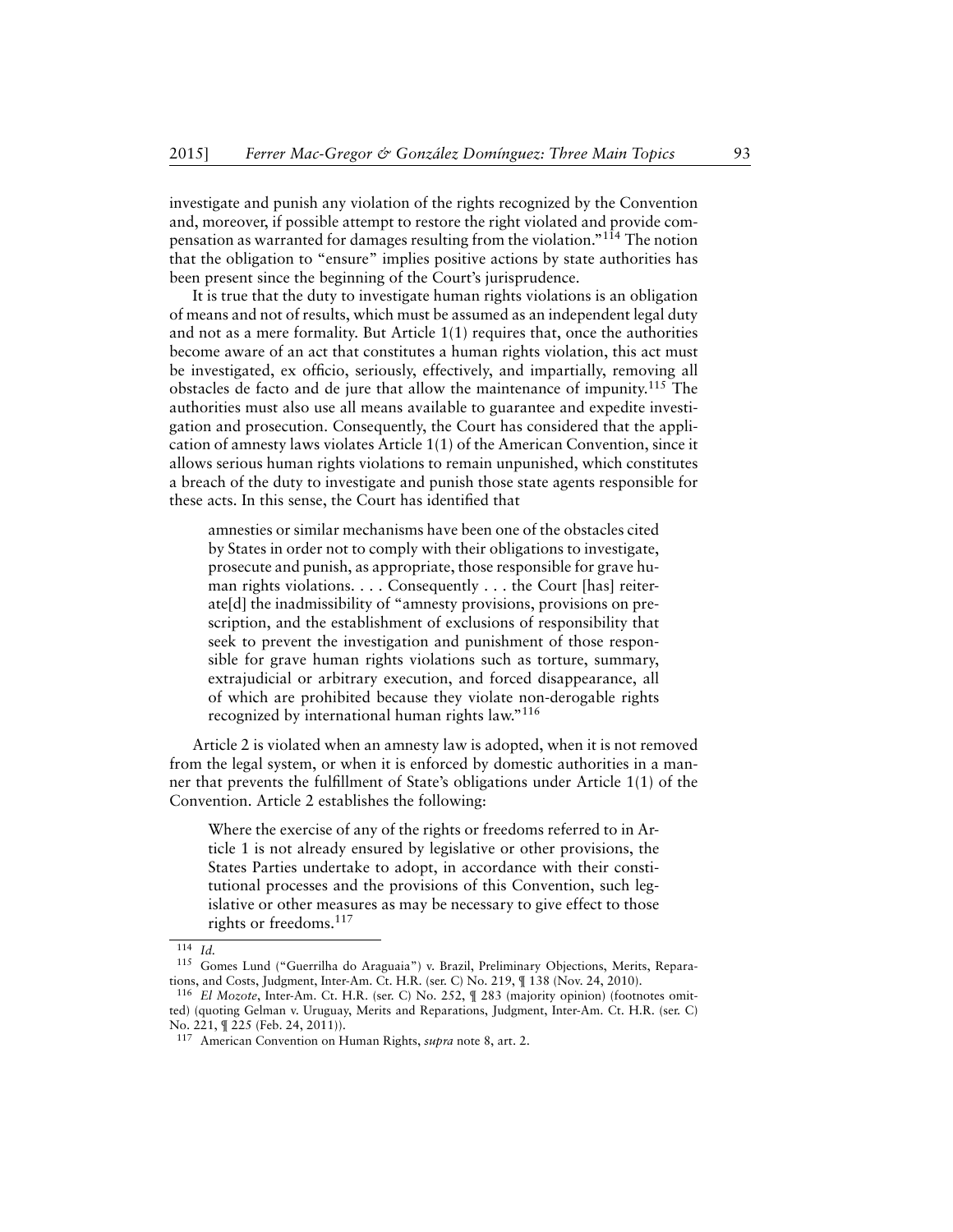investigate and punish any violation of the rights recognized by the Convention and, moreover, if possible attempt to restore the right violated and provide compensation as warranted for damages resulting from the violation."[114] The notion that the obligation to "ensure" implies positive actions by state authorities has been present since the beginning of the Court's jurisprudence.

It is true that the duty to investigate human rights violations is an obligation of means and not of results, which must be assumed as an independent legal duty and not as a mere formality. But Article 1(1) requires that, once the authorities become aware of an act that constitutes a human rights violation, this act must be investigated, ex officio, seriously, effectively, and impartially, removing all obstacles de facto and de jure that allow the maintenance of impunity.[115] The authorities must also use all means available to guarantee and expedite investigation and prosecution. Consequently, the Court has considered that the application of amnesty laws violates Article 1(1) of the American Convention, since it allows serious human rights violations to remain unpunished, which constitutes a breach of the duty to investigate and punish those state agents responsible for these acts. In this sense, the Court has identified that

> amnesties or similar mechanisms have been one of the obstacles cited by States in order not to comply with their obligations to investigate, prosecute and punish, as appropriate, those responsible for grave human rights violations. . . . Consequently . . . the Court [has] reiterate[d] the inadmissibility of "amnesty provisions, provisions on prescription, and the establishment of exclusions of responsibility that seek to prevent the investigation and punishment of those responsible for grave human rights violations such as torture, summary, extrajudicial or arbitrary execution, and forced disappearance, all of which are prohibited because they violate non-derogable rights recognized by international human rights law."[116]

Article 2 is violated when an amnesty law is adopted, when it is not removed from the legal system, or when it is enforced by domestic authorities in a manner that prevents the fulfillment of State's obligations under Article 1(1) of the Convention. Article 2 establishes the following:

> Where the exercise of any of the rights or freedoms referred to in Article 1 is not already ensured by legislative or other provisions, the States Parties undertake to adopt, in accordance with their constitutional processes and the provisions of this Convention, such legislative or other measures as may be necessary to give effect to those rights or freedoms.[117]

---

[114] *Id.*

[115] Gomes Lund ("Guerrilha do Araguaia") v. Brazil, Preliminary Objections, Merits, Reparations, and Costs, Judgment, Inter-Am. Ct. H.R. (ser. C) No. 219, ¶ 138 (Nov. 24, 2010).

[116] *El Mozote*, Inter-Am. Ct. H.R. (ser. C) No. 252, ¶ 283 (majority opinion) (footnotes omitted) (quoting Gelman v. Uruguay, Merits and Reparations, Judgment, Inter-Am. Ct. H.R. (ser. C) No. 221, ¶ 225 (Feb. 24, 2011)).

[117] American Convention on Human Rights, *supra* note 8, art. 2.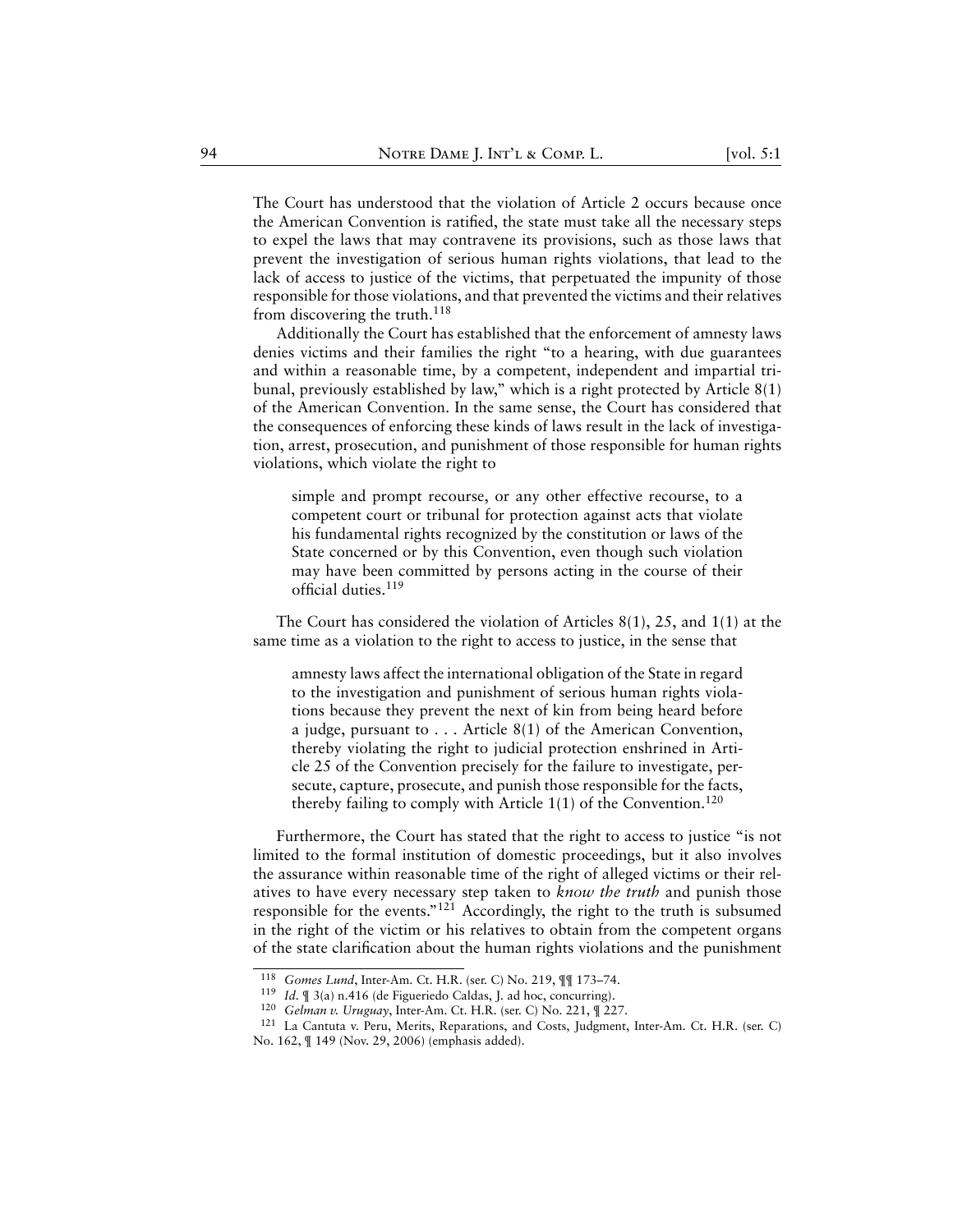The Court has understood that the violation of Article 2 occurs because once the American Convention is ratified, the state must take all the necessary steps to expel the laws that may contravene its provisions, such as those laws that prevent the investigation of serious human rights violations, that lead to the lack of access to justice of the victims, that perpetuated the impunity of those responsible for those violations, and that prevented the victims and their relatives from discovering the truth.[118]

Additionally the Court has established that the enforcement of amnesty laws denies victims and their families the right "to a hearing, with due guarantees and within a reasonable time, by a competent, independent and impartial tribunal, previously established by law," which is a right protected by Article 8(1) of the American Convention. In the same sense, the Court has considered that the consequences of enforcing these kinds of laws result in the lack of investigation, arrest, prosecution, and punishment of those responsible for human rights violations, which violate the right to

> simple and prompt recourse, or any other effective recourse, to a competent court or tribunal for protection against acts that violate his fundamental rights recognized by the constitution or laws of the State concerned or by this Convention, even though such violation may have been committed by persons acting in the course of their official duties.[119]

The Court has considered the violation of Articles 8(1), 25, and 1(1) at the same time as a violation to the right to access to justice, in the sense that

> amnesty laws affect the international obligation of the State in regard to the investigation and punishment of serious human rights violations because they prevent the next of kin from being heard before a judge, pursuant to . . . Article 8(1) of the American Convention, thereby violating the right to judicial protection enshrined in Article 25 of the Convention precisely for the failure to investigate, persecute, capture, prosecute, and punish those responsible for the facts, thereby failing to comply with Article 1(1) of the Convention.[120]

Furthermore, the Court has stated that the right to access to justice "is not limited to the formal institution of domestic proceedings, but it also involves the assurance within reasonable time of the right of alleged victims or their relatives to have every necessary step taken to *know the truth* and punish those responsible for the events."[121] Accordingly, the right to the truth is subsumed in the right of the victim or his relatives to obtain from the competent organs of the state clarification about the human rights violations and the punishment

---

118 *Gomes Lund*, Inter-Am. Ct. H.R. (ser. C) No. 219, ¶¶ 173–74.

119 *Id.* ¶ 3(a) n.416 (de Figueriedo Caldas, J. ad hoc, concurring).

120 *Gelman v. Uruguay*, Inter-Am. Ct. H.R. (ser. C) No. 221, ¶ 227.

121 La Cantuta v. Peru, Merits, Reparations, and Costs, Judgment, Inter-Am. Ct. H.R. (ser. C) No. 162, ¶ 149 (Nov. 29, 2006) (emphasis added).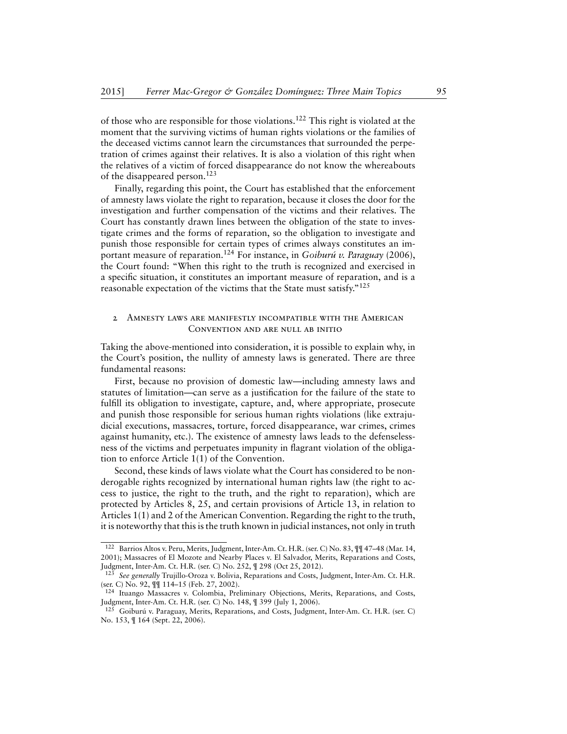of those who are responsible for those violations.[122] This right is violated at the moment that the surviving victims of human rights violations or the families of the deceased victims cannot learn the circumstances that surrounded the perpetration of crimes against their relatives. It is also a violation of this right when the relatives of a victim of forced disappearance do not know the whereabouts of the disappeared person.[123]

Finally, regarding this point, the Court has established that the enforcement of amnesty laws violate the right to reparation, because it closes the door for the investigation and further compensation of the victims and their relatives. The Court has constantly drawn lines between the obligation of the state to investigate crimes and the forms of reparation, so the obligation to investigate and punish those responsible for certain types of crimes always constitutes an important measure of reparation.[124] For instance, in *Goiburú v. Paraguay* (2006), the Court found: "When this right to the truth is recognized and exercised in a specific situation, it constitutes an important measure of reparation, and is a reasonable expectation of the victims that the State must satisfy."[125]

### 2 Amnesty laws are manifestly incompatible with the American Convention and are null ab initio

Taking the above-mentioned into consideration, it is possible to explain why, in the Court's position, the nullity of amnesty laws is generated. There are three fundamental reasons:

First, because no provision of domestic law—including amnesty laws and statutes of limitation—can serve as a justification for the failure of the state to fulfill its obligation to investigate, capture, and, where appropriate, prosecute and punish those responsible for serious human rights violations (like extrajudicial executions, massacres, torture, forced disappearance, war crimes, crimes against humanity, etc.). The existence of amnesty laws leads to the defenselessness of the victims and perpetuates impunity in flagrant violation of the obligation to enforce Article 1(1) of the Convention.

Second, these kinds of laws violate what the Court has considered to be nonderogable rights recognized by international human rights law (the right to access to justice, the right to the truth, and the right to reparation), which are protected by Articles 8, 25, and certain provisions of Article 13, in relation to Articles 1(1) and 2 of the American Convention. Regarding the right to the truth, it is noteworthy that this is the truth known in judicial instances, not only in truth

---

[122] Barrios Altos v. Peru, Merits, Judgment, Inter-Am. Ct. H.R. (ser. C) No. 83, ¶¶ 47–48 (Mar. 14, 2001); Massacres of El Mozote and Nearby Places v. El Salvador, Merits, Reparations and Costs, Judgment, Inter-Am. Ct. H.R. (ser. C) No. 252, ¶ 298 (Oct 25, 2012).

[123] *See generally* Trujillo-Oroza v. Bolivia, Reparations and Costs, Judgment, Inter-Am. Ct. H.R. (ser. C) No. 92, ¶¶ 114–15 (Feb. 27, 2002).

[124] Ituango Massacres v. Colombia, Preliminary Objections, Merits, Reparations, and Costs, Judgment, Inter-Am. Ct. H.R. (ser. C) No. 148, ¶ 399 (July 1, 2006).

[125] Goiburú v. Paraguay, Merits, Reparations, and Costs, Judgment, Inter-Am. Ct. H.R. (ser. C) No. 153, ¶ 164 (Sept. 22, 2006).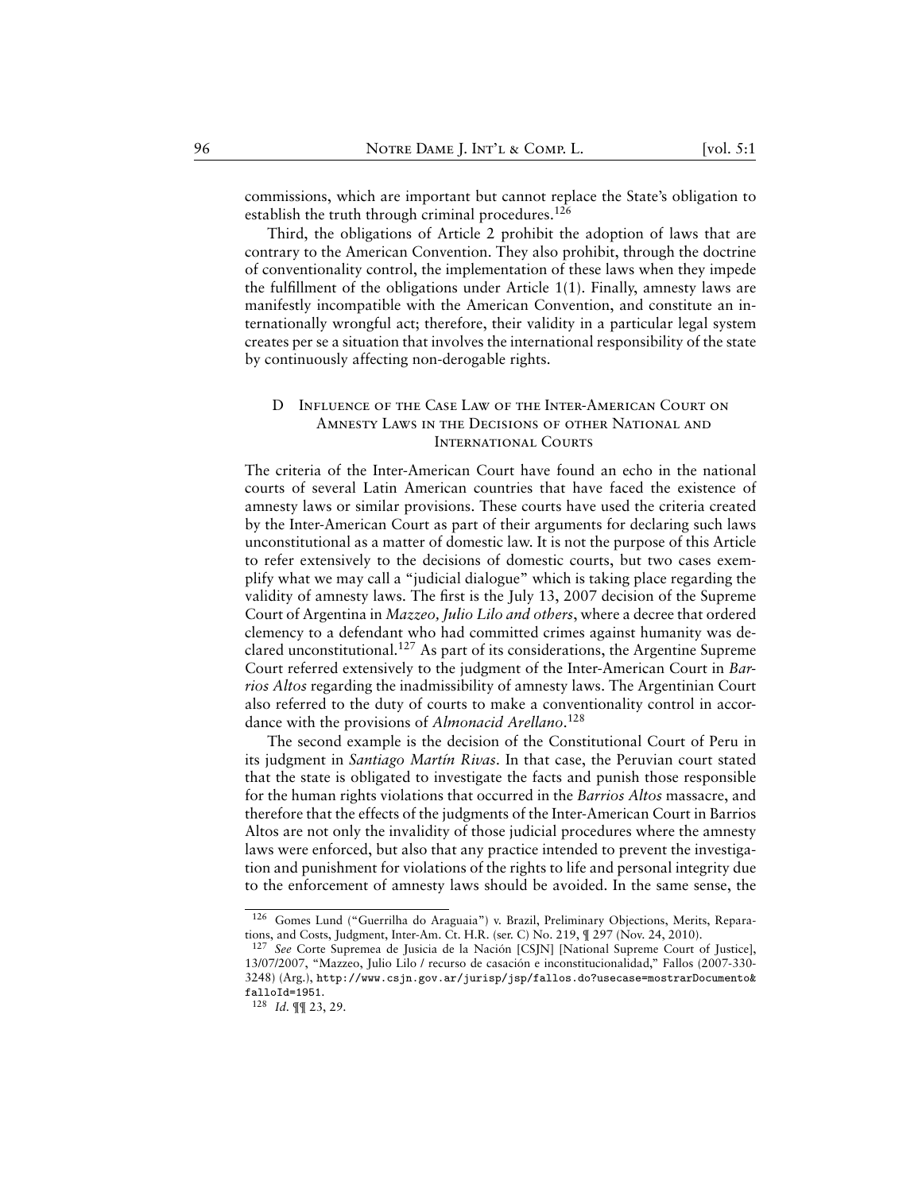commissions, which are important but cannot replace the State's obligation to establish the truth through criminal procedures.[126]

Third, the obligations of Article 2 prohibit the adoption of laws that are contrary to the American Convention. They also prohibit, through the doctrine of conventionality control, the implementation of these laws when they impede the fulfillment of the obligations under Article 1(1). Finally, amnesty laws are manifestly incompatible with the American Convention, and constitute an internationally wrongful act; therefore, their validity in a particular legal system creates per se a situation that involves the international responsibility of the state by continuously affecting non-derogable rights.

### D Influence of the Case Law of the Inter-American Court on Amnesty Laws in the Decisions of other National and International Courts

The criteria of the Inter-American Court have found an echo in the national courts of several Latin American countries that have faced the existence of amnesty laws or similar provisions. These courts have used the criteria created by the Inter-American Court as part of their arguments for declaring such laws unconstitutional as a matter of domestic law. It is not the purpose of this Article to refer extensively to the decisions of domestic courts, but two cases exemplify what we may call a "judicial dialogue" which is taking place regarding the validity of amnesty laws. The first is the July 13, 2007 decision of the Supreme Court of Argentina in *Mazzeo, Julio Lilo and others*, where a decree that ordered clemency to a defendant who had committed crimes against humanity was declared unconstitutional.[127] As part of its considerations, the Argentine Supreme Court referred extensively to the judgment of the Inter-American Court in *Barrios Altos* regarding the inadmissibility of amnesty laws. The Argentinian Court also referred to the duty of courts to make a conventionality control in accordance with the provisions of *Almonacid Arellano*.[128]

The second example is the decision of the Constitutional Court of Peru in its judgment in *Santiago Martín Rivas*. In that case, the Peruvian court stated that the state is obligated to investigate the facts and punish those responsible for the human rights violations that occurred in the *Barrios Altos* massacre, and therefore that the effects of the judgments of the Inter-American Court in Barrios Altos are not only the invalidity of those judicial procedures where the amnesty laws were enforced, but also that any practice intended to prevent the investigation and punishment for violations of the rights to life and personal integrity due to the enforcement of amnesty laws should be avoided. In the same sense, the

---

[126] Gomes Lund ("Guerrilha do Araguaia") v. Brazil, Preliminary Objections, Merits, Reparations, and Costs, Judgment, Inter-Am. Ct. H.R. (ser. C) No. 219, ¶ 297 (Nov. 24, 2010).

[127] *See* Corte Supremea de Jusicia de la Nación [CSJN] [National Supreme Court of Justice], 13/07/2007, "Mazzeo, Julio Lilo / recurso de casación e inconstitucionalidad," Fallos (2007-330-3248) (Arg.), `http://www.csjn.gov.ar/jurisp/jsp/fallos.do?usecase=mostrarDocumento&falloId=1951`.

[128] *Id.* ¶¶ 23, 29.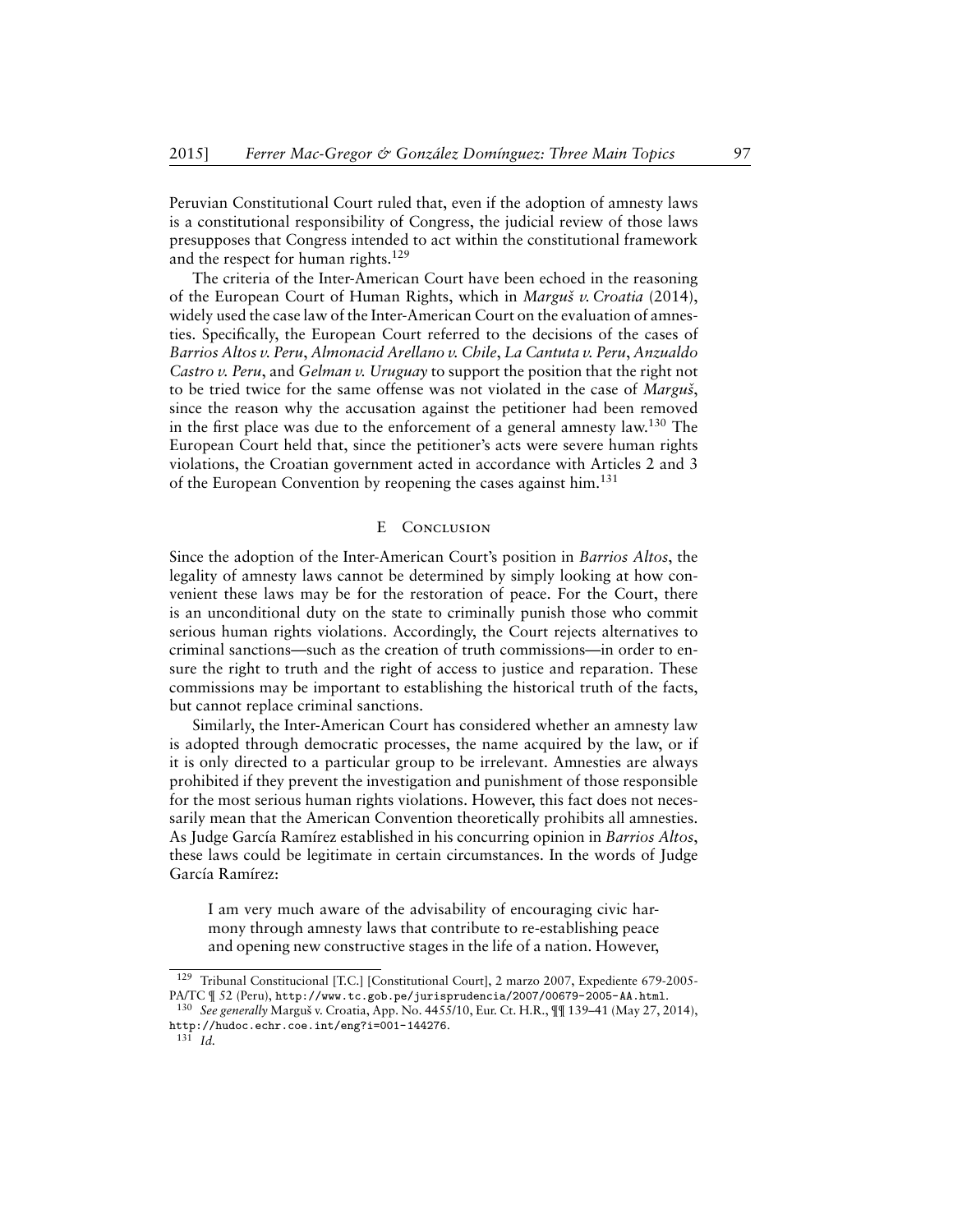Peruvian Constitutional Court ruled that, even if the adoption of amnesty laws is a constitutional responsibility of Congress, the judicial review of those laws presupposes that Congress intended to act within the constitutional framework and the respect for human rights.[129]

The criteria of the Inter-American Court have been echoed in the reasoning of the European Court of Human Rights, which in *Marguš v. Croatia* (2014), widely used the case law of the Inter-American Court on the evaluation of amnesties. Specifically, the European Court referred to the decisions of the cases of *Barrios Altos v. Peru*, *Almonacid Arellano v. Chile*, *La Cantuta v. Peru*, *Anzualdo Castro v. Peru*, and *Gelman v. Uruguay* to support the position that the right not to be tried twice for the same offense was not violated in the case of *Marguš*, since the reason why the accusation against the petitioner had been removed in the first place was due to the enforcement of a general amnesty law.[130] The European Court held that, since the petitioner's acts were severe human rights violations, the Croatian government acted in accordance with Articles 2 and 3 of the European Convention by reopening the cases against him.[131]

## E Conclusion

Since the adoption of the Inter-American Court's position in *Barrios Altos*, the legality of amnesty laws cannot be determined by simply looking at how convenient these laws may be for the restoration of peace. For the Court, there is an unconditional duty on the state to criminally punish those who commit serious human rights violations. Accordingly, the Court rejects alternatives to criminal sanctions—such as the creation of truth commissions—in order to ensure the right to truth and the right of access to justice and reparation. These commissions may be important to establishing the historical truth of the facts, but cannot replace criminal sanctions.

Similarly, the Inter-American Court has considered whether an amnesty law is adopted through democratic processes, the name acquired by the law, or if it is only directed to a particular group to be irrelevant. Amnesties are always prohibited if they prevent the investigation and punishment of those responsible for the most serious human rights violations. However, this fact does not necessarily mean that the American Convention theoretically prohibits all amnesties. As Judge García Ramírez established in his concurring opinion in *Barrios Altos*, these laws could be legitimate in certain circumstances. In the words of Judge García Ramírez:

> I am very much aware of the advisability of encouraging civic harmony through amnesty laws that contribute to re-establishing peace and opening new constructive stages in the life of a nation. However,

---

[129] Tribunal Constitucional [T.C.] [Constitutional Court], 2 marzo 2007, Expediente 679-2005-PA/TC ¶ 52 (Peru), http://www.tc.gob.pe/jurisprudencia/2007/00679-2005-AA.html.

[130] *See generally* Marguš v. Croatia, App. No. 4455/10, Eur. Ct. H.R., ¶¶ 139–41 (May 27, 2014), http://hudoc.echr.coe.int/eng?i=001-144276.

[131] *Id.*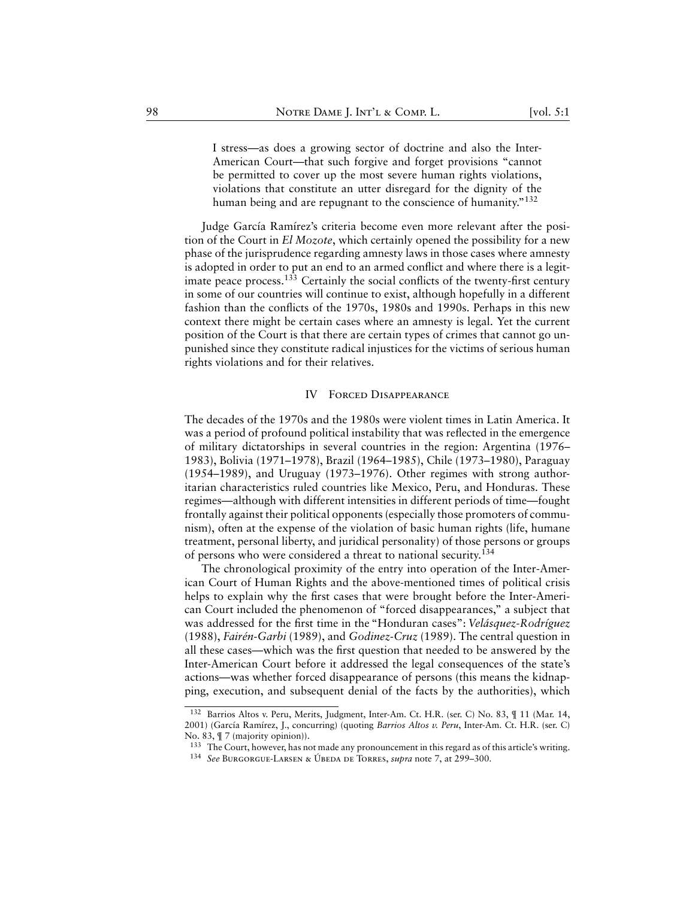I stress—as does a growing sector of doctrine and also the Inter-American Court—that such forgive and forget provisions "cannot be permitted to cover up the most severe human rights violations, violations that constitute an utter disregard for the dignity of the human being and are repugnant to the conscience of humanity."[132]

Judge García Ramírez's criteria become even more relevant after the position of the Court in *El Mozote*, which certainly opened the possibility for a new phase of the jurisprudence regarding amnesty laws in those cases where amnesty is adopted in order to put an end to an armed conflict and where there is a legitimate peace process.[133] Certainly the social conflicts of the twenty-first century in some of our countries will continue to exist, although hopefully in a different fashion than the conflicts of the 1970s, 1980s and 1990s. Perhaps in this new context there might be certain cases where an amnesty is legal. Yet the current position of the Court is that there are certain types of crimes that cannot go unpunished since they constitute radical injustices for the victims of serious human rights violations and for their relatives.

## IV Forced Disappearance

The decades of the 1970s and the 1980s were violent times in Latin America. It was a period of profound political instability that was reflected in the emergence of military dictatorships in several countries in the region: Argentina (1976–1983), Bolivia (1971–1978), Brazil (1964–1985), Chile (1973–1980), Paraguay (1954–1989), and Uruguay (1973–1976). Other regimes with strong authoritarian characteristics ruled countries like Mexico, Peru, and Honduras. These regimes—although with different intensities in different periods of time—fought frontally against their political opponents (especially those promoters of communism), often at the expense of the violation of basic human rights (life, humane treatment, personal liberty, and juridical personality) of those persons or groups of persons who were considered a threat to national security.[134]

The chronological proximity of the entry into operation of the Inter-American Court of Human Rights and the above-mentioned times of political crisis helps to explain why the first cases that were brought before the Inter-American Court included the phenomenon of "forced disappearances," a subject that was addressed for the first time in the "Honduran cases": *Velásquez-Rodríguez* (1988), *Fairén-Garbi* (1989), and *Godinez-Cruz* (1989). The central question in all these cases—which was the first question that needed to be answered by the Inter-American Court before it addressed the legal consequences of the state's actions—was whether forced disappearance of persons (this means the kidnapping, execution, and subsequent denial of the facts by the authorities), which

---

[132] Barrios Altos v. Peru, Merits, Judgment, Inter-Am. Ct. H.R. (ser. C) No. 83, ¶ 11 (Mar. 14, 2001) (García Ramírez, J., concurring) (quoting *Barrios Altos v. Peru*, Inter-Am. Ct. H.R. (ser. C) No. 83, ¶ 7 (majority opinion)).

[133] The Court, however, has not made any pronouncement in this regard as of this article's writing.

[134] *See* Burgorgue-Larsen & Úbeda de Torres, *supra* note 7, at 299–300.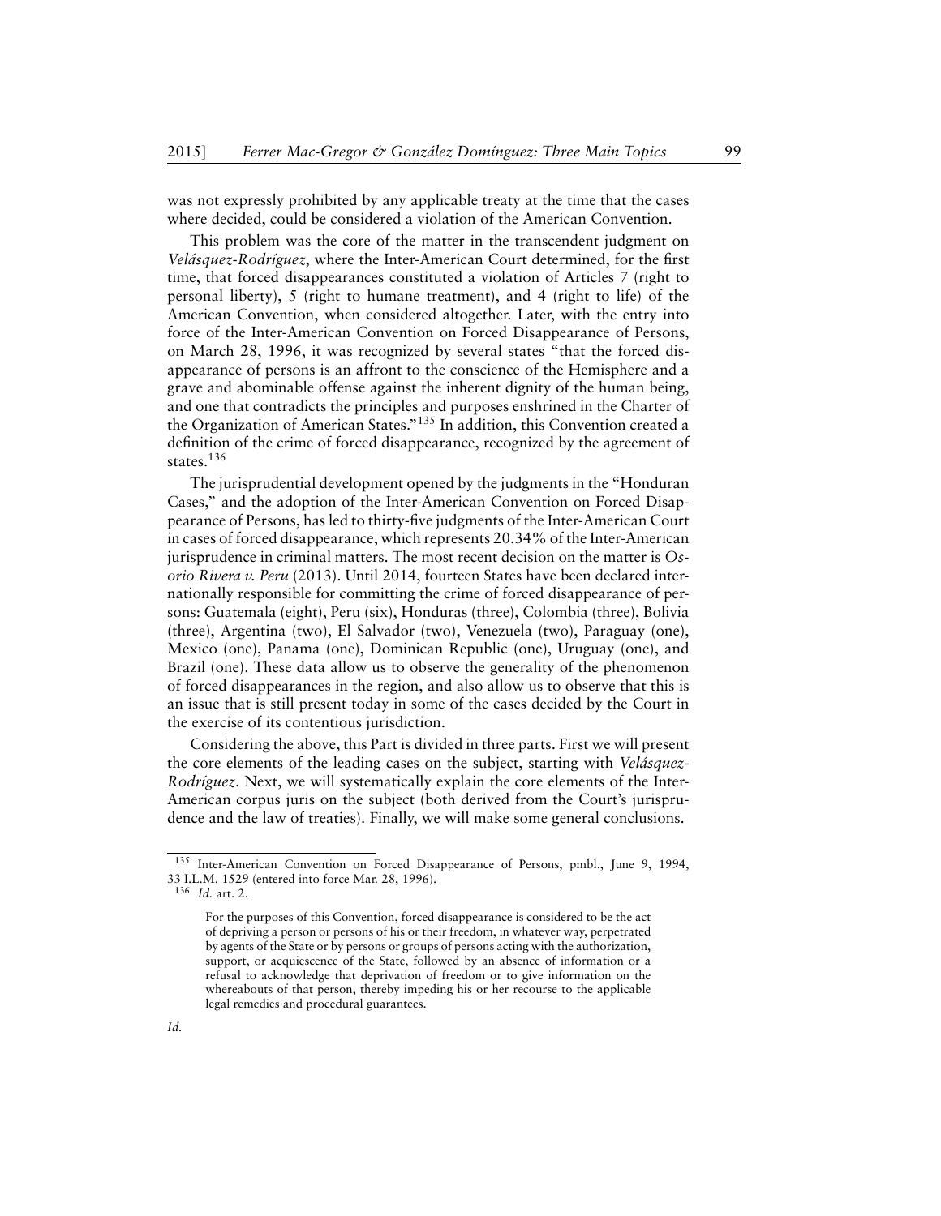was not expressly prohibited by any applicable treaty at the time that the cases where decided, could be considered a violation of the American Convention.

This problem was the core of the matter in the transcendent judgment on *Velásquez-Rodríguez*, where the Inter-American Court determined, for the first time, that forced disappearances constituted a violation of Articles 7 (right to personal liberty), 5 (right to humane treatment), and 4 (right to life) of the American Convention, when considered altogether. Later, with the entry into force of the Inter-American Convention on Forced Disappearance of Persons, on March 28, 1996, it was recognized by several states "that the forced disappearance of persons is an affront to the conscience of the Hemisphere and a grave and abominable offense against the inherent dignity of the human being, and one that contradicts the principles and purposes enshrined in the Charter of the Organization of American States."[135] In addition, this Convention created a definition of the crime of forced disappearance, recognized by the agreement of states.[136]

The jurisprudential development opened by the judgments in the "Honduran Cases," and the adoption of the Inter-American Convention on Forced Disappearance of Persons, has led to thirty-five judgments of the Inter-American Court in cases of forced disappearance, which represents 20.34% of the Inter-American jurisprudence in criminal matters. The most recent decision on the matter is *Osorio Rivera v. Peru* (2013). Until 2014, fourteen States have been declared internationally responsible for committing the crime of forced disappearance of persons: Guatemala (eight), Peru (six), Honduras (three), Colombia (three), Bolivia (three), Argentina (two), El Salvador (two), Venezuela (two), Paraguay (one), Mexico (one), Panama (one), Dominican Republic (one), Uruguay (one), and Brazil (one). These data allow us to observe the generality of the phenomenon of forced disappearances in the region, and also allow us to observe that this is an issue that is still present today in some of the cases decided by the Court in the exercise of its contentious jurisdiction.

Considering the above, this Part is divided in three parts. First we will present the core elements of the leading cases on the subject, starting with *Velásquez-Rodríguez*. Next, we will systematically explain the core elements of the Inter-American corpus juris on the subject (both derived from the Court's jurisprudence and the law of treaties). Finally, we will make some general conclusions.

---

[135] Inter-American Convention on Forced Disappearance of Persons, pmbl., June 9, 1994, 33 I.L.M. 1529 (entered into force Mar. 28, 1996).

[136] *Id.* art. 2.

> For the purposes of this Convention, forced disappearance is considered to be the act of depriving a person or persons of his or their freedom, in whatever way, perpetrated by agents of the State or by persons or groups of persons acting with the authorization, support, or acquiescence of the State, followed by an absence of information or a refusal to acknowledge that deprivation of freedom or to give information on the whereabouts of that person, thereby impeding his or her recourse to the applicable legal remedies and procedural guarantees.

*Id.*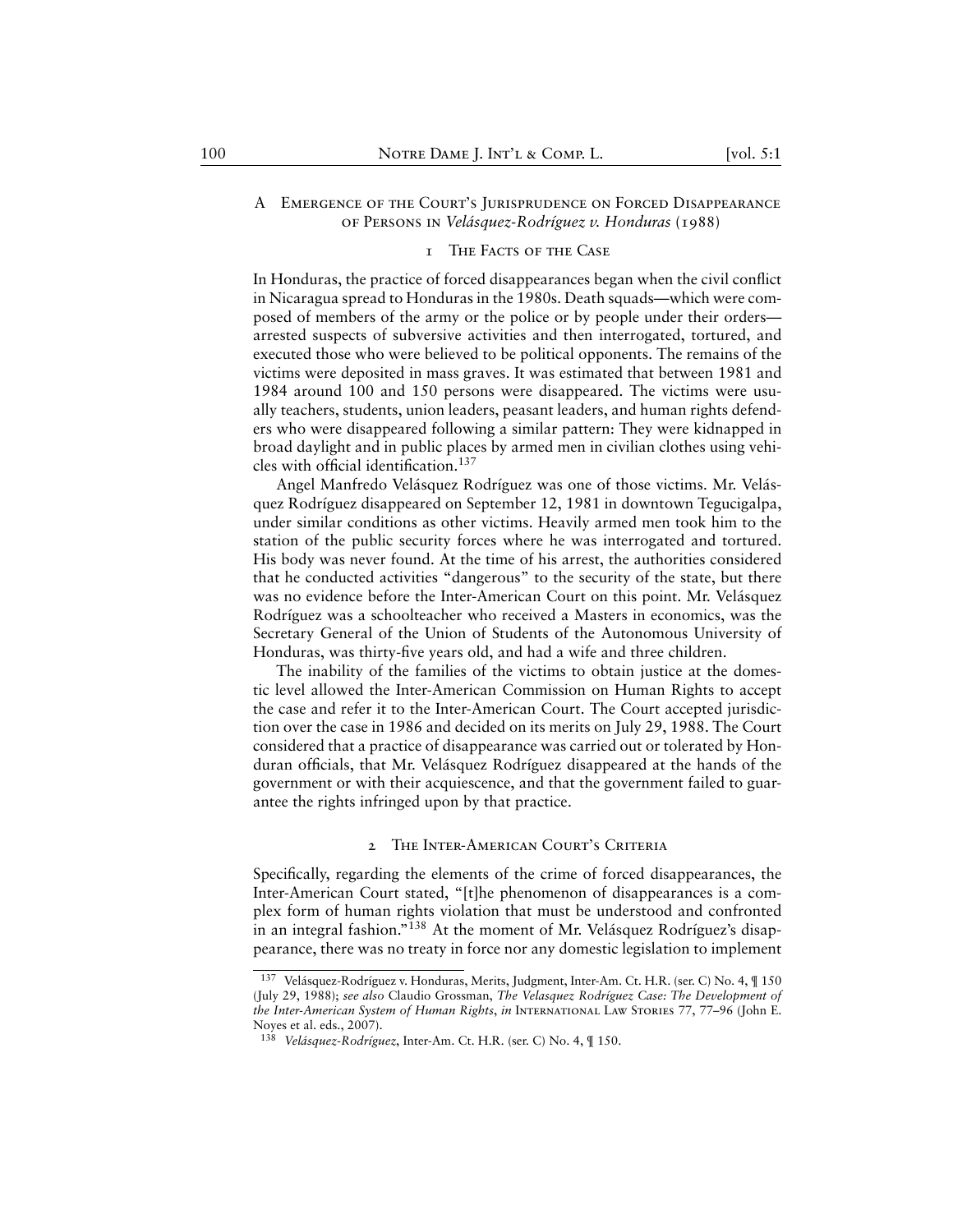### A Emergence of the Court's Jurisprudence on Forced Disappearance of Persons in *Velásquez-Rodríguez v. Honduras* (1988)

#### 1 The Facts of the Case

In Honduras, the practice of forced disappearances began when the civil conflict in Nicaragua spread to Honduras in the 1980s. Death squads—which were composed of members of the army or the police or by people under their orders—arrested suspects of subversive activities and then interrogated, tortured, and executed those who were believed to be political opponents. The remains of the victims were deposited in mass graves. It was estimated that between 1981 and 1984 around 100 and 150 persons were disappeared. The victims were usually teachers, students, union leaders, peasant leaders, and human rights defenders who were disappeared following a similar pattern: They were kidnapped in broad daylight and in public places by armed men in civilian clothes using vehicles with official identification.[137]

Angel Manfredo Velásquez Rodríguez was one of those victims. Mr. Velásquez Rodríguez disappeared on September 12, 1981 in downtown Tegucigalpa, under similar conditions as other victims. Heavily armed men took him to the station of the public security forces where he was interrogated and tortured. His body was never found. At the time of his arrest, the authorities considered that he conducted activities "dangerous" to the security of the state, but there was no evidence before the Inter-American Court on this point. Mr. Velásquez Rodríguez was a schoolteacher who received a Masters in economics, was the Secretary General of the Union of Students of the Autonomous University of Honduras, was thirty-five years old, and had a wife and three children.

The inability of the families of the victims to obtain justice at the domestic level allowed the Inter-American Commission on Human Rights to accept the case and refer it to the Inter-American Court. The Court accepted jurisdiction over the case in 1986 and decided on its merits on July 29, 1988. The Court considered that a practice of disappearance was carried out or tolerated by Honduran officials, that Mr. Velásquez Rodríguez disappeared at the hands of the government or with their acquiescence, and that the government failed to guarantee the rights infringed upon by that practice.

#### 2 The Inter-American Court's Criteria

Specifically, regarding the elements of the crime of forced disappearances, the Inter-American Court stated, "[t]he phenomenon of disappearances is a complex form of human rights violation that must be understood and confronted in an integral fashion."[138] At the moment of Mr. Velásquez Rodríguez's disappearance, there was no treaty in force nor any domestic legislation to implement

---

[137] Velásquez-Rodríguez v. Honduras, Merits, Judgment, Inter-Am. Ct. H.R. (ser. C) No. 4, ¶ 150 (July 29, 1988); *see also* Claudio Grossman, *The Velasquez Rodríguez Case: The Development of the Inter-American System of Human Rights*, *in* International Law Stories 77, 77–96 (John E. Noyes et al. eds., 2007).

[138] *Velásquez-Rodríguez*, Inter-Am. Ct. H.R. (ser. C) No. 4, ¶ 150.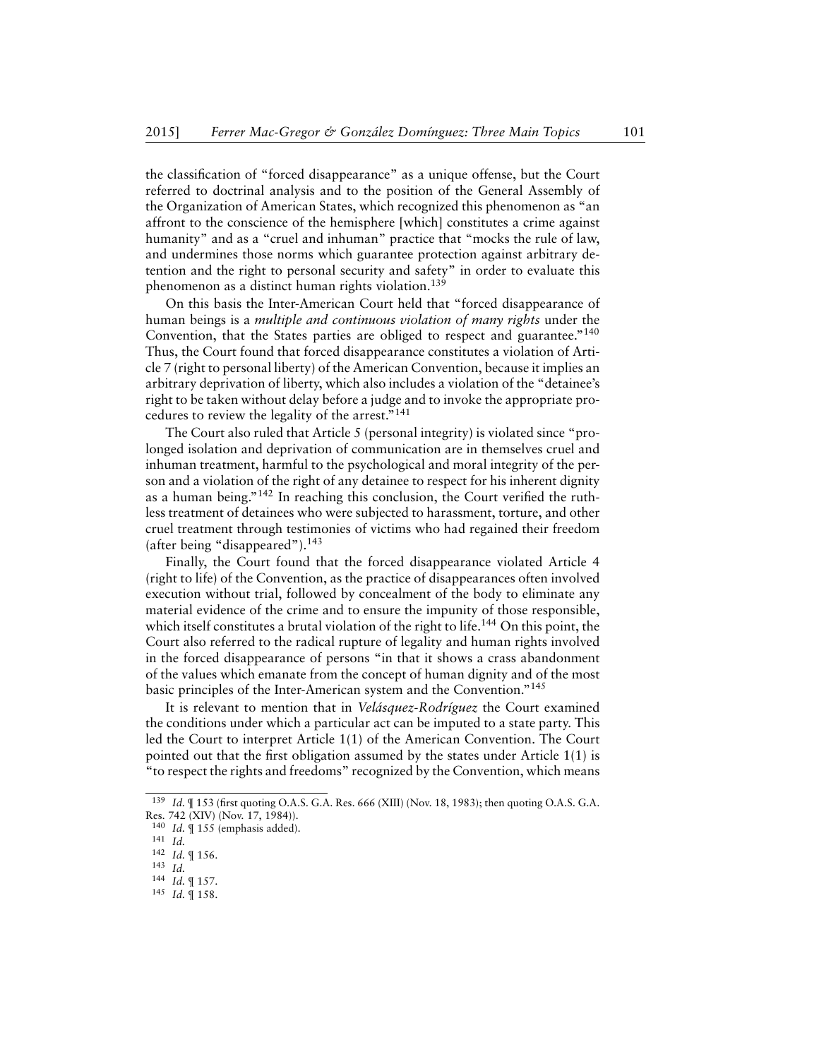the classification of "forced disappearance" as a unique offense, but the Court referred to doctrinal analysis and to the position of the General Assembly of the Organization of American States, which recognized this phenomenon as "an affront to the conscience of the hemisphere [which] constitutes a crime against humanity" and as a "cruel and inhuman" practice that "mocks the rule of law, and undermines those norms which guarantee protection against arbitrary detention and the right to personal security and safety" in order to evaluate this phenomenon as a distinct human rights violation.[139]

On this basis the Inter-American Court held that "forced disappearance of human beings is a *multiple and continuous violation of many rights* under the Convention, that the States parties are obliged to respect and guarantee."[140] Thus, the Court found that forced disappearance constitutes a violation of Article 7 (right to personal liberty) of the American Convention, because it implies an arbitrary deprivation of liberty, which also includes a violation of the "detainee's right to be taken without delay before a judge and to invoke the appropriate procedures to review the legality of the arrest."[141]

The Court also ruled that Article 5 (personal integrity) is violated since "prolonged isolation and deprivation of communication are in themselves cruel and inhuman treatment, harmful to the psychological and moral integrity of the person and a violation of the right of any detainee to respect for his inherent dignity as a human being."[142] In reaching this conclusion, the Court verified the ruthless treatment of detainees who were subjected to harassment, torture, and other cruel treatment through testimonies of victims who had regained their freedom (after being "disappeared").[143]

Finally, the Court found that the forced disappearance violated Article 4 (right to life) of the Convention, as the practice of disappearances often involved execution without trial, followed by concealment of the body to eliminate any material evidence of the crime and to ensure the impunity of those responsible, which itself constitutes a brutal violation of the right to life.[144] On this point, the Court also referred to the radical rupture of legality and human rights involved in the forced disappearance of persons "in that it shows a crass abandonment of the values which emanate from the concept of human dignity and of the most basic principles of the Inter-American system and the Convention."[145]

It is relevant to mention that in *Velásquez-Rodríguez* the Court examined the conditions under which a particular act can be imputed to a state party. This led the Court to interpret Article 1(1) of the American Convention. The Court pointed out that the first obligation assumed by the states under Article 1(1) is "to respect the rights and freedoms" recognized by the Convention, which means

---

[139] *Id.* ¶ 153 (first quoting O.A.S. G.A. Res. 666 (XIII) (Nov. 18, 1983); then quoting O.A.S. G.A. Res. 742 (XIV) (Nov. 17, 1984)).

[140] *Id.* ¶ 155 (emphasis added).

[141] *Id.*

[142] *Id.* ¶ 156.

[143] *Id.*

[144] *Id.* ¶ 157.

[145] *Id.* ¶ 158.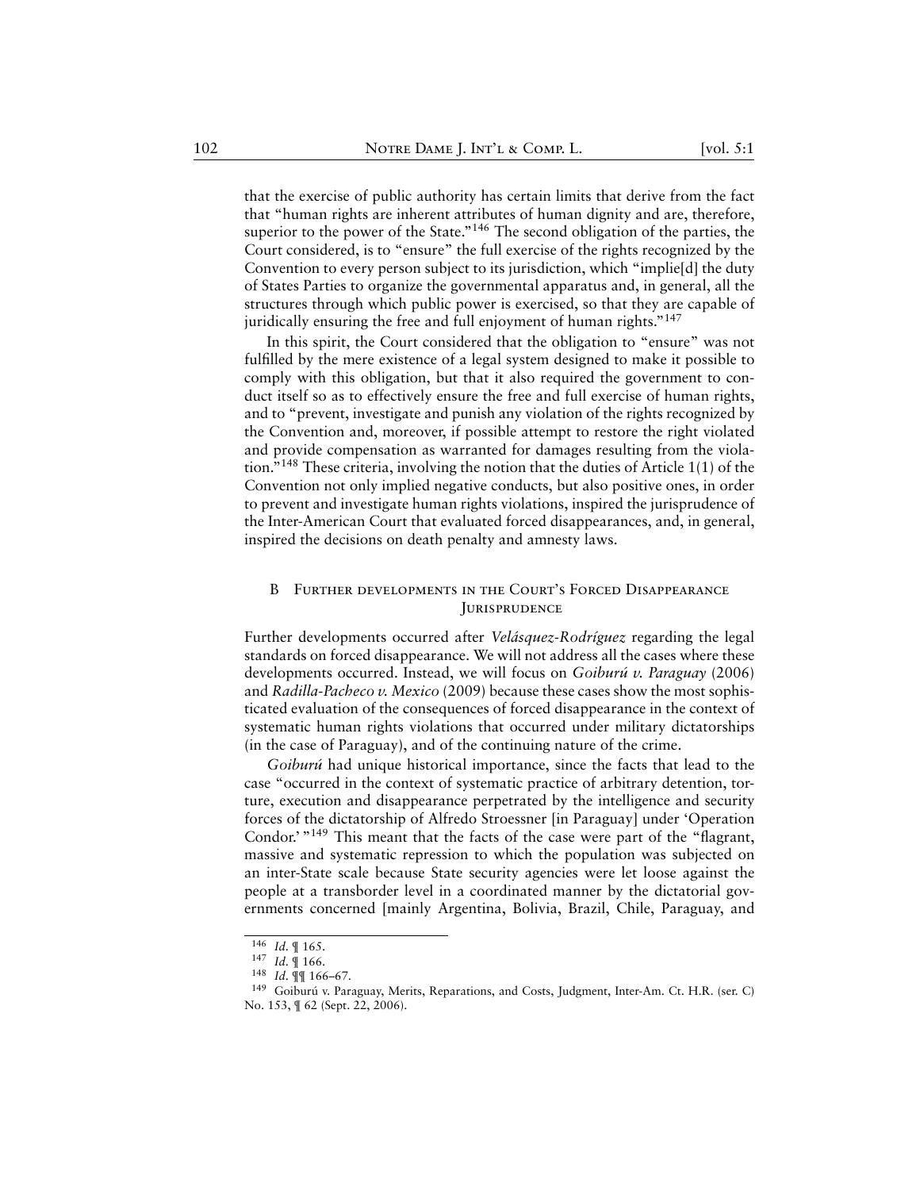that the exercise of public authority has certain limits that derive from the fact that "human rights are inherent attributes of human dignity and are, therefore, superior to the power of the State."[146] The second obligation of the parties, the Court considered, is to "ensure" the full exercise of the rights recognized by the Convention to every person subject to its jurisdiction, which "implie[d] the duty of States Parties to organize the governmental apparatus and, in general, all the structures through which public power is exercised, so that they are capable of juridically ensuring the free and full enjoyment of human rights."[147]

In this spirit, the Court considered that the obligation to "ensure" was not fulfilled by the mere existence of a legal system designed to make it possible to comply with this obligation, but that it also required the government to conduct itself so as to effectively ensure the free and full exercise of human rights, and to "prevent, investigate and punish any violation of the rights recognized by the Convention and, moreover, if possible attempt to restore the right violated and provide compensation as warranted for damages resulting from the violation."[148] These criteria, involving the notion that the duties of Article 1(1) of the Convention not only implied negative conducts, but also positive ones, in order to prevent and investigate human rights violations, inspired the jurisprudence of the Inter-American Court that evaluated forced disappearances, and, in general, inspired the decisions on death penalty and amnesty laws.

### B Further developments in the Court's Forced Disappearance Jurisprudence

Further developments occurred after *Velásquez-Rodríguez* regarding the legal standards on forced disappearance. We will not address all the cases where these developments occurred. Instead, we will focus on *Goiburú v. Paraguay* (2006) and *Radilla-Pacheco v. Mexico* (2009) because these cases show the most sophisticated evaluation of the consequences of forced disappearance in the context of systematic human rights violations that occurred under military dictatorships (in the case of Paraguay), and of the continuing nature of the crime.

*Goiburú* had unique historical importance, since the facts that lead to the case "occurred in the context of systematic practice of arbitrary detention, torture, execution and disappearance perpetrated by the intelligence and security forces of the dictatorship of Alfredo Stroessner [in Paraguay] under 'Operation Condor.'"[149] This meant that the facts of the case were part of the "flagrant, massive and systematic repression to which the population was subjected on an inter-State scale because State security agencies were let loose against the people at a transborder level in a coordinated manner by the dictatorial governments concerned [mainly Argentina, Bolivia, Brazil, Chile, Paraguay, and

---

[146] *Id.* ¶ 165.

[147] *Id.* ¶ 166.

[148] *Id.* ¶¶ 166–67.

[149] Goiburú v. Paraguay, Merits, Reparations, and Costs, Judgment, Inter-Am. Ct. H.R. (ser. C) No. 153, ¶ 62 (Sept. 22, 2006).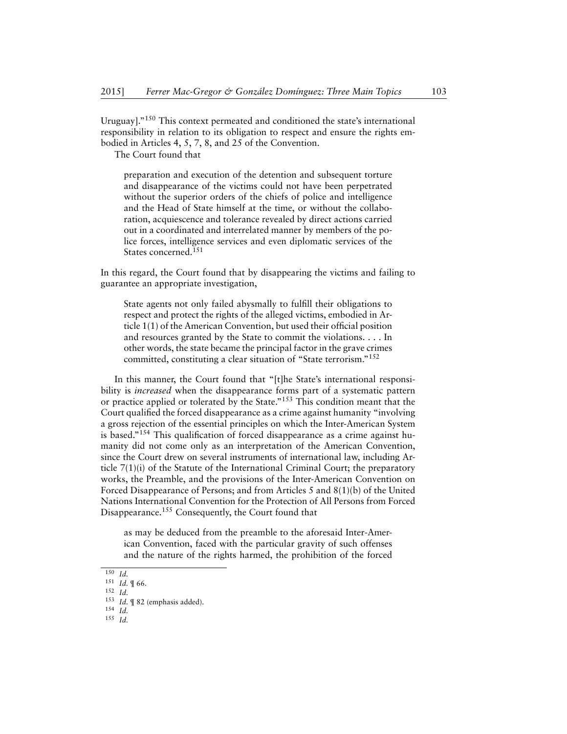Uruguay]."[150] This context permeated and conditioned the state's international responsibility in relation to its obligation to respect and ensure the rights embodied in Articles 4, 5, 7, 8, and 25 of the Convention.

The Court found that

> preparation and execution of the detention and subsequent torture and disappearance of the victims could not have been perpetrated without the superior orders of the chiefs of police and intelligence and the Head of State himself at the time, or without the collaboration, acquiescence and tolerance revealed by direct actions carried out in a coordinated and interrelated manner by members of the police forces, intelligence services and even diplomatic services of the States concerned.[151]

In this regard, the Court found that by disappearing the victims and failing to guarantee an appropriate investigation,

> State agents not only failed abysmally to fulfill their obligations to respect and protect the rights of the alleged victims, embodied in Article 1(1) of the American Convention, but used their official position and resources granted by the State to commit the violations. . . . In other words, the state became the principal factor in the grave crimes committed, constituting a clear situation of "State terrorism."[152]

In this manner, the Court found that "[t]he State's international responsibility is *increased* when the disappearance forms part of a systematic pattern or practice applied or tolerated by the State."[153] This condition meant that the Court qualified the forced disappearance as a crime against humanity "involving a gross rejection of the essential principles on which the Inter-American System is based."[154] This qualification of forced disappearance as a crime against humanity did not come only as an interpretation of the American Convention, since the Court drew on several instruments of international law, including Article 7(1)(i) of the Statute of the International Criminal Court; the preparatory works, the Preamble, and the provisions of the Inter-American Convention on Forced Disappearance of Persons; and from Articles 5 and 8(1)(b) of the United Nations International Convention for the Protection of All Persons from Forced Disappearance.[155] Consequently, the Court found that

> as may be deduced from the preamble to the aforesaid Inter-American Convention, faced with the particular gravity of such offenses and the nature of the rights harmed, the prohibition of the forced

---

[150] *Id.*

[151] *Id.* ¶ 66.

[152] *Id.*

[153] *Id.* ¶ 82 (emphasis added).

[154] *Id.*

[155] *Id.*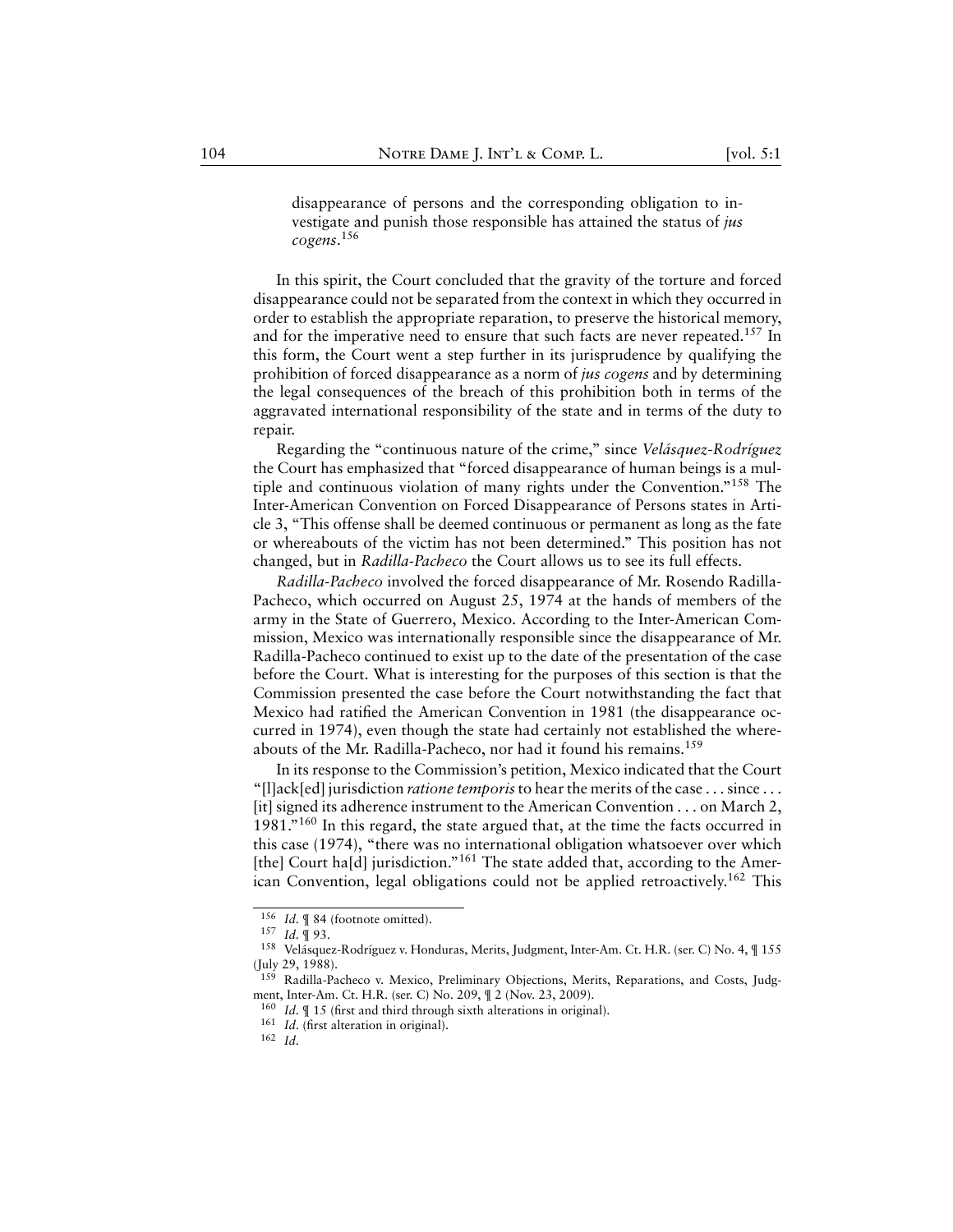disappearance of persons and the corresponding obligation to investigate and punish those responsible has attained the status of *jus cogens*.[156]

In this spirit, the Court concluded that the gravity of the torture and forced disappearance could not be separated from the context in which they occurred in order to establish the appropriate reparation, to preserve the historical memory, and for the imperative need to ensure that such facts are never repeated.[157] In this form, the Court went a step further in its jurisprudence by qualifying the prohibition of forced disappearance as a norm of *jus cogens* and by determining the legal consequences of the breach of this prohibition both in terms of the aggravated international responsibility of the state and in terms of the duty to repair.

Regarding the "continuous nature of the crime," since *Velásquez-Rodríguez* the Court has emphasized that "forced disappearance of human beings is a multiple and continuous violation of many rights under the Convention."[158] The Inter-American Convention on Forced Disappearance of Persons states in Article 3, "This offense shall be deemed continuous or permanent as long as the fate or whereabouts of the victim has not been determined." This position has not changed, but in *Radilla-Pacheco* the Court allows us to see its full effects.

*Radilla-Pacheco* involved the forced disappearance of Mr. Rosendo Radilla-Pacheco, which occurred on August 25, 1974 at the hands of members of the army in the State of Guerrero, Mexico. According to the Inter-American Commission, Mexico was internationally responsible since the disappearance of Mr. Radilla-Pacheco continued to exist up to the date of the presentation of the case before the Court. What is interesting for the purposes of this section is that the Commission presented the case before the Court notwithstanding the fact that Mexico had ratified the American Convention in 1981 (the disappearance occurred in 1974), even though the state had certainly not established the whereabouts of the Mr. Radilla-Pacheco, nor had it found his remains.[159]

In its response to the Commission's petition, Mexico indicated that the Court "[l]ack[ed] jurisdiction *ratione temporis* to hear the merits of the case . . . since . . . [it] signed its adherence instrument to the American Convention . . . on March 2, 1981."[160] In this regard, the state argued that, at the time the facts occurred in this case (1974), "there was no international obligation whatsoever over which [the] Court ha[d] jurisdiction."[161] The state added that, according to the American Convention, legal obligations could not be applied retroactively.[162] This

---

[156] *Id.* ¶ 84 (footnote omitted).

[157] *Id.* ¶ 93.

[158] Velásquez-Rodríguez v. Honduras, Merits, Judgment, Inter-Am. Ct. H.R. (ser. C) No. 4, ¶ 155 (July 29, 1988).

[159] Radilla-Pacheco v. Mexico, Preliminary Objections, Merits, Reparations, and Costs, Judgment, Inter-Am. Ct. H.R. (ser. C) No. 209, ¶ 2 (Nov. 23, 2009).

[160] *Id.* ¶ 15 (first and third through sixth alterations in original).

[161] *Id.* (first alteration in original).

[162] *Id.*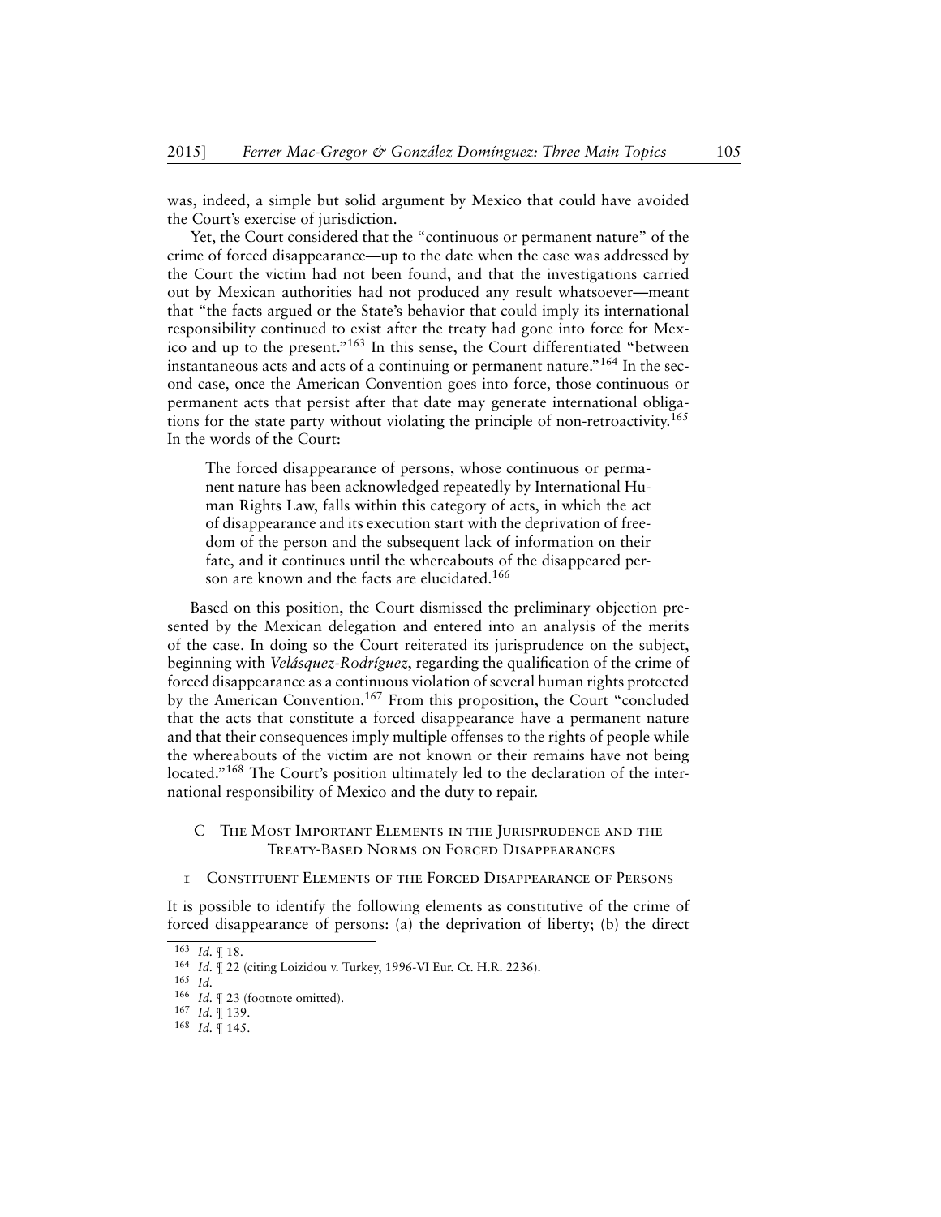was, indeed, a simple but solid argument by Mexico that could have avoided the Court's exercise of jurisdiction.

Yet, the Court considered that the "continuous or permanent nature" of the crime of forced disappearance—up to the date when the case was addressed by the Court the victim had not been found, and that the investigations carried out by Mexican authorities had not produced any result whatsoever—meant that "the facts argued or the State's behavior that could imply its international responsibility continued to exist after the treaty had gone into force for Mexico and up to the present."[163] In this sense, the Court differentiated "between instantaneous acts and acts of a continuing or permanent nature."[164] In the second case, once the American Convention goes into force, those continuous or permanent acts that persist after that date may generate international obligations for the state party without violating the principle of non-retroactivity.[165] In the words of the Court:

> The forced disappearance of persons, whose continuous or permanent nature has been acknowledged repeatedly by International Human Rights Law, falls within this category of acts, in which the act of disappearance and its execution start with the deprivation of freedom of the person and the subsequent lack of information on their fate, and it continues until the whereabouts of the disappeared person are known and the facts are elucidated.[166]

Based on this position, the Court dismissed the preliminary objection presented by the Mexican delegation and entered into an analysis of the merits of the case. In doing so the Court reiterated its jurisprudence on the subject, beginning with *Velásquez-Rodríguez*, regarding the qualification of the crime of forced disappearance as a continuous violation of several human rights protected by the American Convention.[167] From this proposition, the Court "concluded that the acts that constitute a forced disappearance have a permanent nature and that their consequences imply multiple offenses to the rights of people while the whereabouts of the victim are not known or their remains have not being located."[168] The Court's position ultimately led to the declaration of the international responsibility of Mexico and the duty to repair.

### C The Most Important Elements in the Jurisprudence and the Treaty-Based Norms on Forced Disappearances

#### 1 Constituent Elements of the Forced Disappearance of Persons

It is possible to identify the following elements as constitutive of the crime of forced disappearance of persons: (a) the deprivation of liberty; (b) the direct

---

[163] *Id.* ¶ 18.

[164] *Id.* ¶ 22 (citing Loizidou v. Turkey, 1996-VI Eur. Ct. H.R. 2236).

[165] *Id.*

[166] *Id.* ¶ 23 (footnote omitted).

[167] *Id.* ¶ 139.

[168] *Id.* ¶ 145.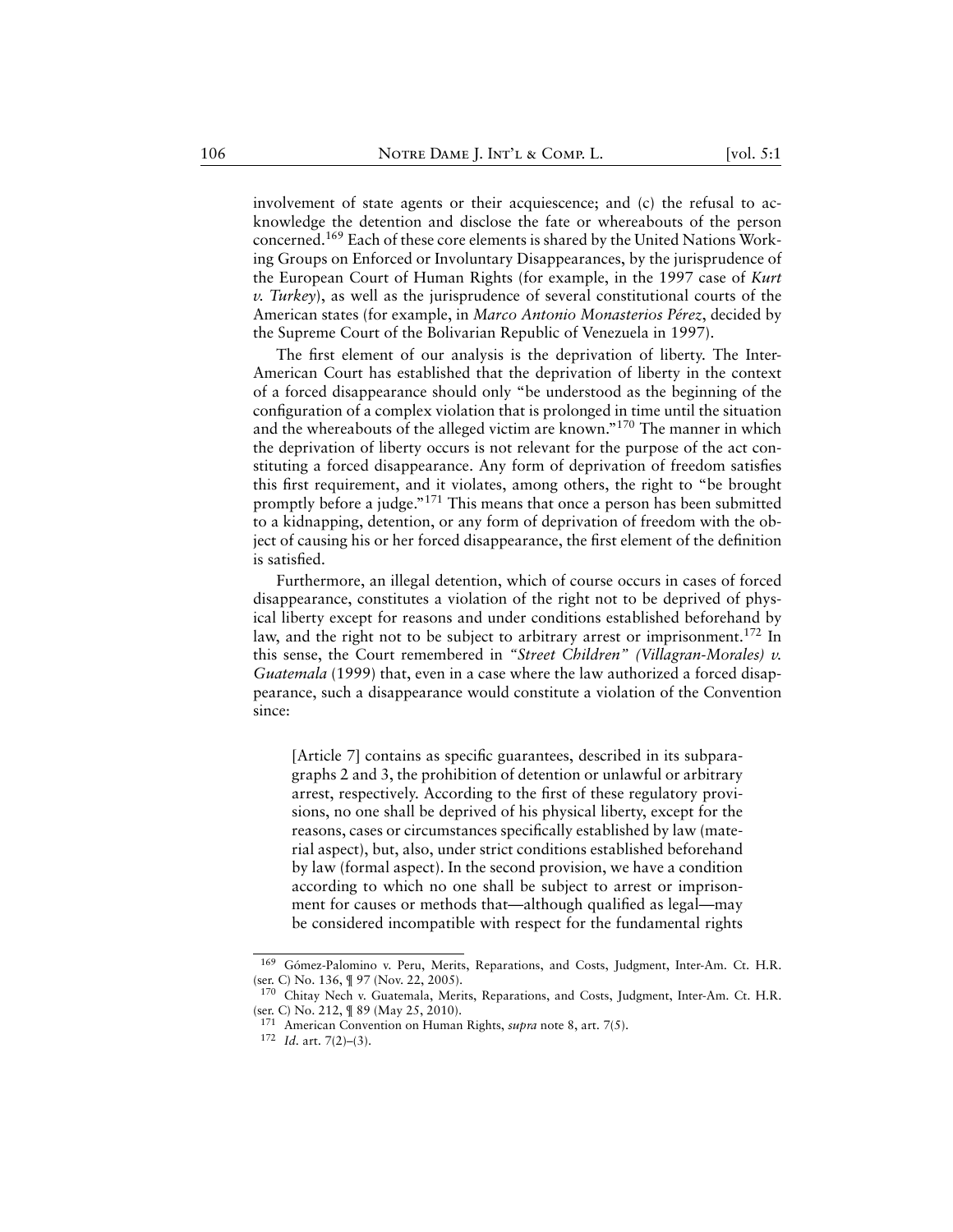involvement of state agents or their acquiescence; and (c) the refusal to acknowledge the detention and disclose the fate or whereabouts of the person concerned.[169] Each of these core elements is shared by the United Nations Working Groups on Enforced or Involuntary Disappearances, by the jurisprudence of the European Court of Human Rights (for example, in the 1997 case of *Kurt v. Turkey*), as well as the jurisprudence of several constitutional courts of the American states (for example, in *Marco Antonio Monasterios Pérez*, decided by the Supreme Court of the Bolivarian Republic of Venezuela in 1997).

The first element of our analysis is the deprivation of liberty. The Inter-American Court has established that the deprivation of liberty in the context of a forced disappearance should only "be understood as the beginning of the configuration of a complex violation that is prolonged in time until the situation and the whereabouts of the alleged victim are known."[170] The manner in which the deprivation of liberty occurs is not relevant for the purpose of the act constituting a forced disappearance. Any form of deprivation of freedom satisfies this first requirement, and it violates, among others, the right to "be brought promptly before a judge."[171] This means that once a person has been submitted to a kidnapping, detention, or any form of deprivation of freedom with the object of causing his or her forced disappearance, the first element of the definition is satisfied.

Furthermore, an illegal detention, which of course occurs in cases of forced disappearance, constitutes a violation of the right not to be deprived of physical liberty except for reasons and under conditions established beforehand by law, and the right not to be subject to arbitrary arrest or imprisonment.[172] In this sense, the Court remembered in *"Street Children" (Villagran-Morales) v. Guatemala* (1999) that, even in a case where the law authorized a forced disappearance, such a disappearance would constitute a violation of the Convention since:

> [Article 7] contains as specific guarantees, described in its subparagraphs 2 and 3, the prohibition of detention or unlawful or arbitrary arrest, respectively. According to the first of these regulatory provisions, no one shall be deprived of his physical liberty, except for the reasons, cases or circumstances specifically established by law (material aspect), but, also, under strict conditions established beforehand by law (formal aspect). In the second provision, we have a condition according to which no one shall be subject to arrest or imprisonment for causes or methods that—although qualified as legal—may be considered incompatible with respect for the fundamental rights

---

[169] Gómez-Palomino v. Peru, Merits, Reparations, and Costs, Judgment, Inter-Am. Ct. H.R. (ser. C) No. 136, ¶ 97 (Nov. 22, 2005).

[170] Chitay Nech v. Guatemala, Merits, Reparations, and Costs, Judgment, Inter-Am. Ct. H.R. (ser. C) No. 212, ¶ 89 (May 25, 2010).

[171] American Convention on Human Rights, *supra* note 8, art. 7(5).

[172] *Id.* art. 7(2)–(3).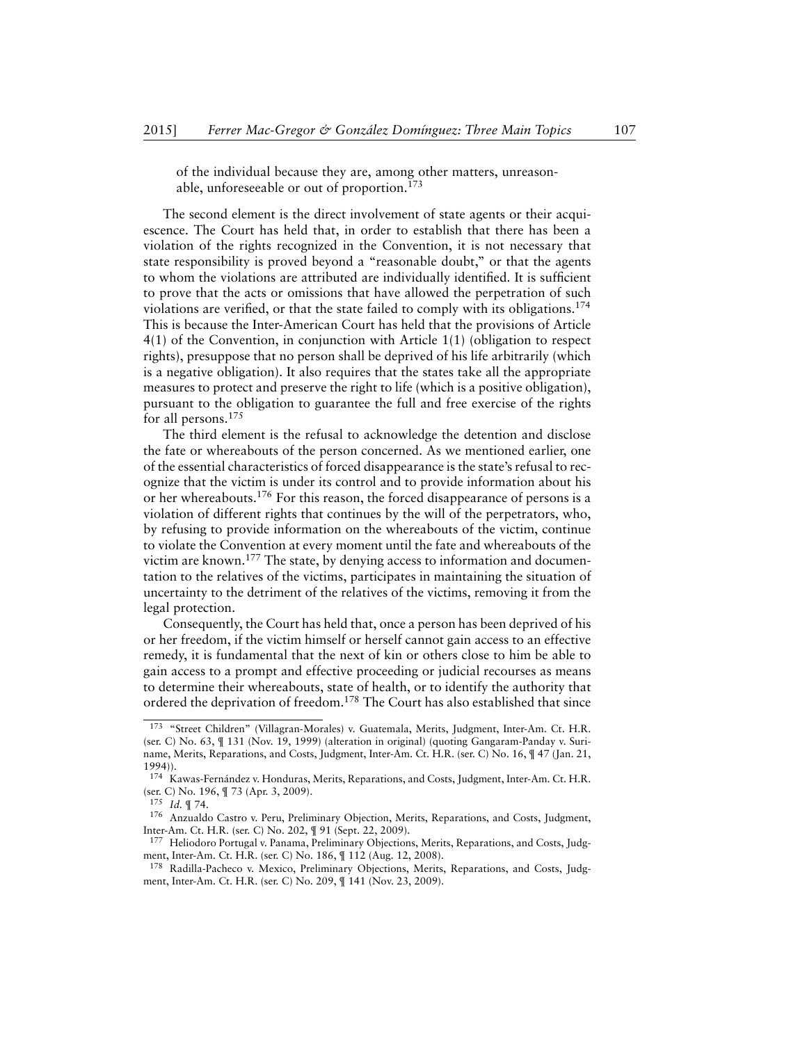of the individual because they are, among other matters, unreasonable, unforeseeable or out of proportion.[173]

The second element is the direct involvement of state agents or their acquiescence. The Court has held that, in order to establish that there has been a violation of the rights recognized in the Convention, it is not necessary that state responsibility is proved beyond a "reasonable doubt," or that the agents to whom the violations are attributed are individually identified. It is sufficient to prove that the acts or omissions that have allowed the perpetration of such violations are verified, or that the state failed to comply with its obligations.[174] This is because the Inter-American Court has held that the provisions of Article 4(1) of the Convention, in conjunction with Article 1(1) (obligation to respect rights), presuppose that no person shall be deprived of his life arbitrarily (which is a negative obligation). It also requires that the states take all the appropriate measures to protect and preserve the right to life (which is a positive obligation), pursuant to the obligation to guarantee the full and free exercise of the rights for all persons.[175]

The third element is the refusal to acknowledge the detention and disclose the fate or whereabouts of the person concerned. As we mentioned earlier, one of the essential characteristics of forced disappearance is the state's refusal to recognize that the victim is under its control and to provide information about his or her whereabouts.[176] For this reason, the forced disappearance of persons is a violation of different rights that continues by the will of the perpetrators, who, by refusing to provide information on the whereabouts of the victim, continue to violate the Convention at every moment until the fate and whereabouts of the victim are known.[177] The state, by denying access to information and documentation to the relatives of the victims, participates in maintaining the situation of uncertainty to the detriment of the relatives of the victims, removing it from the legal protection.

Consequently, the Court has held that, once a person has been deprived of his or her freedom, if the victim himself or herself cannot gain access to an effective remedy, it is fundamental that the next of kin or others close to him be able to gain access to a prompt and effective proceeding or judicial recourses as means to determine their whereabouts, state of health, or to identify the authority that ordered the deprivation of freedom.[178] The Court has also established that since

---

173 "Street Children" (Villagran-Morales) v. Guatemala, Merits, Judgment, Inter-Am. Ct. H.R. (ser. C) No. 63, ¶ 131 (Nov. 19, 1999) (alteration in original) (quoting Gangaram-Panday v. Suriname, Merits, Reparations, and Costs, Judgment, Inter-Am. Ct. H.R. (ser. C) No. 16, ¶ 47 (Jan. 21, 1994)).

174 Kawas-Fernández v. Honduras, Merits, Reparations, and Costs, Judgment, Inter-Am. Ct. H.R. (ser. C) No. 196, ¶ 73 (Apr. 3, 2009).

175 *Id.* ¶ 74.

176 Anzualdo Castro v. Peru, Preliminary Objection, Merits, Reparations, and Costs, Judgment, Inter-Am. Ct. H.R. (ser. C) No. 202, ¶ 91 (Sept. 22, 2009).

177 Heliodoro Portugal v. Panama, Preliminary Objections, Merits, Reparations, and Costs, Judgment, Inter-Am. Ct. H.R. (ser. C) No. 186, ¶ 112 (Aug. 12, 2008).

178 Radilla-Pacheco v. Mexico, Preliminary Objections, Merits, Reparations, and Costs, Judgment, Inter-Am. Ct. H.R. (ser. C) No. 209, ¶ 141 (Nov. 23, 2009).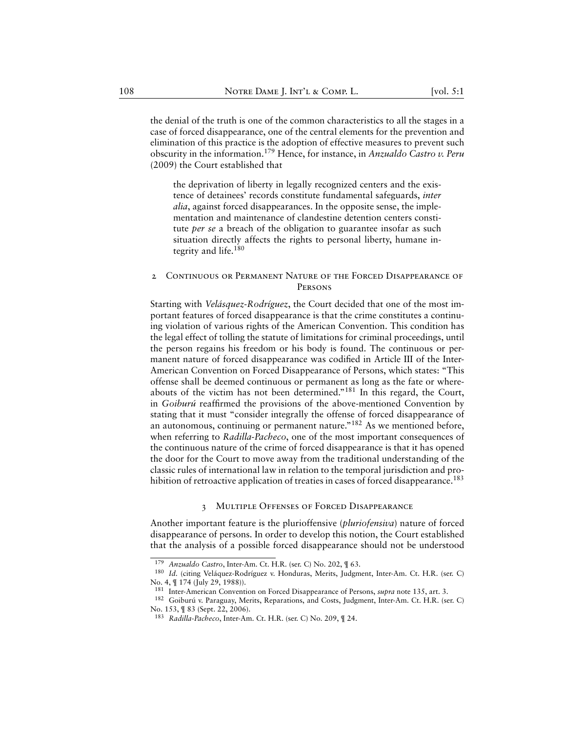the denial of the truth is one of the common characteristics to all the stages in a case of forced disappearance, one of the central elements for the prevention and elimination of this practice is the adoption of effective measures to prevent such obscurity in the information.[179] Hence, for instance, in *Anzualdo Castro v. Peru* (2009) the Court established that

> the deprivation of liberty in legally recognized centers and the existence of detainees' records constitute fundamental safeguards, *inter alia*, against forced disappearances. In the opposite sense, the implementation and maintenance of clandestine detention centers constitute *per se* a breach of the obligation to guarantee insofar as such situation directly affects the rights to personal liberty, humane integrity and life.[180]

### 2 Continuous or Permanent Nature of the Forced Disappearance of Persons

Starting with *Velásquez-Rodríguez*, the Court decided that one of the most important features of forced disappearance is that the crime constitutes a continuing violation of various rights of the American Convention. This condition has the legal effect of tolling the statute of limitations for criminal proceedings, until the person regains his freedom or his body is found. The continuous or permanent nature of forced disappearance was codified in Article III of the Inter-American Convention on Forced Disappearance of Persons, which states: "This offense shall be deemed continuous or permanent as long as the fate or whereabouts of the victim has not been determined."[181] In this regard, the Court, in *Goiburú* reaffirmed the provisions of the above-mentioned Convention by stating that it must "consider integrally the offense of forced disappearance of an autonomous, continuing or permanent nature."[182] As we mentioned before, when referring to *Radilla-Pacheco*, one of the most important consequences of the continuous nature of the crime of forced disappearance is that it has opened the door for the Court to move away from the traditional understanding of the classic rules of international law in relation to the temporal jurisdiction and prohibition of retroactive application of treaties in cases of forced disappearance.[183]

### 3 Multiple Offenses of Forced Disappearance

Another important feature is the pluríoffensive (*pluriofensiva*) nature of forced disappearance of persons. In order to develop this notion, the Court established that the analysis of a possible forced disappearance should not be understood

---

[179] *Anzualdo Castro*, Inter-Am. Ct. H.R. (ser. C) No. 202, ¶ 63.

[180] *Id.* (citing Veláquez-Rodríguez v. Honduras, Merits, Judgment, Inter-Am. Ct. H.R. (ser. C) No. 4, ¶ 174 (July 29, 1988)).

[181] Inter-American Convention on Forced Disappearance of Persons, *supra* note 135, art. 3.

[182] Goiburú v. Paraguay, Merits, Reparations, and Costs, Judgment, Inter-Am. Ct. H.R. (ser. C) No. 153, ¶ 83 (Sept. 22, 2006).

[183] *Radilla-Pacheco*, Inter-Am. Ct. H.R. (ser. C) No. 209, ¶ 24.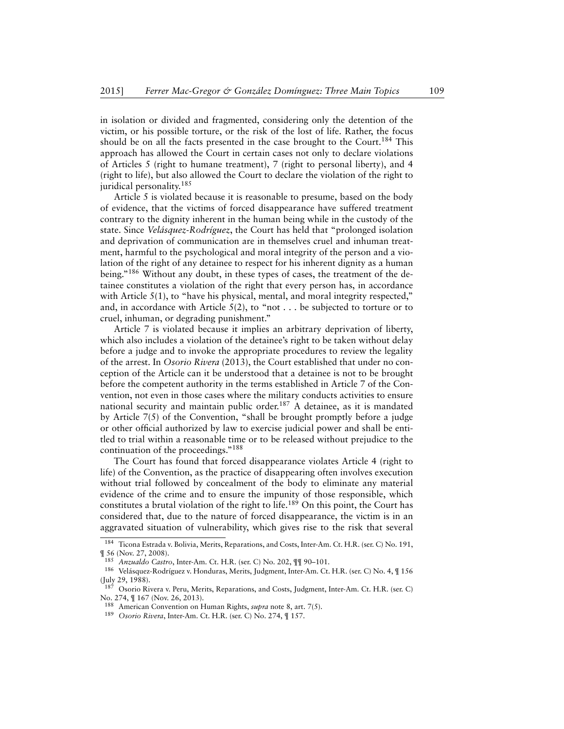in isolation or divided and fragmented, considering only the detention of the victim, or his possible torture, or the risk of the lost of life. Rather, the focus should be on all the facts presented in the case brought to the Court.[184] This approach has allowed the Court in certain cases not only to declare violations of Articles 5 (right to humane treatment), 7 (right to personal liberty), and 4 (right to life), but also allowed the Court to declare the violation of the right to juridical personality.[185]

Article 5 is violated because it is reasonable to presume, based on the body of evidence, that the victims of forced disappearance have suffered treatment contrary to the dignity inherent in the human being while in the custody of the state. Since *Velásquez-Rodríguez*, the Court has held that "prolonged isolation and deprivation of communication are in themselves cruel and inhuman treatment, harmful to the psychological and moral integrity of the person and a violation of the right of any detainee to respect for his inherent dignity as a human being."[186] Without any doubt, in these types of cases, the treatment of the detainee constitutes a violation of the right that every person has, in accordance with Article 5(1), to "have his physical, mental, and moral integrity respected," and, in accordance with Article 5(2), to "not . . . be subjected to torture or to cruel, inhuman, or degrading punishment."

Article 7 is violated because it implies an arbitrary deprivation of liberty, which also includes a violation of the detainee's right to be taken without delay before a judge and to invoke the appropriate procedures to review the legality of the arrest. In *Osorio Rivera* (2013), the Court established that under no conception of the Article can it be understood that a detainee is not to be brought before the competent authority in the terms established in Article 7 of the Convention, not even in those cases where the military conducts activities to ensure national security and maintain public order.[187] A detainee, as it is mandated by Article 7(5) of the Convention, "shall be brought promptly before a judge or other official authorized by law to exercise judicial power and shall be entitled to trial within a reasonable time or to be released without prejudice to the continuation of the proceedings."[188]

The Court has found that forced disappearance violates Article 4 (right to life) of the Convention, as the practice of disappearing often involves execution without trial followed by concealment of the body to eliminate any material evidence of the crime and to ensure the impunity of those responsible, which constitutes a brutal violation of the right to life.[189] On this point, the Court has considered that, due to the nature of forced disappearance, the victim is in an aggravated situation of vulnerability, which gives rise to the risk that several

---

[184] Ticona Estrada v. Bolivia, Merits, Reparations, and Costs, Inter-Am. Ct. H.R. (ser. C) No. 191, ¶ 56 (Nov. 27, 2008).

[185] *Anzualdo Castro*, Inter-Am. Ct. H.R. (ser. C) No. 202, ¶¶ 90–101.

[186] Velásquez-Rodríguez v. Honduras, Merits, Judgment, Inter-Am. Ct. H.R. (ser. C) No. 4, ¶ 156 (July 29, 1988).

[187] Osorio Rivera v. Peru, Merits, Reparations, and Costs, Judgment, Inter-Am. Ct. H.R. (ser. C) No. 274, ¶ 167 (Nov. 26, 2013).

[188] American Convention on Human Rights, *supra* note 8, art. 7(5).

[189] *Osorio Rivera*, Inter-Am. Ct. H.R. (ser. C) No. 274, ¶ 157.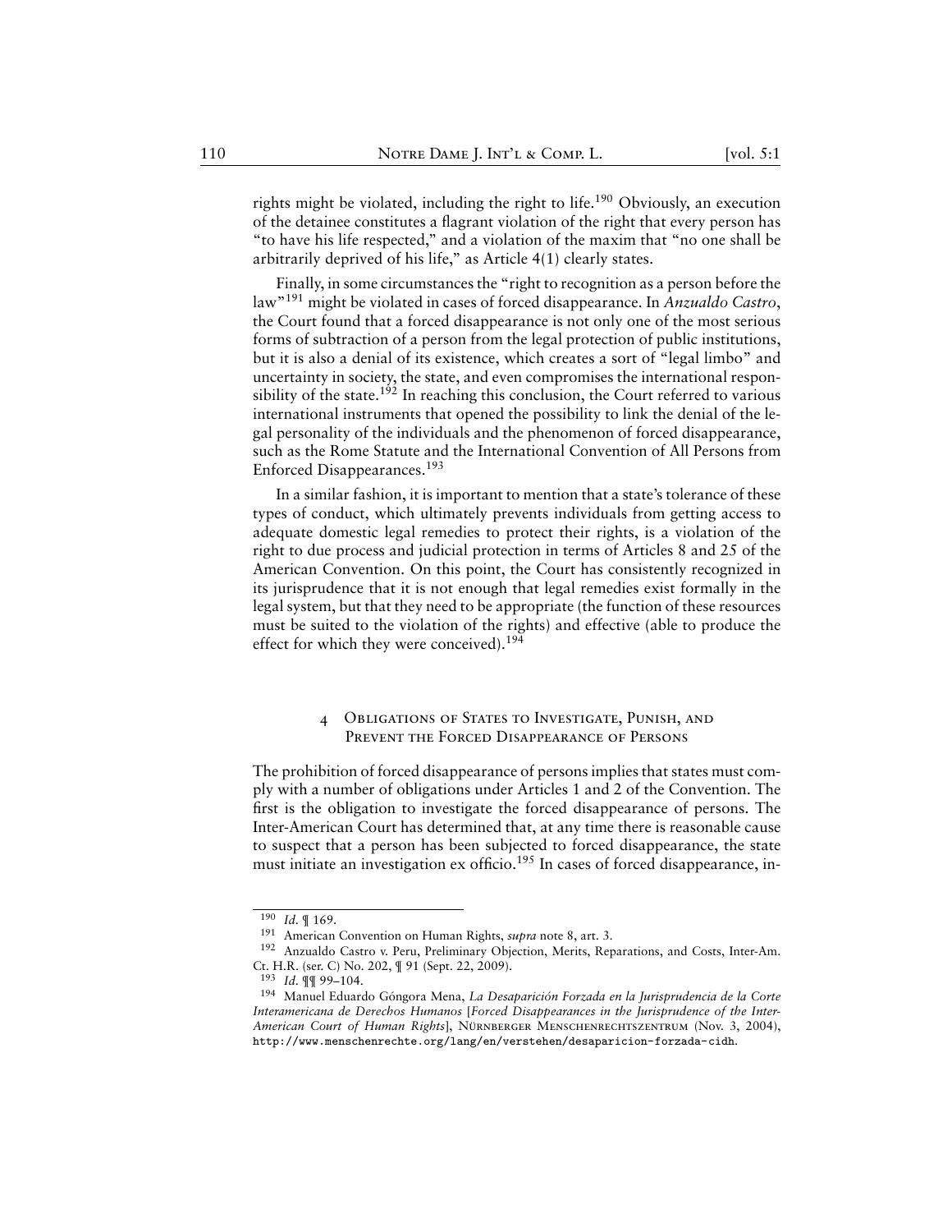rights might be violated, including the right to life.[190] Obviously, an execution of the detainee constitutes a flagrant violation of the right that every person has "to have his life respected," and a violation of the maxim that "no one shall be arbitrarily deprived of his life," as Article 4(1) clearly states.

Finally, in some circumstances the "right to recognition as a person before the law"[191] might be violated in cases of forced disappearance. In *Anzualdo Castro*, the Court found that a forced disappearance is not only one of the most serious forms of subtraction of a person from the legal protection of public institutions, but it is also a denial of its existence, which creates a sort of "legal limbo" and uncertainty in society, the state, and even compromises the international responsibility of the state.[192] In reaching this conclusion, the Court referred to various international instruments that opened the possibility to link the denial of the legal personality of the individuals and the phenomenon of forced disappearance, such as the Rome Statute and the International Convention of All Persons from Enforced Disappearances.[193]

In a similar fashion, it is important to mention that a state's tolerance of these types of conduct, which ultimately prevents individuals from getting access to adequate domestic legal remedies to protect their rights, is a violation of the right to due process and judicial protection in terms of Articles 8 and 25 of the American Convention. On this point, the Court has consistently recognized in its jurisprudence that it is not enough that legal remedies exist formally in the legal system, but that they need to be appropriate (the function of these resources must be suited to the violation of the rights) and effective (able to produce the effect for which they were conceived).[194]

## 4 Obligations of States to Investigate, Punish, and Prevent the Forced Disappearance of Persons

The prohibition of forced disappearance of persons implies that states must comply with a number of obligations under Articles 1 and 2 of the Convention. The first is the obligation to investigate the forced disappearance of persons. The Inter-American Court has determined that, at any time there is reasonable cause to suspect that a person has been subjected to forced disappearance, the state must initiate an investigation ex officio.[195] In cases of forced disappearance, in-

---

[190] *Id.* ¶ 169.

[191] American Convention on Human Rights, *supra* note 8, art. 3.

[192] Anzualdo Castro v. Peru, Preliminary Objection, Merits, Reparations, and Costs, Inter-Am. Ct. H.R. (ser. C) No. 202, ¶ 91 (Sept. 22, 2009).

[193] *Id.* ¶¶ 99–104.

[194] Manuel Eduardo Góngora Mena, *La Desaparición Forzada en la Jurisprudencia de la Corte Interamericana de Derechos Humanos* [*Forced Disappearances in the Jurisprudence of the Inter-American Court of Human Rights*], Nürnberger Menschenrechtszentrum (Nov. 3, 2004), http://www.menschenrechte.org/lang/en/verstehen/desaparicion-forzada-cidh.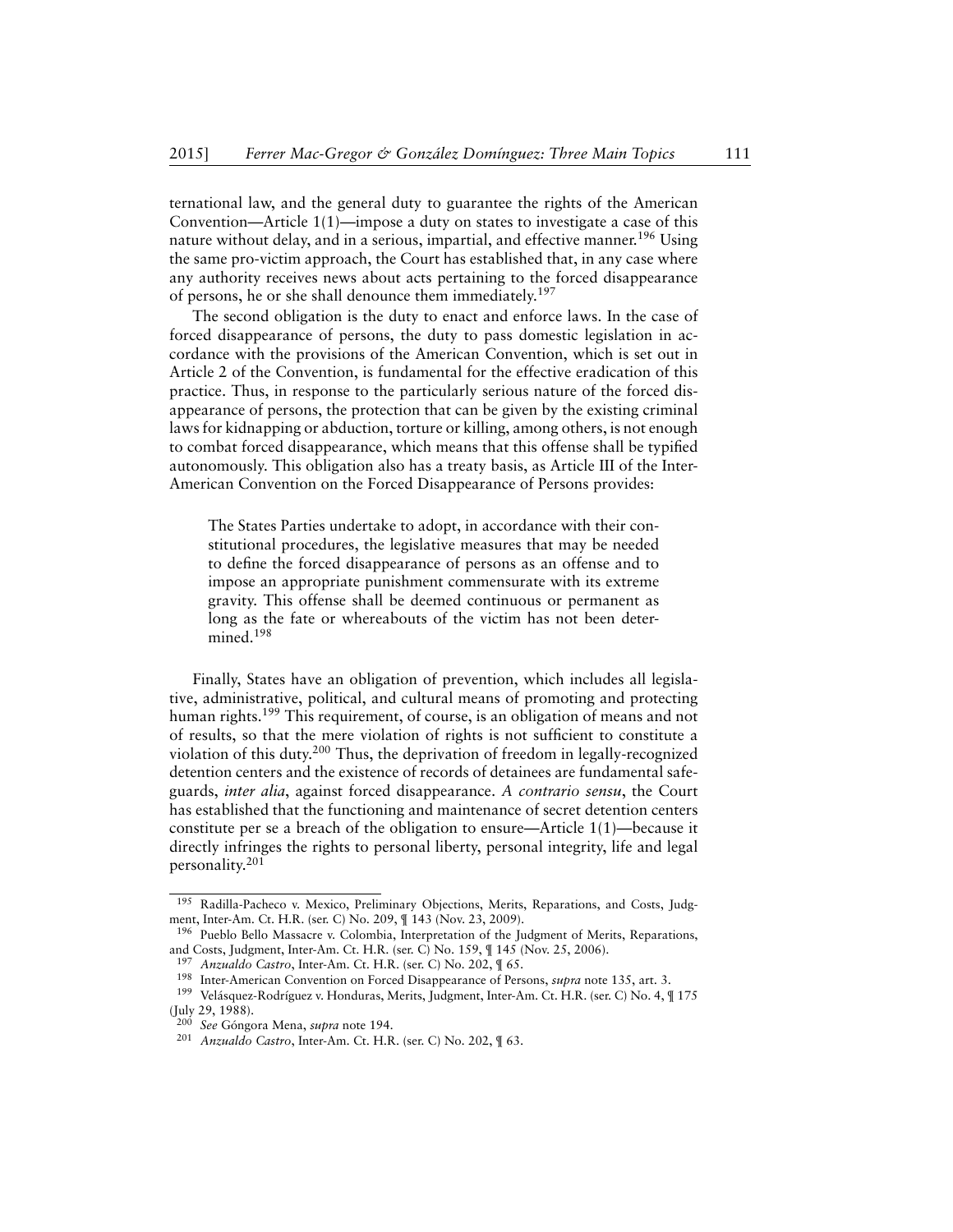ternational law, and the general duty to guarantee the rights of the American Convention—Article 1(1)—impose a duty on states to investigate a case of this nature without delay, and in a serious, impartial, and effective manner.[196] Using the same pro-victim approach, the Court has established that, in any case where any authority receives news about acts pertaining to the forced disappearance of persons, he or she shall denounce them immediately.[197]

The second obligation is the duty to enact and enforce laws. In the case of forced disappearance of persons, the duty to pass domestic legislation in accordance with the provisions of the American Convention, which is set out in Article 2 of the Convention, is fundamental for the effective eradication of this practice. Thus, in response to the particularly serious nature of the forced disappearance of persons, the protection that can be given by the existing criminal laws for kidnapping or abduction, torture or killing, among others, is not enough to combat forced disappearance, which means that this offense shall be typified autonomously. This obligation also has a treaty basis, as Article III of the Inter-American Convention on the Forced Disappearance of Persons provides:

> The States Parties undertake to adopt, in accordance with their constitutional procedures, the legislative measures that may be needed to define the forced disappearance of persons as an offense and to impose an appropriate punishment commensurate with its extreme gravity. This offense shall be deemed continuous or permanent as long as the fate or whereabouts of the victim has not been determined.[198]

Finally, States have an obligation of prevention, which includes all legislative, administrative, political, and cultural means of promoting and protecting human rights.[199] This requirement, of course, is an obligation of means and not of results, so that the mere violation of rights is not sufficient to constitute a violation of this duty.[200] Thus, the deprivation of freedom in legally-recognized detention centers and the existence of records of detainees are fundamental safeguards, *inter alia*, against forced disappearance. *A contrario sensu*, the Court has established that the functioning and maintenance of secret detention centers constitute per se a breach of the obligation to ensure—Article 1(1)—because it directly infringes the rights to personal liberty, personal integrity, life and legal personality.[201]

---

[195] Radilla-Pacheco v. Mexico, Preliminary Objections, Merits, Reparations, and Costs, Judgment, Inter-Am. Ct. H.R. (ser. C) No. 209, ¶ 143 (Nov. 23, 2009).

[196] Pueblo Bello Massacre v. Colombia, Interpretation of the Judgment of Merits, Reparations, and Costs, Judgment, Inter-Am. Ct. H.R. (ser. C) No. 159, ¶ 145 (Nov. 25, 2006).

[197] *Anzualdo Castro*, Inter-Am. Ct. H.R. (ser. C) No. 202, ¶ 65.

[198] Inter-American Convention on Forced Disappearance of Persons, *supra* note 135, art. 3.

[199] Velásquez-Rodríguez v. Honduras, Merits, Judgment, Inter-Am. Ct. H.R. (ser. C) No. 4, ¶ 175 (July 29, 1988).

[200] *See* Góngora Mena, *supra* note 194.

[201] *Anzualdo Castro*, Inter-Am. Ct. H.R. (ser. C) No. 202, ¶ 63.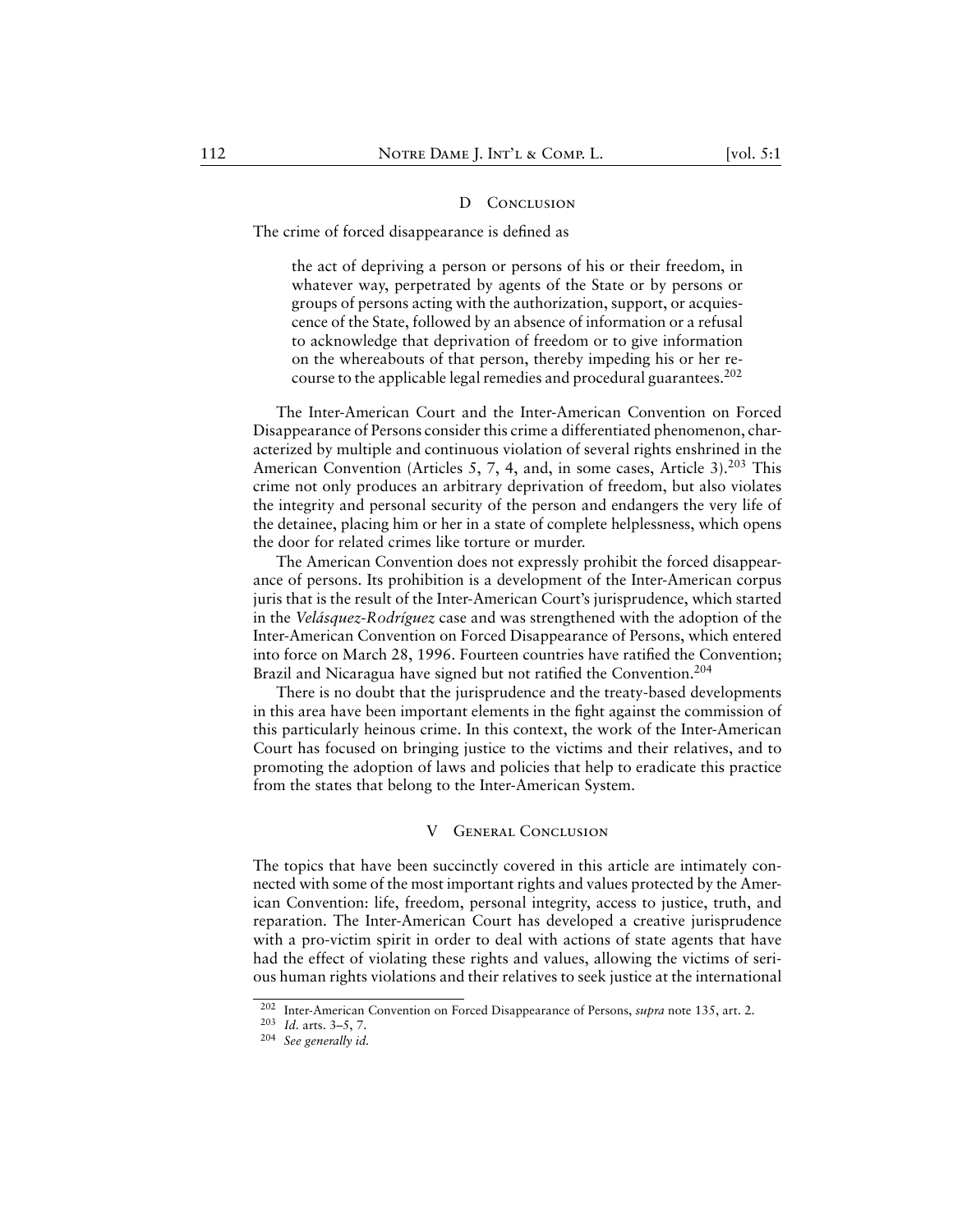### D Conclusion

The crime of forced disappearance is defined as

> the act of depriving a person or persons of his or their freedom, in whatever way, perpetrated by agents of the State or by persons or groups of persons acting with the authorization, support, or acquiescence of the State, followed by an absence of information or a refusal to acknowledge that deprivation of freedom or to give information on the whereabouts of that person, thereby impeding his or her recourse to the applicable legal remedies and procedural guarantees.[202]

The Inter-American Court and the Inter-American Convention on Forced Disappearance of Persons consider this crime a differentiated phenomenon, characterized by multiple and continuous violation of several rights enshrined in the American Convention (Articles 5, 7, 4, and, in some cases, Article 3).[203] This crime not only produces an arbitrary deprivation of freedom, but also violates the integrity and personal security of the person and endangers the very life of the detainee, placing him or her in a state of complete helplessness, which opens the door for related crimes like torture or murder.

The American Convention does not expressly prohibit the forced disappearance of persons. Its prohibition is a development of the Inter-American corpus juris that is the result of the Inter-American Court's jurisprudence, which started in the *Velásquez-Rodríguez* case and was strengthened with the adoption of the Inter-American Convention on Forced Disappearance of Persons, which entered into force on March 28, 1996. Fourteen countries have ratified the Convention; Brazil and Nicaragua have signed but not ratified the Convention.[204]

There is no doubt that the jurisprudence and the treaty-based developments in this area have been important elements in the fight against the commission of this particularly heinous crime. In this context, the work of the Inter-American Court has focused on bringing justice to the victims and their relatives, and to promoting the adoption of laws and policies that help to eradicate this practice from the states that belong to the Inter-American System.

## V General Conclusion

The topics that have been succinctly covered in this article are intimately connected with some of the most important rights and values protected by the American Convention: life, freedom, personal integrity, access to justice, truth, and reparation. The Inter-American Court has developed a creative jurisprudence with a pro-victim spirit in order to deal with actions of state agents that have had the effect of violating these rights and values, allowing the victims of serious human rights violations and their relatives to seek justice at the international

---

[202] Inter-American Convention on Forced Disappearance of Persons, *supra* note 135, art. 2.

[203] *Id.* arts. 3–5, 7.

[204] *See generally id.*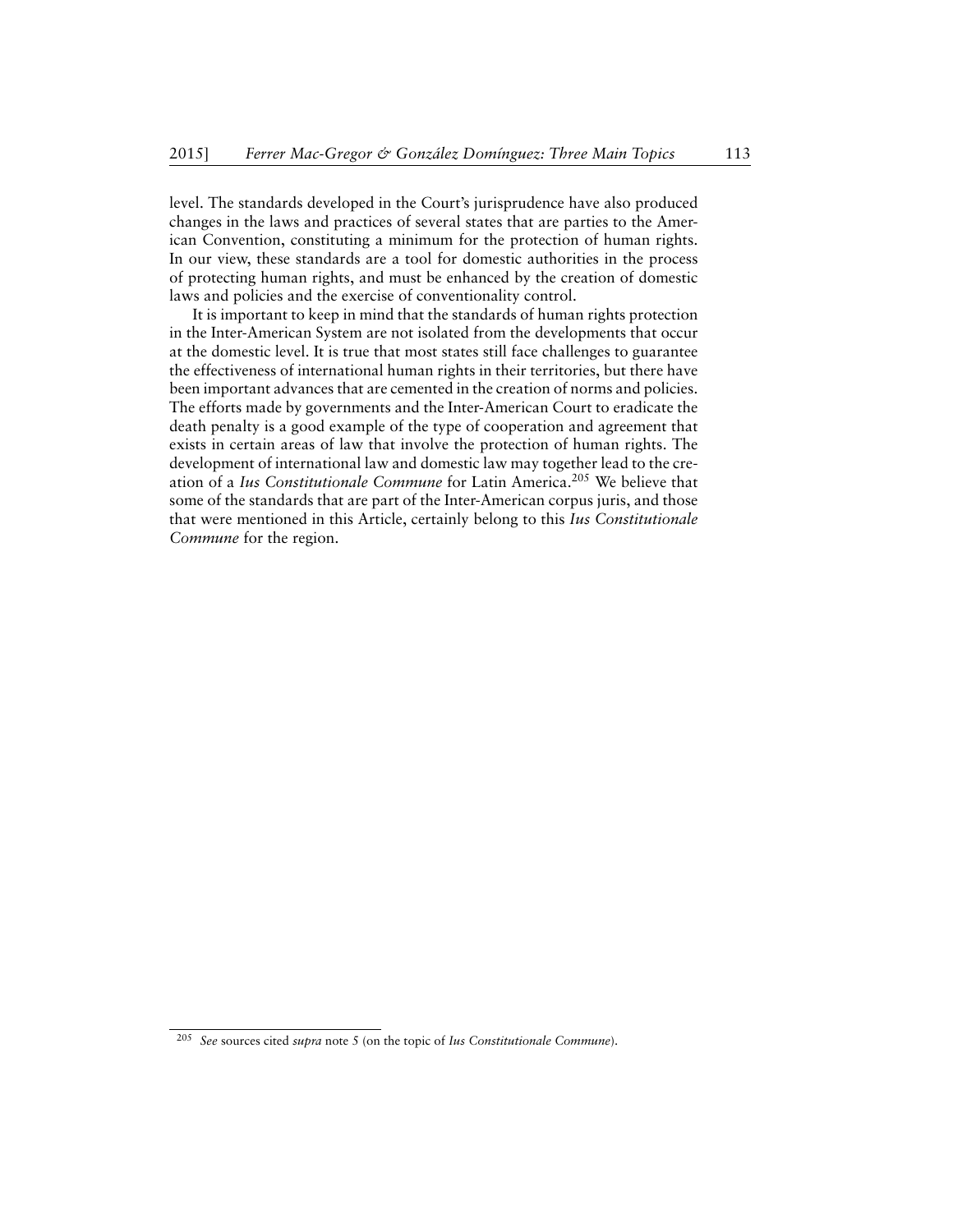level. The standards developed in the Court's jurisprudence have also produced changes in the laws and practices of several states that are parties to the American Convention, constituting a minimum for the protection of human rights. In our view, these standards are a tool for domestic authorities in the process of protecting human rights, and must be enhanced by the creation of domestic laws and policies and the exercise of conventionality control.

It is important to keep in mind that the standards of human rights protection in the Inter-American System are not isolated from the developments that occur at the domestic level. It is true that most states still face challenges to guarantee the effectiveness of international human rights in their territories, but there have been important advances that are cemented in the creation of norms and policies. The efforts made by governments and the Inter-American Court to eradicate the death penalty is a good example of the type of cooperation and agreement that exists in certain areas of law that involve the protection of human rights. The development of international law and domestic law may together lead to the creation of a *Ius Constitutionale Commune* for Latin America.[205] We believe that some of the standards that are part of the Inter-American corpus juris, and those that were mentioned in this Article, certainly belong to this *Ius Constitutionale Commune* for the region.

---

[205] *See* sources cited *supra* note 5 (on the topic of *Ius Constitutionale Commune*).